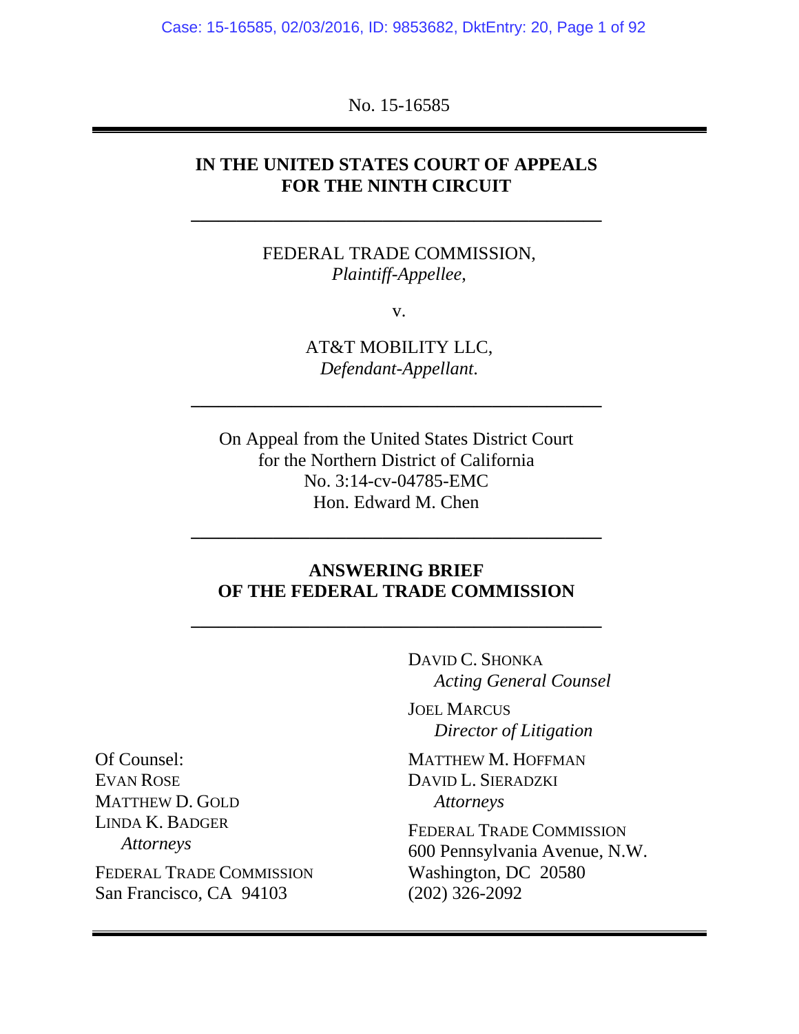No. 15-16585

**IN THE UNITED STATES COURT OF APPEALS**
**FOR THE NINTH CIRCUIT**

---

FEDERAL TRADE COMMISSION,
*Plaintiff-Appellee*,

v.

AT&T MOBILITY LLC,
*Defendant-Appellant*.

---

On Appeal from the United States District Court
for the Northern District of California
No. 3:14-cv-04785-EMC
Hon. Edward M. Chen

---

**ANSWERING BRIEF**
**OF THE FEDERAL TRADE COMMISSION**

---

DAVID C. SHONKA
*Acting General Counsel*

JOEL MARCUS
*Director of Litigation*

MATTHEW M. HOFFMAN
DAVID L. SIERADZKI
*Attorneys*

FEDERAL TRADE COMMISSION
600 Pennsylvania Avenue, N.W.
Washington, DC 20580
(202) 326-2092

Of Counsel:
EVAN ROSE
MATTHEW D. GOLD
LINDA K. BADGER
*Attorneys*

FEDERAL TRADE COMMISSION
San Francisco, CA 94103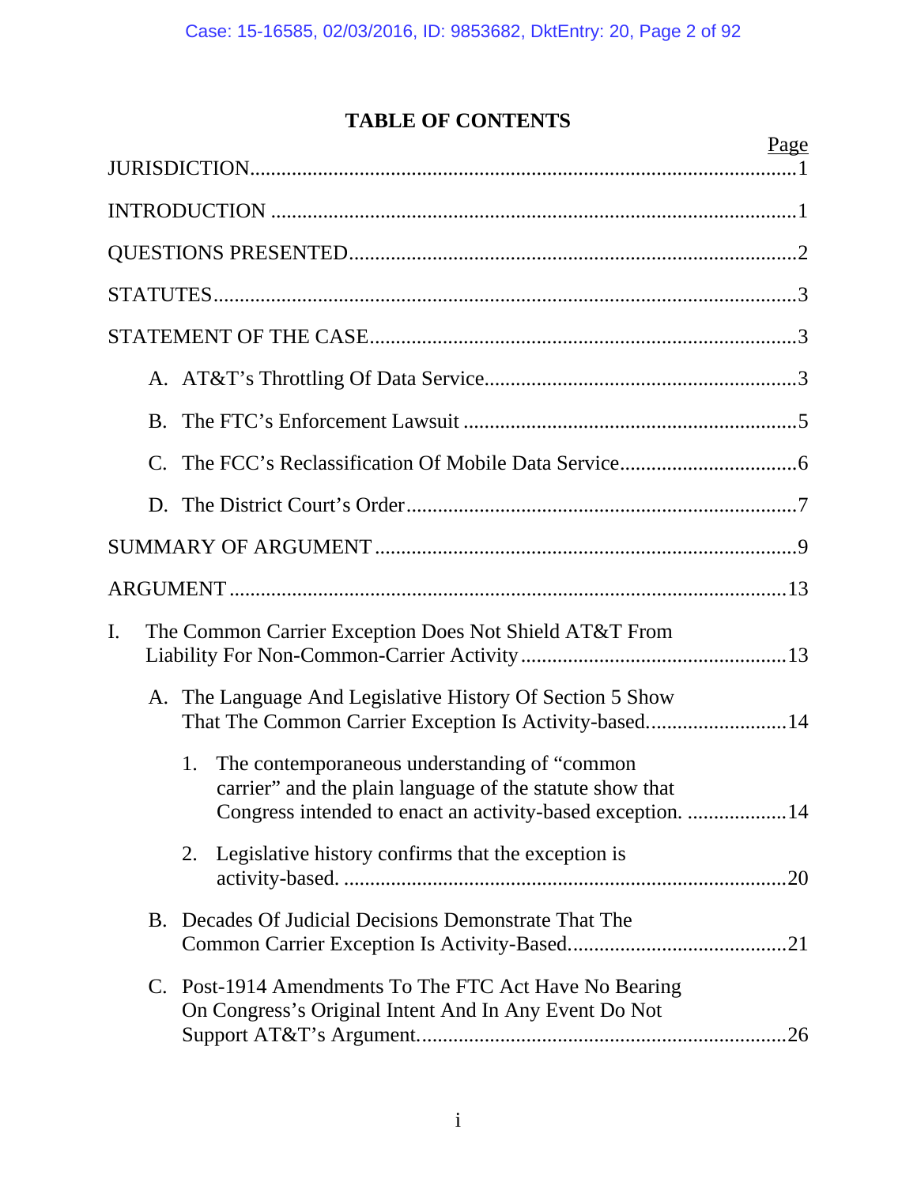# TABLE OF CONTENTS

| | Page |
|---|---|
| JURISDICTION | 1 |
| INTRODUCTION | 1 |
| QUESTIONS PRESENTED | 2 |
| STATUTES | 3 |
| STATEMENT OF THE CASE | 3 |
| A. AT&T's Throttling Of Data Service | 3 |
| B. The FTC's Enforcement Lawsuit | 5 |
| C. The FCC's Reclassification Of Mobile Data Service | 6 |
| D. The District Court's Order | 7 |
| SUMMARY OF ARGUMENT | 9 |
| ARGUMENT | 13 |
| I. The Common Carrier Exception Does Not Shield AT&T From Liability For Non-Common-Carrier Activity | 13 |
| A. The Language And Legislative History Of Section 5 Show That The Common Carrier Exception Is Activity-based. | 14 |
| 1. The contemporaneous understanding of "common carrier" and the plain language of the statute show that Congress intended to enact an activity-based exception. | 14 |
| 2. Legislative history confirms that the exception is activity-based. | 20 |
| B. Decades Of Judicial Decisions Demonstrate That The Common Carrier Exception Is Activity-Based. | 21 |
| C. Post-1914 Amendments To The FTC Act Have No Bearing On Congress's Original Intent And In Any Event Do Not Support AT&T's Argument. | 26 |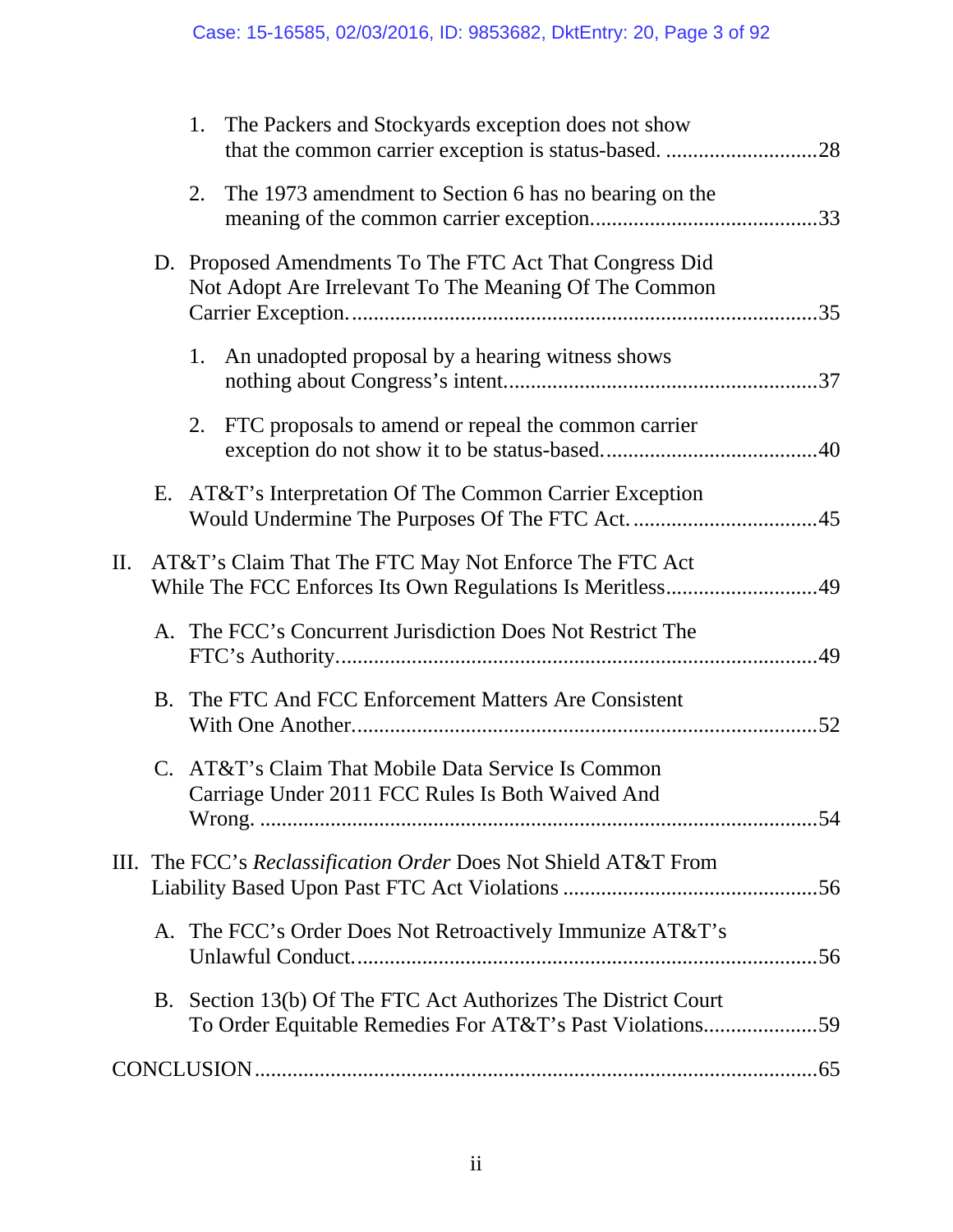1. The Packers and Stockyards exception does not show that the common carrier exception is status-based. ....................................28

2. The 1973 amendment to Section 6 has no bearing on the meaning of the common carrier exception.........................................33

D. Proposed Amendments To The FTC Act That Congress Did Not Adopt Are Irrelevant To The Meaning Of The Common Carrier Exception.....................................................................35

1. An unadopted proposal by a hearing witness shows nothing about Congress's intent.........................................................37

2. FTC proposals to amend or repeal the common carrier exception do not show it to be status-based.......................................40

E. AT&T's Interpretation Of The Common Carrier Exception Would Undermine The Purposes Of The FTC Act. .................................45

II. AT&T's Claim That The FTC May Not Enforce The FTC Act While The FCC Enforces Its Own Regulations Is Meritless...........................49

A. The FCC's Concurrent Jurisdiction Does Not Restrict The FTC's Authority.......................................................................................49

B. The FTC And FCC Enforcement Matters Are Consistent With One Another....................................................................................52

C. AT&T's Claim That Mobile Data Service Is Common Carriage Under 2011 FCC Rules Is Both Waived And Wrong. ......................................................................................................54

III. The FCC's *Reclassification Order* Does Not Shield AT&T From Liability Based Upon Past FTC Act Violations ..............................................56

A. The FCC's Order Does Not Retroactively Immunize AT&T's Unlawful Conduct....................................................................................56

B. Section 13(b) Of The FTC Act Authorizes The District Court To Order Equitable Remedies For AT&T's Past Violations....................59

CONCLUSION......................................................................................................65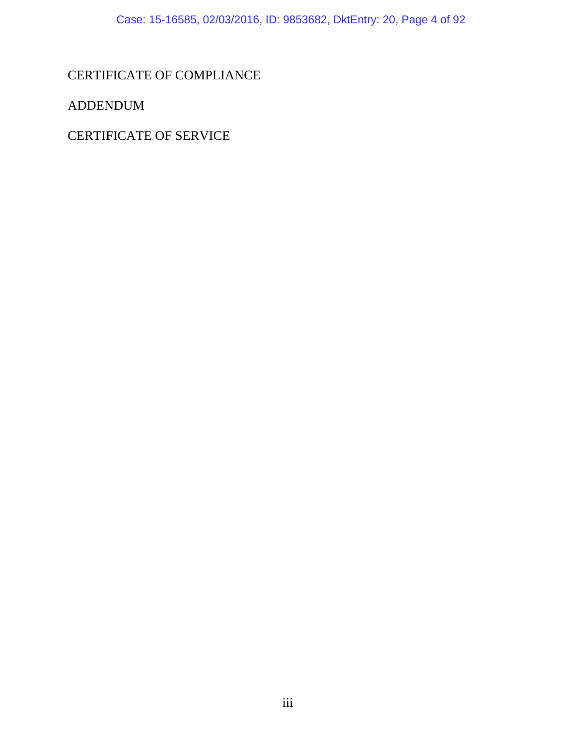CERTIFICATE OF COMPLIANCE

ADDENDUM

CERTIFICATE OF SERVICE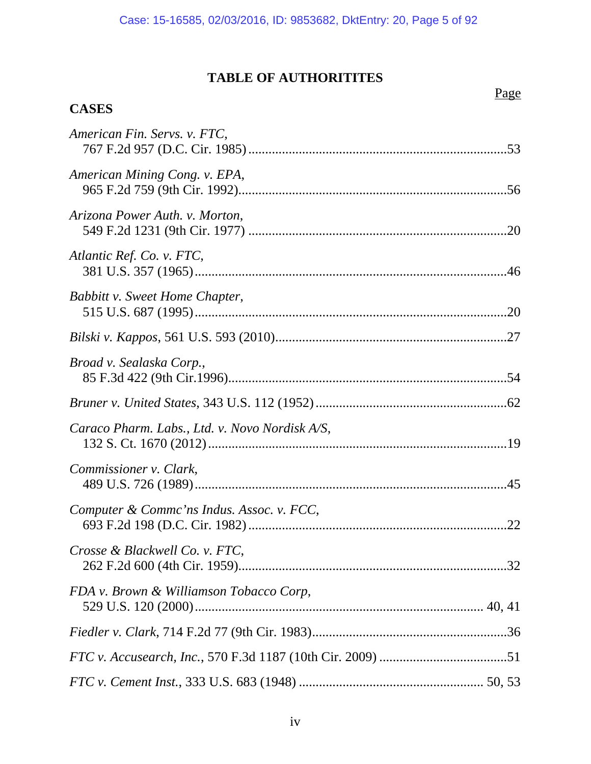# TABLE OF AUTHORITITES

Page

## CASES

*American Fin. Servs. v. FTC*,
767 F.2d 957 (D.C. Cir. 1985) ........................................................................ 53

*American Mining Cong. v. EPA*,
965 F.2d 759 (9th Cir. 1992)........................................................................... 56

*Arizona Power Auth. v. Morton*,
549 F.2d 1231 (9th Cir. 1977) ........................................................................ 20

*Atlantic Ref. Co. v. FTC*,
381 U.S. 357 (1965)......................................................................................... 46

*Babbitt v. Sweet Home Chapter*,
515 U.S. 687 (1995)......................................................................................... 20

*Bilski v. Kappos*, 561 U.S. 593 (2010).................................................................. 27

*Broad v. Sealaska Corp.*,
85 F.3d 422 (9th Cir.1996)............................................................................... 54

*Bruner v. United States*, 343 U.S. 112 (1952) ....................................................... 62

*Caraco Pharm. Labs., Ltd. v. Novo Nordisk A/S*,
132 S. Ct. 1670 (2012) ..................................................................................... 19

*Commissioner v. Clark*,
489 U.S. 726 (1989) ......................................................................................... 45

*Computer & Commc'ns Indus. Assoc. v. FCC*,
693 F.2d 198 (D.C. Cir. 1982) ......................................................................... 22

*Crosse & Blackwell Co. v. FTC*,
262 F.2d 600 (4th Cir. 1959)............................................................................. 32

*FDA v. Brown & Williamson Tobacco Corp*,
529 U.S. 120 (2000).................................................................................... 40, 41

*Fiedler v. Clark*, 714 F.2d 77 (9th Cir. 1983)........................................................ 36

*FTC v. Accusearch, Inc.*, 570 F.3d 1187 (10th Cir. 2009) .................................... 51

*FTC v. Cement Inst.*, 333 U.S. 683 (1948) ..................................................... 50, 53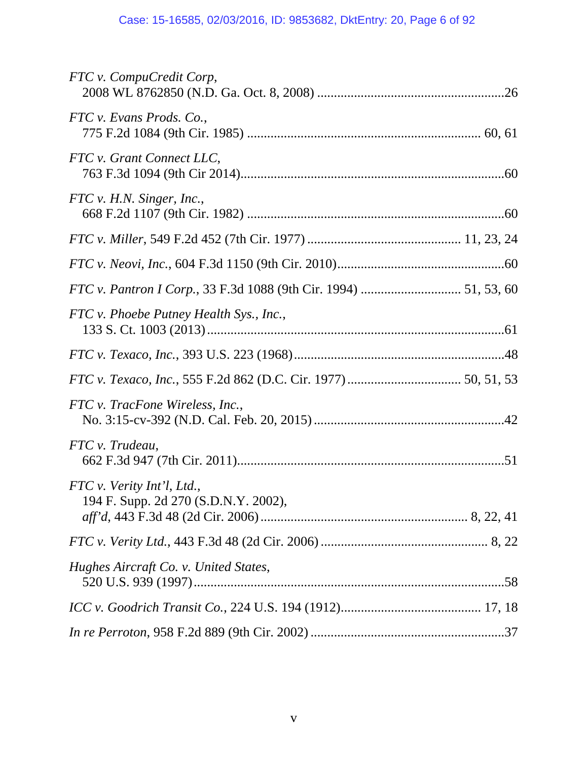*FTC v. CompuCredit Corp*,
2008 WL 8762850 (N.D. Ga. Oct. 8, 2008) .......................................................26

*FTC v. Evans Prods. Co.*,
775 F.2d 1084 (9th Cir. 1985) .................................................................... 60, 61

*FTC v. Grant Connect LLC*,
763 F.3d 1094 (9th Cir 2014)..............................................................................60

*FTC v. H.N. Singer, Inc.*,
668 F.2d 1107 (9th Cir. 1982) ............................................................................60

*FTC v. Miller*, 549 F.2d 452 (7th Cir. 1977) ............................................ 11, 23, 24

*FTC v. Neovi, Inc.*, 604 F.3d 1150 (9th Cir. 2010).................................................60

*FTC v. Pantron I Corp.*, 33 F.3d 1088 (9th Cir. 1994) ............................ 51, 53, 60

*FTC v. Phoebe Putney Health Sys., Inc.*,
133 S. Ct. 1003 (2013)........................................................................................61

*FTC v. Texaco, Inc.*, 393 U.S. 223 (1968)..............................................................48

*FTC v. Texaco, Inc.*, 555 F.2d 862 (D.C. Cir. 1977)................................ 50, 51, 53

*FTC v. TracFone Wireless, Inc.*,
No. 3:15-cv-392 (N.D. Cal. Feb. 20, 2015).......................................................42

*FTC v. Trudeau*,
662 F.3d 947 (7th Cir. 2011)...............................................................................51

*FTC v. Verity Int'l, Ltd.*,
194 F. Supp. 2d 270 (S.D.N.Y. 2002),
*aff'd*, 443 F.3d 48 (2d Cir. 2006).......................................................... 8, 22, 41

*FTC v. Verity Ltd.*, 443 F.3d 48 (2d Cir. 2006) ................................................ 8, 22

*Hughes Aircraft Co. v. United States*,
520 U.S. 939 (1997)............................................................................................58

*ICC v. Goodrich Transit Co.*, 224 U.S. 194 (1912)......................................... 17, 18

*In re Perroton*, 958 F.2d 889 (9th Cir. 2002) .........................................................37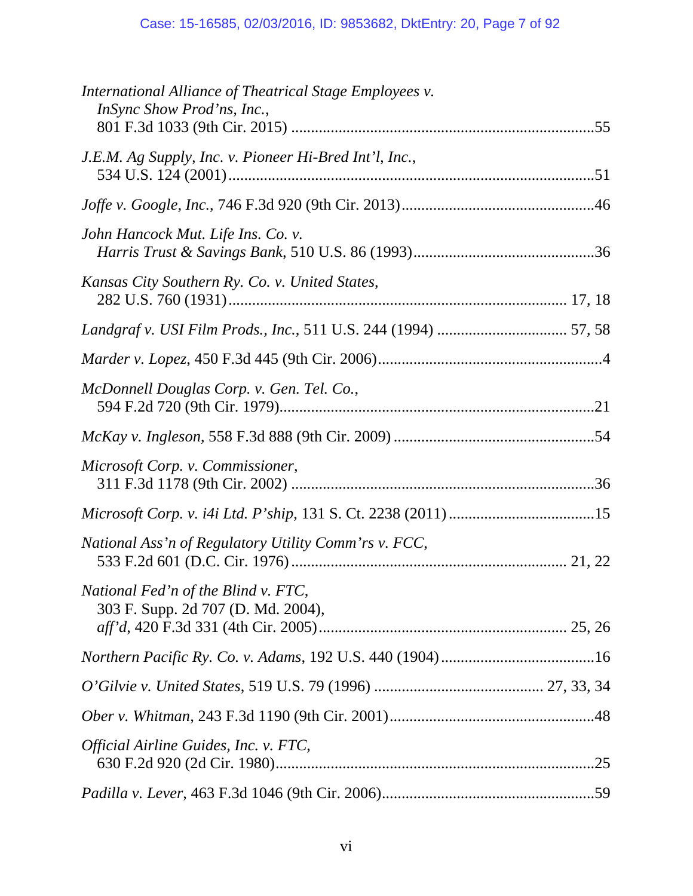*International Alliance of Theatrical Stage Employees v. InSync Show Prod'ns, Inc.*, 801 F.3d 1033 (9th Cir. 2015) ....................55

*J.E.M. Ag Supply, Inc. v. Pioneer Hi-Bred Int'l, Inc.*, 534 U.S. 124 (2001) ....................51

*Joffe v. Google, Inc.*, 746 F.3d 920 (9th Cir. 2013) ....................46

*John Hancock Mut. Life Ins. Co. v. Harris Trust & Savings Bank*, 510 U.S. 86 (1993) ....................36

*Kansas City Southern Ry. Co. v. United States*, 282 U.S. 760 (1931) .................... 17, 18

*Landgraf v. USI Film Prods., Inc.*, 511 U.S. 244 (1994) .................... 57, 58

*Marder v. Lopez*, 450 F.3d 445 (9th Cir. 2006) ....................4

*McDonnell Douglas Corp. v. Gen. Tel. Co.*, 594 F.2d 720 (9th Cir. 1979) ....................21

*McKay v. Ingleson*, 558 F.3d 888 (9th Cir. 2009) ....................54

*Microsoft Corp. v. Commissioner*, 311 F.3d 1178 (9th Cir. 2002) ....................36

*Microsoft Corp. v. i4i Ltd. P'ship*, 131 S. Ct. 2238 (2011) ....................15

*National Ass'n of Regulatory Utility Comm'rs v. FCC*, 533 F.2d 601 (D.C. Cir. 1976) .................... 21, 22

*National Fed'n of the Blind v. FTC*, 303 F. Supp. 2d 707 (D. Md. 2004), *aff'd*, 420 F.3d 331 (4th Cir. 2005) .................... 25, 26

*Northern Pacific Ry. Co. v. Adams*, 192 U.S. 440 (1904) ....................16

*O'Gilvie v. United States*, 519 U.S. 79 (1996) .................... 27, 33, 34

*Ober v. Whitman*, 243 F.3d 1190 (9th Cir. 2001) ....................48

*Official Airline Guides, Inc. v. FTC*, 630 F.2d 920 (2d Cir. 1980) ....................25

*Padilla v. Lever*, 463 F.3d 1046 (9th Cir. 2006) ....................59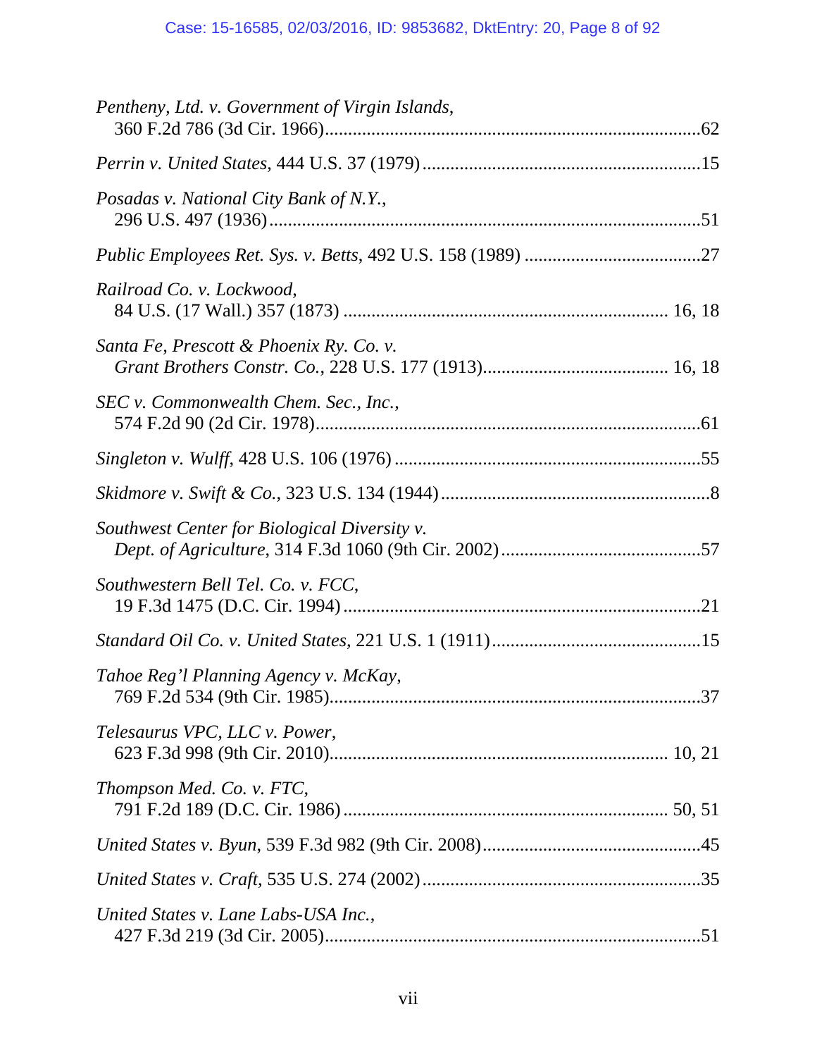*Pentheny, Ltd. v. Government of Virgin Islands*,
360 F.2d 786 (3d Cir. 1966)....................................................................................62

*Perrin v. United States*, 444 U.S. 37 (1979)............................................................15

*Posadas v. National City Bank of N.Y.*,
296 U.S. 497 (1936)...............................................................................................51

*Public Employees Ret. Sys. v. Betts*, 492 U.S. 158 (1989) ......................................27

*Railroad Co. v. Lockwood*,
84 U.S. (17 Wall.) 357 (1873) ..................................................................... 16, 18

*Santa Fe, Prescott & Phoenix Ry. Co. v. Grant Brothers Constr. Co.*, 228 U.S. 177 (1913)........................................ 16, 18

*SEC v. Commonwealth Chem. Sec., Inc.*,
574 F.2d 90 (2d Cir. 1978)......................................................................................61

*Singleton v. Wulff*, 428 U.S. 106 (1976) ..................................................................55

*Skidmore v. Swift & Co.*, 323 U.S. 134 (1944)..........................................................8

*Southwest Center for Biological Diversity v. Dept. of Agriculture*, 314 F.3d 1060 (9th Cir. 2002)...........................................57

*Southwestern Bell Tel. Co. v. FCC*,
19 F.3d 1475 (D.C. Cir. 1994) ..............................................................................21

*Standard Oil Co. v. United States*, 221 U.S. 1 (1911).............................................15

*Tahoe Reg'l Planning Agency v. McKay*,
769 F.2d 534 (9th Cir. 1985)..................................................................................37

*Telesaurus VPC, LLC v. Power*,
623 F.3d 998 (9th Cir. 2010)........................................................................ 10, 21

*Thompson Med. Co. v. FTC*,
791 F.2d 189 (D.C. Cir. 1986) ..................................................................... 50, 51

*United States v. Byun*, 539 F.3d 982 (9th Cir. 2008)...............................................45

*United States v. Craft*, 535 U.S. 274 (2002)............................................................35

*United States v. Lane Labs-USA Inc.*,
427 F.3d 219 (3d Cir. 2005)...................................................................................51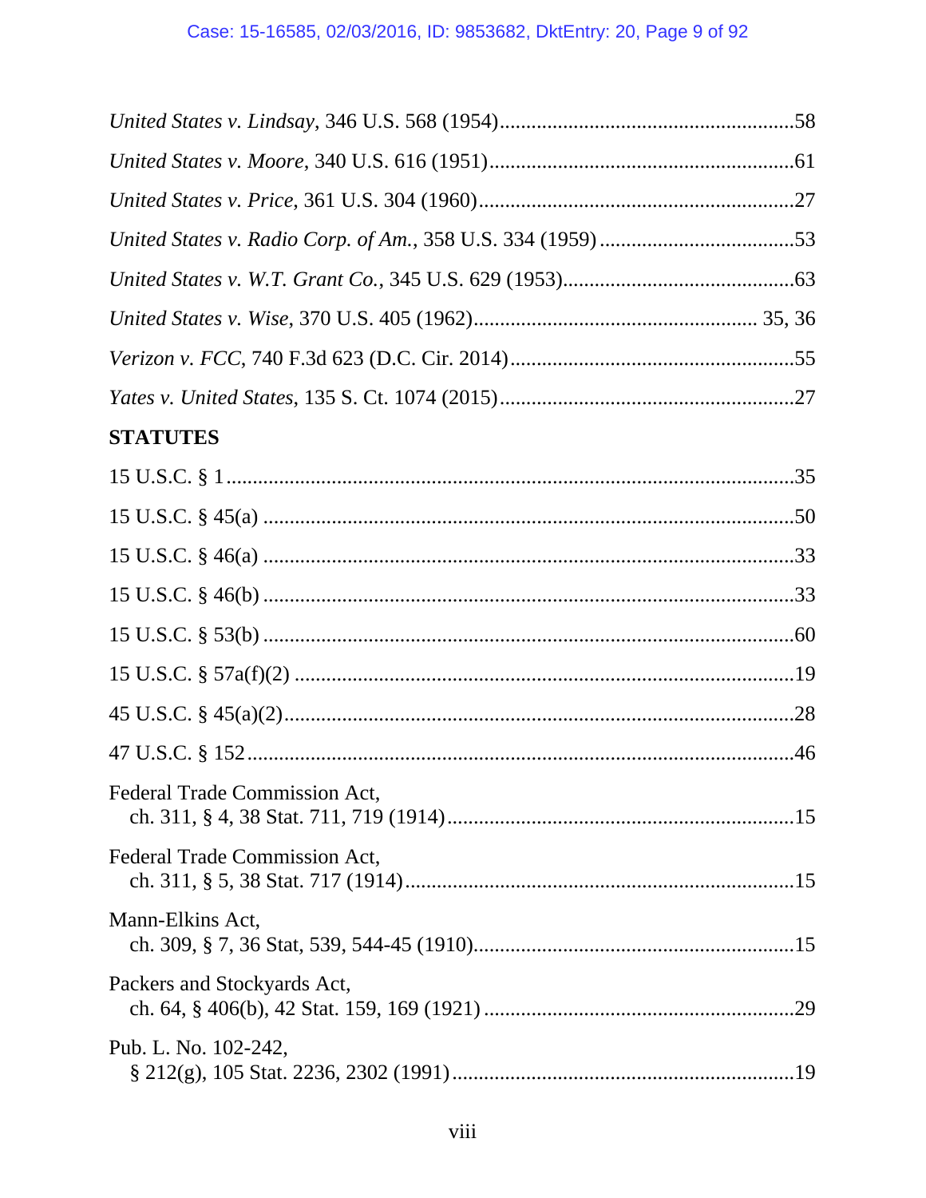*United States v. Lindsay*, 346 U.S. 568 (1954)........................................................58

*United States v. Moore*, 340 U.S. 616 (1951)..........................................................61

*United States v. Price*, 361 U.S. 304 (1960)............................................................27

*United States v. Radio Corp. of Am.*, 358 U.S. 334 (1959).....................................53

*United States v. W.T. Grant Co.*, 345 U.S. 629 (1953)............................................63

*United States v. Wise*, 370 U.S. 405 (1962)..................................................... 35, 36

*Verizon v. FCC*, 740 F.3d 623 (D.C. Cir. 2014)......................................................55

*Yates v. United States*, 135 S. Ct. 1074 (2015)........................................................27

**STATUTES**

15 U.S.C. § 1............................................................................................................35

15 U.S.C. § 45(a) .....................................................................................................50

15 U.S.C. § 46(a) .....................................................................................................33

15 U.S.C. § 46(b) .....................................................................................................33

15 U.S.C. § 53(b) .....................................................................................................60

15 U.S.C. § 57a(f)(2) ...............................................................................................19

45 U.S.C. § 45(a)(2).................................................................................................28

47 U.S.C. § 152........................................................................................................46

Federal Trade Commission Act,
ch. 311, § 4, 38 Stat. 711, 719 (1914)..................................................................15

Federal Trade Commission Act,
ch. 311, § 5, 38 Stat. 717 (1914)..........................................................................15

Mann-Elkins Act,
ch. 309, § 7, 36 Stat, 539, 544-45 (1910).............................................................15

Packers and Stockyards Act,
ch. 64, § 406(b), 42 Stat. 159, 169 (1921) ...........................................................29

Pub. L. No. 102-242,
§ 212(g), 105 Stat. 2236, 2302 (1991).................................................................19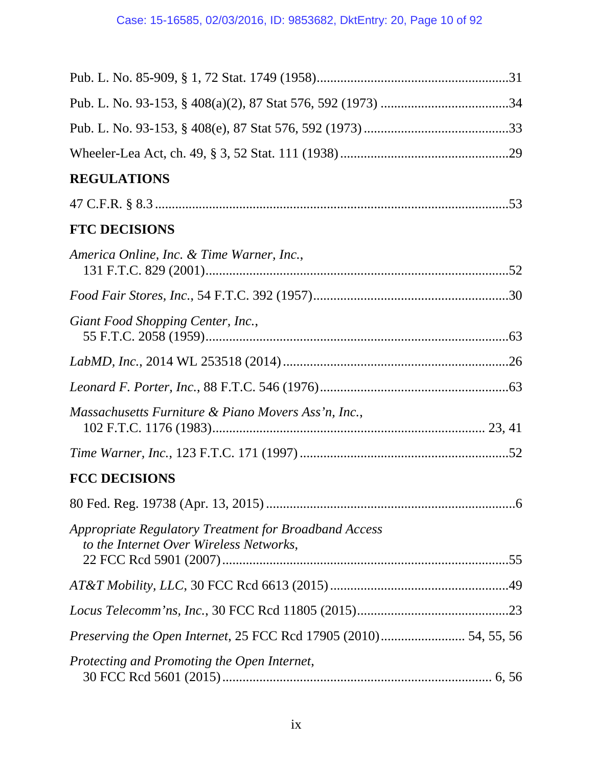Pub. L. No. 85-909, § 1, 72 Stat. 1749 (1958)........................................................31

Pub. L. No. 93-153, § 408(a)(2), 87 Stat 576, 592 (1973) ......................................34

Pub. L. No. 93-153, § 408(e), 87 Stat 576, 592 (1973) ...........................................33

Wheeler-Lea Act, ch. 49, § 3, 52 Stat. 111 (1938) ..................................................29

## REGULATIONS

47 C.F.R. § 8.3 ..........................................................................................................53

## FTC DECISIONS

*America Online, Inc. & Time Warner, Inc.*,
131 F.T.C. 829 (2001)..........................................................................................52

*Food Fair Stores, Inc.*, 54 F.T.C. 392 (1957).........................................................30

*Giant Food Shopping Center, Inc.*,
55 F.T.C. 2058 (1959)..........................................................................................63

*LabMD, Inc.*, 2014 WL 253518 (2014) ...................................................................26

*Leonard F. Porter, Inc.*, 88 F.T.C. 546 (1976).......................................................63

*Massachusetts Furniture & Piano Movers Ass'n, Inc.*,
102 F.T.C. 1176 (1983)................................................................................ 23, 41

*Time Warner, Inc.*, 123 F.T.C. 171 (1997) .............................................................52

## FCC DECISIONS

80 Fed. Reg. 19738 (Apr. 13, 2015) ..........................................................................6

*Appropriate Regulatory Treatment for Broadband Access to the Internet Over Wireless Networks*,
22 FCC Rcd 5901 (2007)....................................................................................55

*AT&T Mobility, LLC*, 30 FCC Rcd 6613 (2015).....................................................49

*Locus Telecomm'ns, Inc.*, 30 FCC Rcd 11805 (2015).............................................23

*Preserving the Open Internet*, 25 FCC Rcd 17905 (2010)......................... 54, 55, 56

*Protecting and Promoting the Open Internet*,
30 FCC Rcd 5601 (2015)................................................................................ 6, 56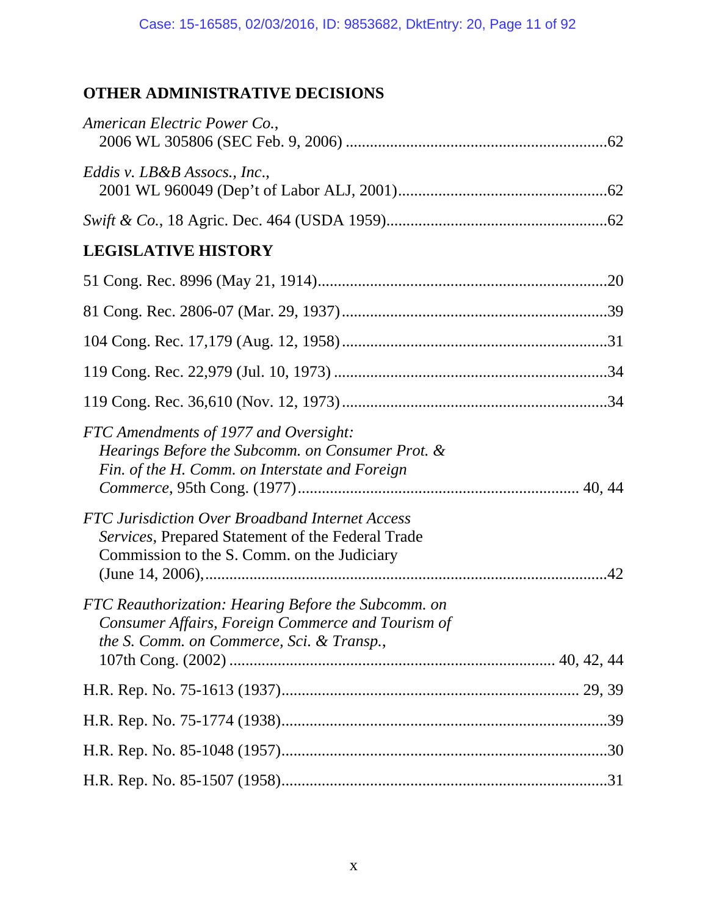## OTHER ADMINISTRATIVE DECISIONS

*American Electric Power Co.*,
2006 WL 305806 (SEC Feb. 9, 2006) ................................................................62

*Eddis v. LB&B Assocs., Inc*.,
2001 WL 960049 (Dep't of Labor ALJ, 2001)..................................................62

*Swift & Co.*, 18 Agric. Dec. 464 (USDA 1959).....................................................62

## LEGISLATIVE HISTORY

51 Cong. Rec. 8996 (May 21, 1914).......................................................................20

81 Cong. Rec. 2806-07 (Mar. 29, 1937).................................................................39

104 Cong. Rec. 17,179 (Aug. 12, 1958)..................................................................31

119 Cong. Rec. 22,979 (Jul. 10, 1973)....................................................................34

119 Cong. Rec. 36,610 (Nov. 12, 1973)..................................................................34

*FTC Amendments of 1977 and Oversight: Hearings Before the Subcomm. on Consumer Prot. & Fin. of the H. Comm. on Interstate and Foreign Commerce*, 95th Cong. (1977).................................................................... 40, 44

*FTC Jurisdiction Over Broadband Internet Access Services*, Prepared Statement of the Federal Trade Commission to the S. Comm. on the Judiciary (June 14, 2006),...................................................................................42

*FTC Reauthorization: Hearing Before the Subcomm. on Consumer Affairs, Foreign Commerce and Tourism of the S. Comm. on Commerce, Sci. & Transp.*, 107th Cong. (2002) ............................................................................. 40, 42, 44

H.R. Rep. No. 75-1613 (1937)........................................................................ 29, 39

H.R. Rep. No. 75-1774 (1938)................................................................................39

H.R. Rep. No. 85-1048 (1957)................................................................................30

H.R. Rep. No. 85-1507 (1958)................................................................................31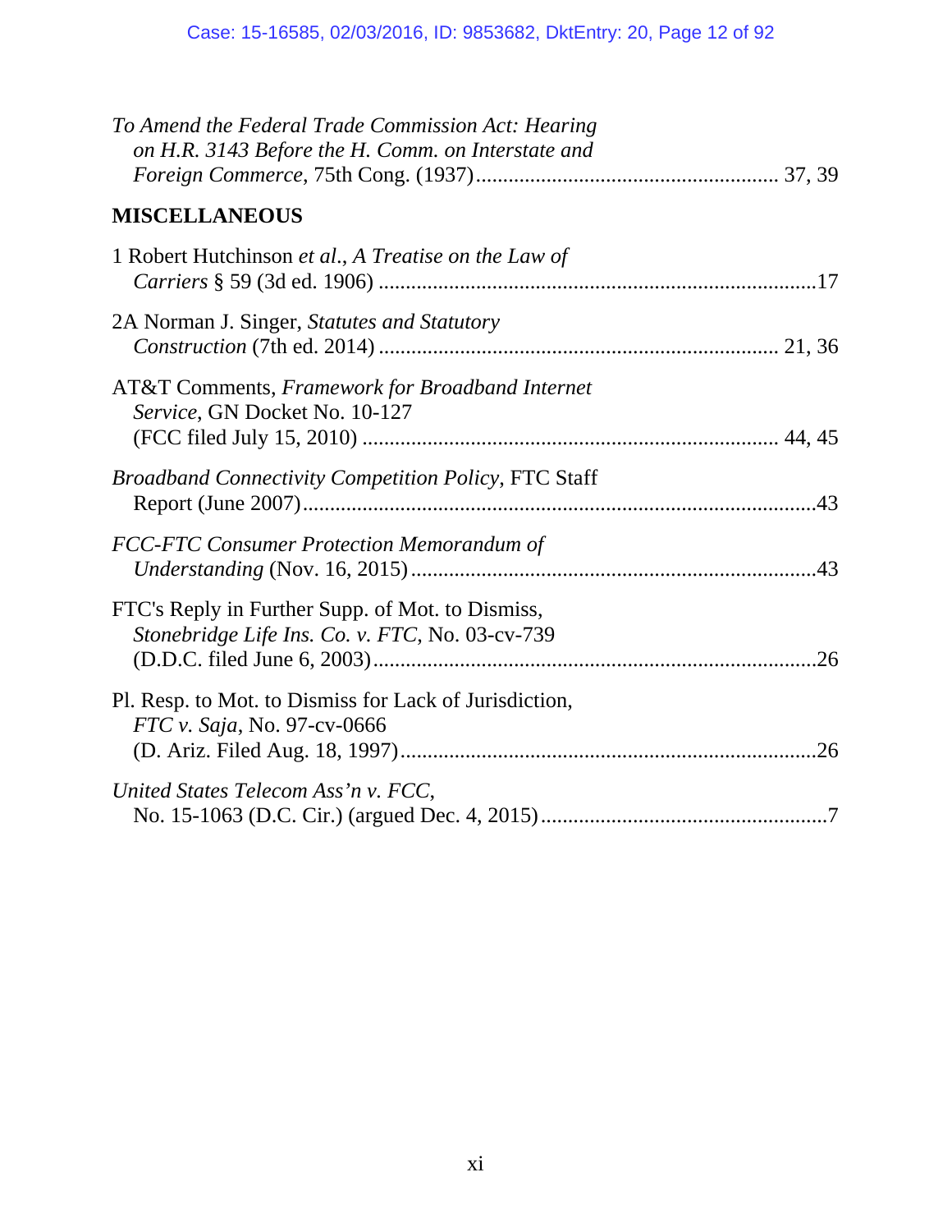*To Amend the Federal Trade Commission Act: Hearing on H.R. 3143 Before the H. Comm. on Interstate and Foreign Commerce*, 75th Cong. (1937) ........................................................ 37, 39

**MISCELLANEOUS**

1 Robert Hutchinson *et al.*, *A Treatise on the Law of Carriers* § 59 (3d ed. 1906) ........................................................................17

2A Norman J. Singer, *Statutes and Statutory Construction* (7th ed. 2014) ........................................................................ 21, 36

AT&T Comments, *Framework for Broadband Internet Service*, GN Docket No. 10-127 (FCC filed July 15, 2010) ........................................................................ 44, 45

*Broadband Connectivity Competition Policy*, FTC Staff Report (June 2007)........................................................................................43

*FCC-FTC Consumer Protection Memorandum of Understanding* (Nov. 16, 2015)........................................................................43

FTC's Reply in Further Supp. of Mot. to Dismiss, *Stonebridge Life Ins. Co. v. FTC*, No. 03-cv-739 (D.D.C. filed June 6, 2003)........................................................................26

Pl. Resp. to Mot. to Dismiss for Lack of Jurisdiction, *FTC v. Saja*, No. 97-cv-0666 (D. Ariz. Filed Aug. 18, 1997)........................................................................26

*United States Telecom Ass'n v. FCC*, No. 15-1063 (D.C. Cir.) (argued Dec. 4, 2015)....................................................7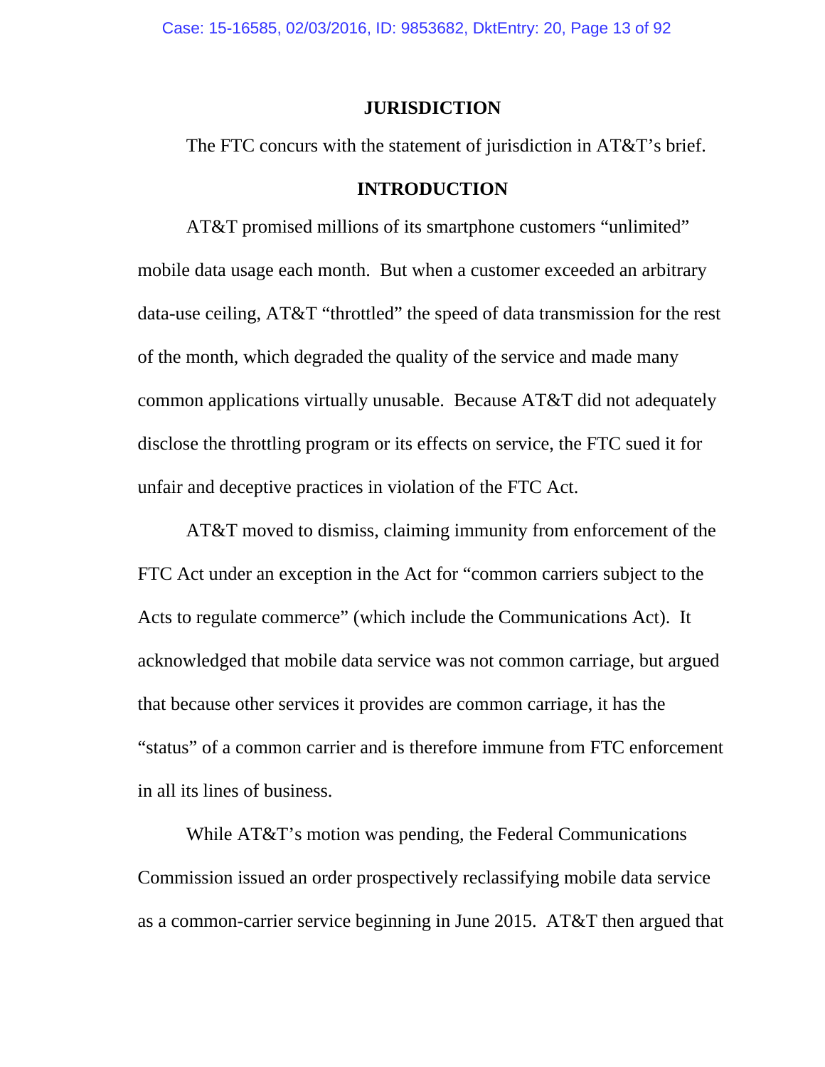## JURISDICTION

The FTC concurs with the statement of jurisdiction in AT&T's brief.

## INTRODUCTION

AT&T promised millions of its smartphone customers "unlimited" mobile data usage each month. But when a customer exceeded an arbitrary data-use ceiling, AT&T "throttled" the speed of data transmission for the rest of the month, which degraded the quality of the service and made many common applications virtually unusable. Because AT&T did not adequately disclose the throttling program or its effects on service, the FTC sued it for unfair and deceptive practices in violation of the FTC Act.

AT&T moved to dismiss, claiming immunity from enforcement of the FTC Act under an exception in the Act for "common carriers subject to the Acts to regulate commerce" (which include the Communications Act). It acknowledged that mobile data service was not common carriage, but argued that because other services it provides are common carriage, it has the "status" of a common carrier and is therefore immune from FTC enforcement in all its lines of business.

While AT&T's motion was pending, the Federal Communications Commission issued an order prospectively reclassifying mobile data service as a common-carrier service beginning in June 2015. AT&T then argued that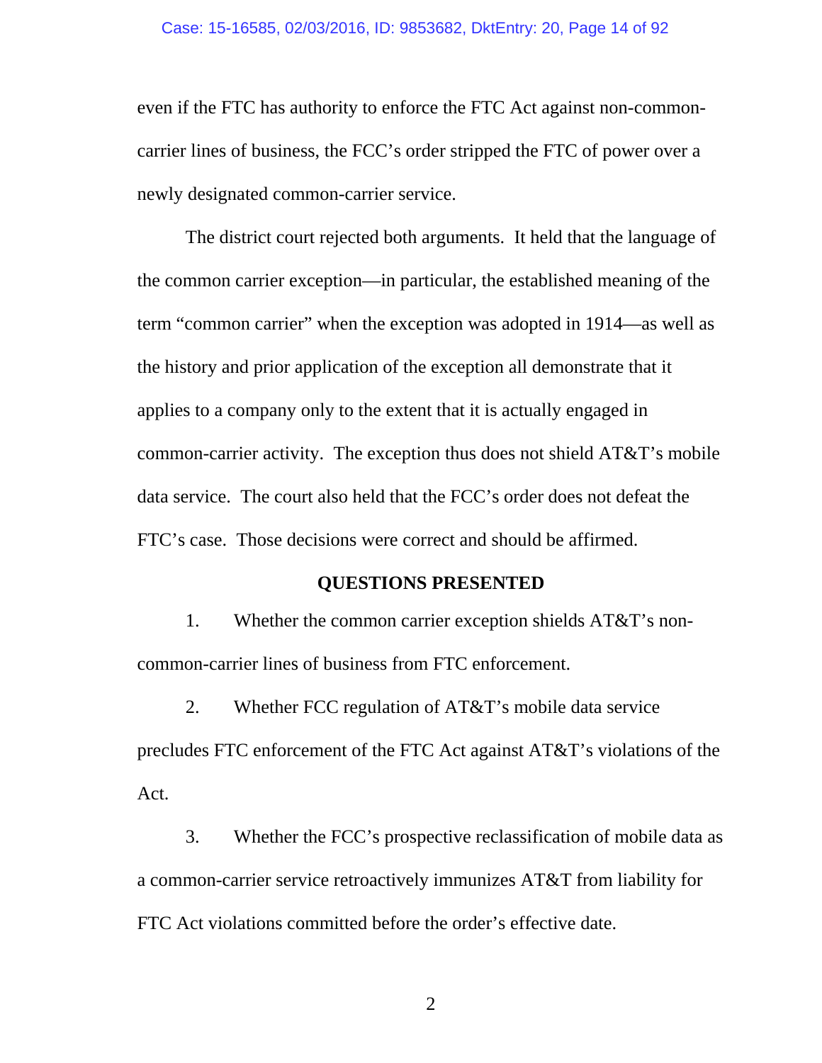even if the FTC has authority to enforce the FTC Act against non-common-carrier lines of business, the FCC's order stripped the FTC of power over a newly designated common-carrier service.

The district court rejected both arguments. It held that the language of the common carrier exception—in particular, the established meaning of the term "common carrier" when the exception was adopted in 1914—as well as the history and prior application of the exception all demonstrate that it applies to a company only to the extent that it is actually engaged in common-carrier activity. The exception thus does not shield AT&T's mobile data service. The court also held that the FCC's order does not defeat the FTC's case. Those decisions were correct and should be affirmed.

## QUESTIONS PRESENTED

1. Whether the common carrier exception shields AT&T's non-common-carrier lines of business from FTC enforcement.

2. Whether FCC regulation of AT&T's mobile data service precludes FTC enforcement of the FTC Act against AT&T's violations of the Act.

3. Whether the FCC's prospective reclassification of mobile data as a common-carrier service retroactively immunizes AT&T from liability for FTC Act violations committed before the order's effective date.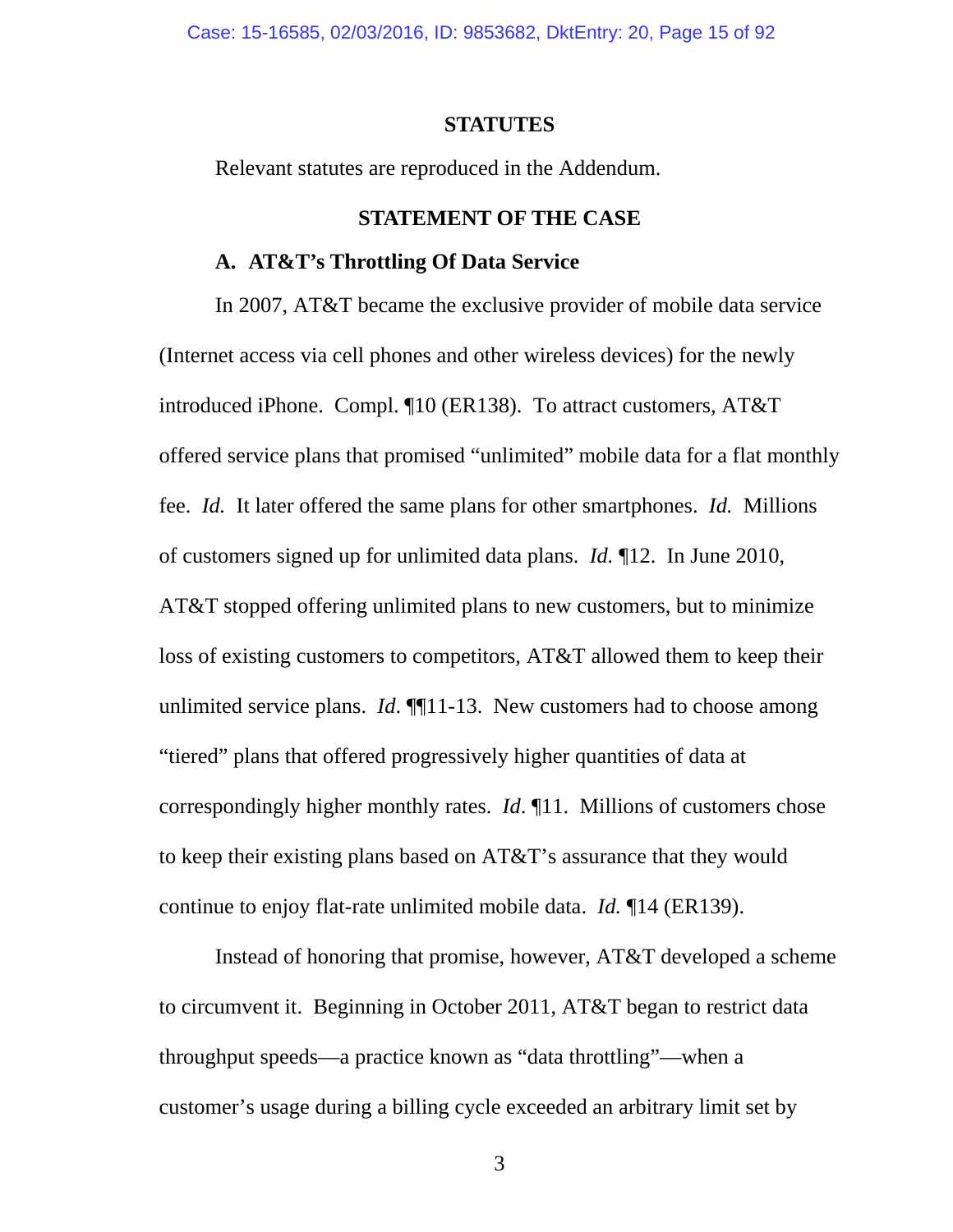## STATUTES

Relevant statutes are reproduced in the Addendum.

## STATEMENT OF THE CASE

### A. AT&T's Throttling Of Data Service

In 2007, AT&T became the exclusive provider of mobile data service (Internet access via cell phones and other wireless devices) for the newly introduced iPhone. Compl. ¶10 (ER138). To attract customers, AT&T offered service plans that promised "unlimited" mobile data for a flat monthly fee. *Id.* It later offered the same plans for other smartphones. *Id.* Millions of customers signed up for unlimited data plans. *Id.* ¶12. In June 2010, AT&T stopped offering unlimited plans to new customers, but to minimize loss of existing customers to competitors, AT&T allowed them to keep their unlimited service plans. *Id.* ¶¶11-13. New customers had to choose among "tiered" plans that offered progressively higher quantities of data at correspondingly higher monthly rates. *Id.* ¶11. Millions of customers chose to keep their existing plans based on AT&T's assurance that they would continue to enjoy flat-rate unlimited mobile data. *Id.* ¶14 (ER139).

Instead of honoring that promise, however, AT&T developed a scheme to circumvent it. Beginning in October 2011, AT&T began to restrict data throughput speeds—a practice known as "data throttling"—when a customer's usage during a billing cycle exceeded an arbitrary limit set by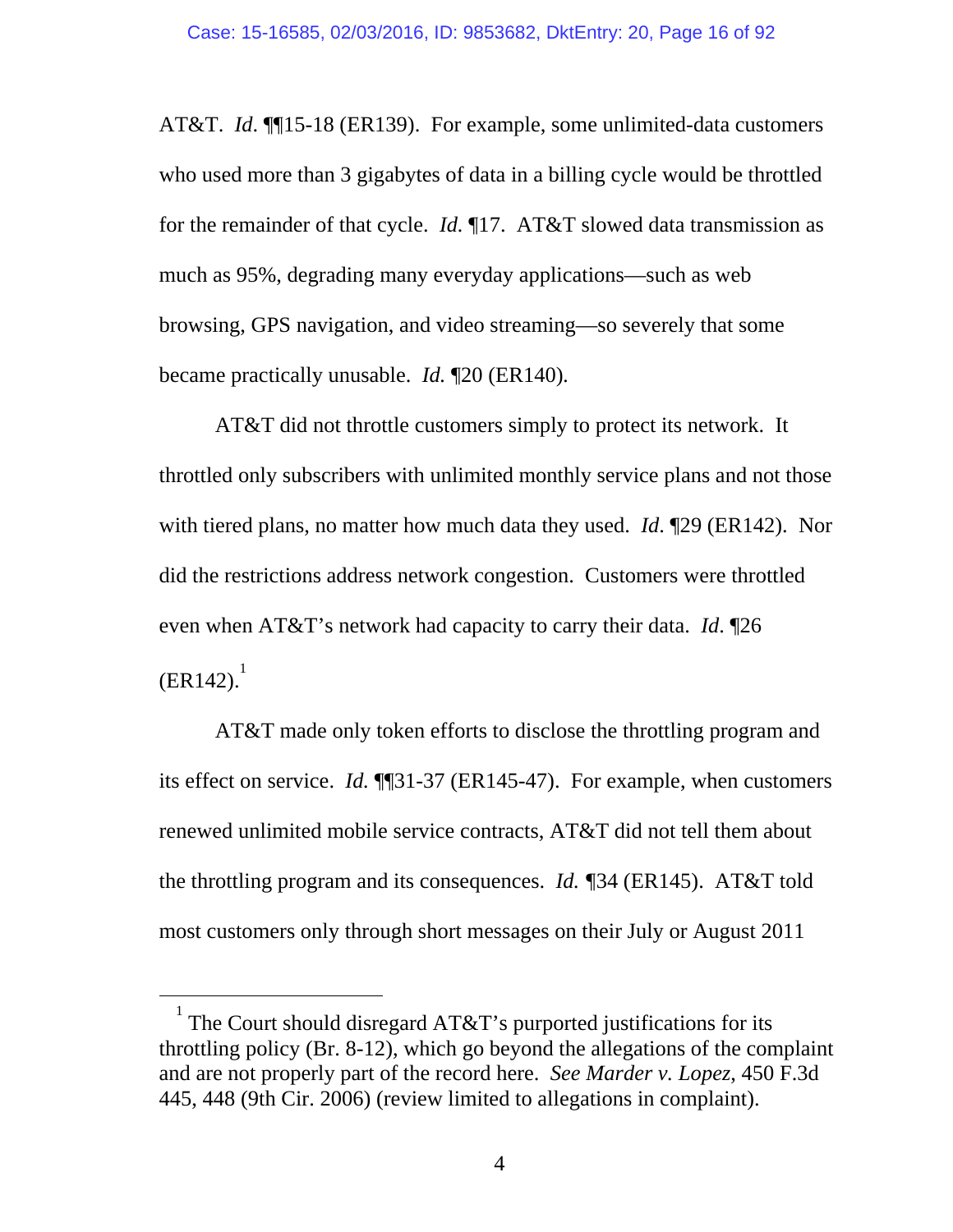AT&T. *Id.* ¶¶15-18 (ER139). For example, some unlimited-data customers who used more than 3 gigabytes of data in a billing cycle would be throttled for the remainder of that cycle. *Id.* ¶17. AT&T slowed data transmission as much as 95%, degrading many everyday applications—such as web browsing, GPS navigation, and video streaming—so severely that some became practically unusable. *Id.* ¶20 (ER140).

AT&T did not throttle customers simply to protect its network. It throttled only subscribers with unlimited monthly service plans and not those with tiered plans, no matter how much data they used. *Id.* ¶29 (ER142). Nor did the restrictions address network congestion. Customers were throttled even when AT&T's network had capacity to carry their data. *Id.* ¶26 (ER142).[1]

AT&T made only token efforts to disclose the throttling program and its effect on service. *Id.* ¶¶31-37 (ER145-47). For example, when customers renewed unlimited mobile service contracts, AT&T did not tell them about the throttling program and its consequences. *Id.* ¶34 (ER145). AT&T told most customers only through short messages on their July or August 2011

---

[1] The Court should disregard AT&T's purported justifications for its throttling policy (Br. 8-12), which go beyond the allegations of the complaint and are not properly part of the record here. *See Marder v. Lopez*, 450 F.3d 445, 448 (9th Cir. 2006) (review limited to allegations in complaint).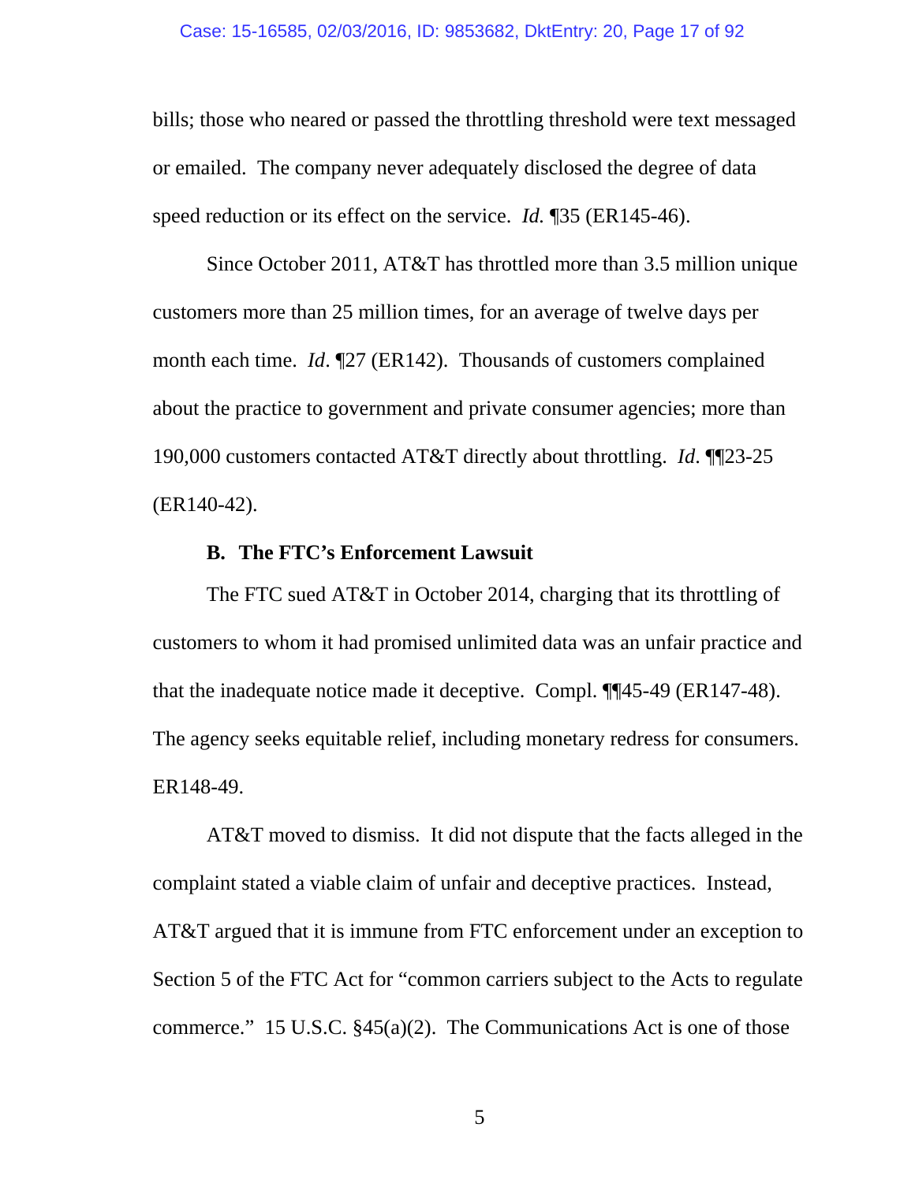bills; those who neared or passed the throttling threshold were text messaged or emailed. The company never adequately disclosed the degree of data speed reduction or its effect on the service. *Id.* ¶35 (ER145-46).

Since October 2011, AT&T has throttled more than 3.5 million unique customers more than 25 million times, for an average of twelve days per month each time. *Id*. ¶27 (ER142). Thousands of customers complained about the practice to government and private consumer agencies; more than 190,000 customers contacted AT&T directly about throttling. *Id*. ¶¶23-25 (ER140-42).

### B. The FTC's Enforcement Lawsuit

The FTC sued AT&T in October 2014, charging that its throttling of customers to whom it had promised unlimited data was an unfair practice and that the inadequate notice made it deceptive. Compl. ¶¶45-49 (ER147-48). The agency seeks equitable relief, including monetary redress for consumers. ER148-49.

AT&T moved to dismiss. It did not dispute that the facts alleged in the complaint stated a viable claim of unfair and deceptive practices. Instead, AT&T argued that it is immune from FTC enforcement under an exception to Section 5 of the FTC Act for "common carriers subject to the Acts to regulate commerce." 15 U.S.C. §45(a)(2). The Communications Act is one of those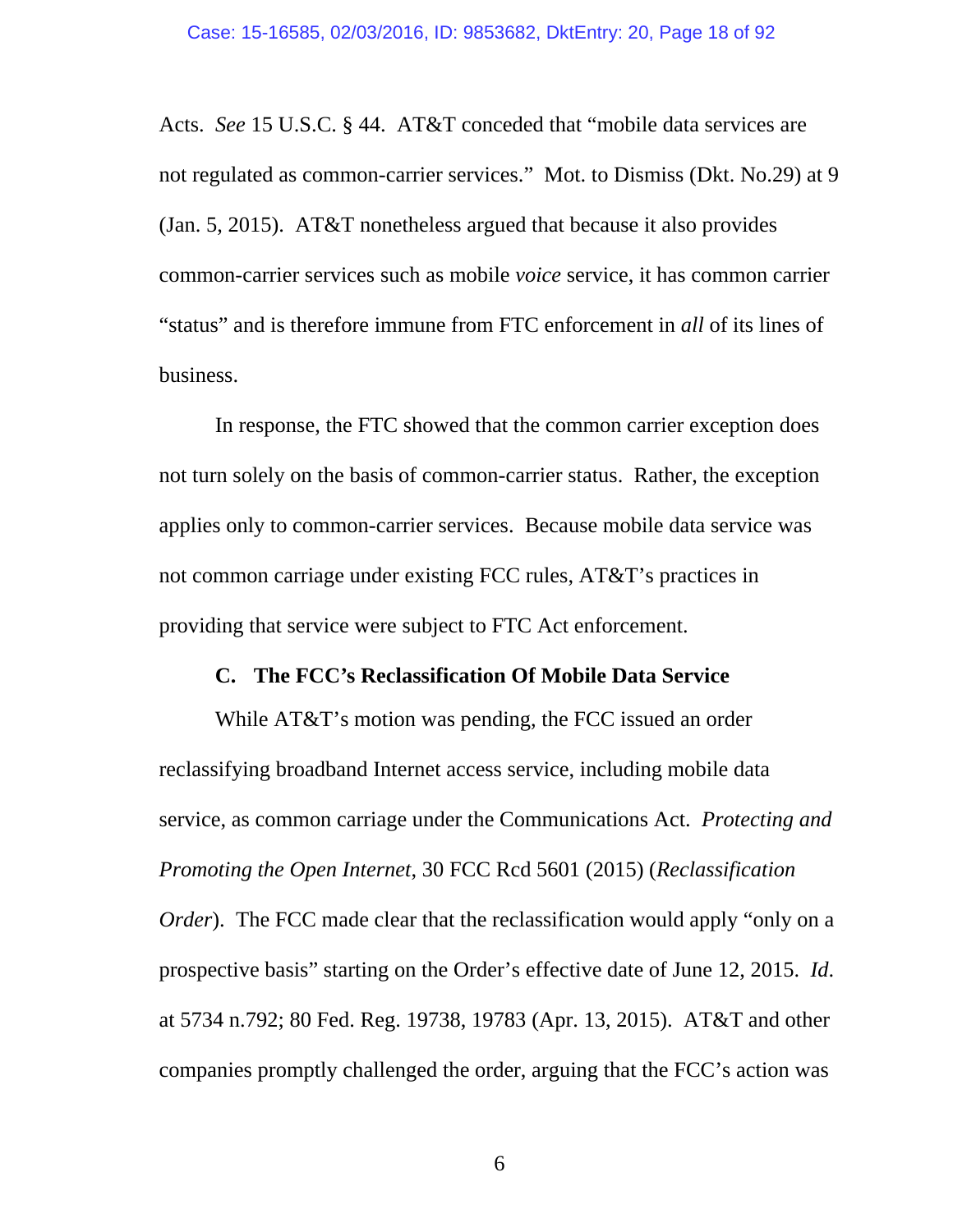Acts. *See* 15 U.S.C. § 44. AT&T conceded that "mobile data services are not regulated as common-carrier services." Mot. to Dismiss (Dkt. No.29) at 9 (Jan. 5, 2015). AT&T nonetheless argued that because it also provides common-carrier services such as mobile *voice* service, it has common carrier "status" and is therefore immune from FTC enforcement in *all* of its lines of business.

In response, the FTC showed that the common carrier exception does not turn solely on the basis of common-carrier status. Rather, the exception applies only to common-carrier services. Because mobile data service was not common carriage under existing FCC rules, AT&T's practices in providing that service were subject to FTC Act enforcement.

### C. The FCC's Reclassification Of Mobile Data Service

While AT&T's motion was pending, the FCC issued an order reclassifying broadband Internet access service, including mobile data service, as common carriage under the Communications Act. *Protecting and Promoting the Open Internet*, 30 FCC Rcd 5601 (2015) (*Reclassification Order*). The FCC made clear that the reclassification would apply "only on a prospective basis" starting on the Order's effective date of June 12, 2015. *Id*. at 5734 n.792; 80 Fed. Reg. 19738, 19783 (Apr. 13, 2015). AT&T and other companies promptly challenged the order, arguing that the FCC's action was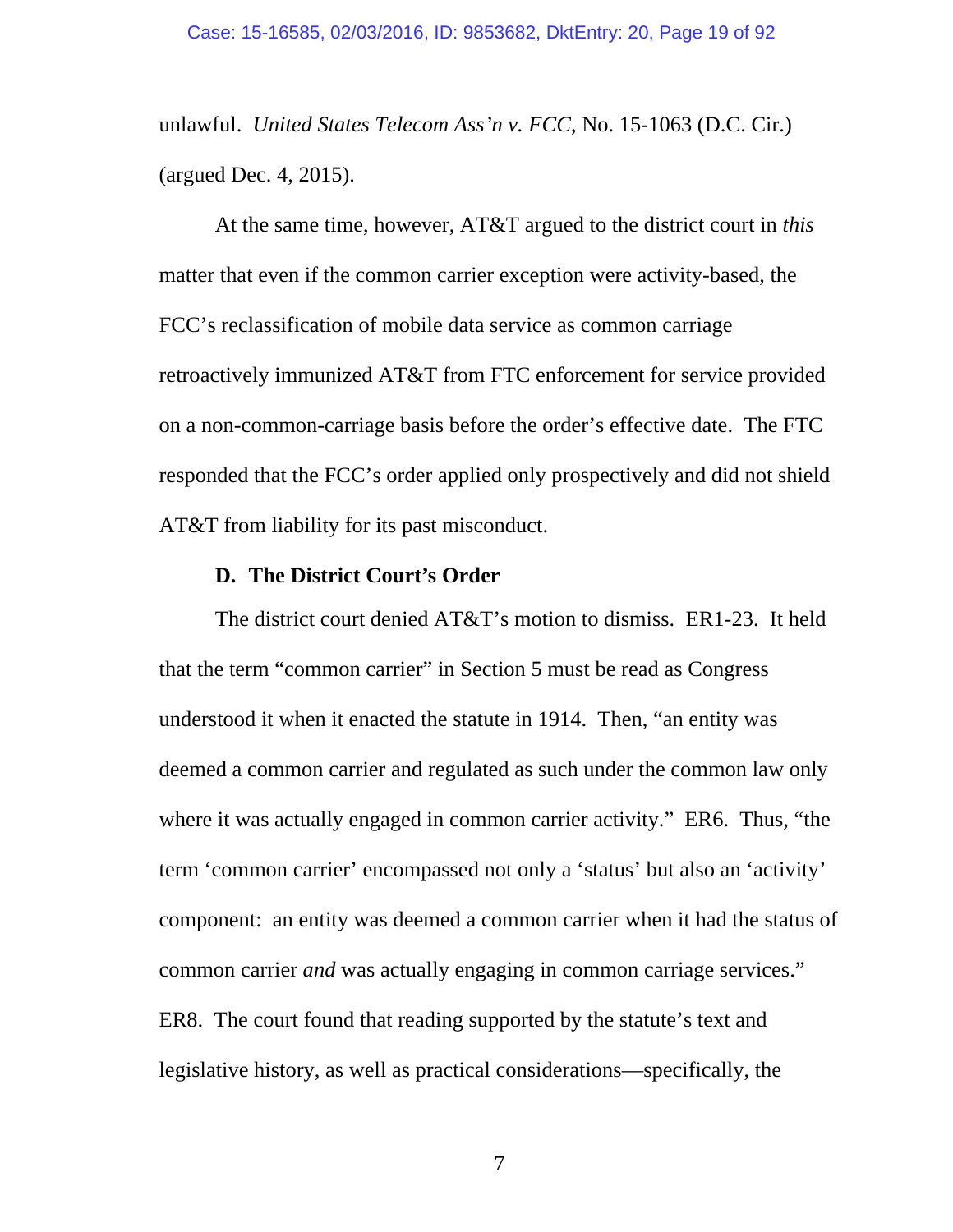unlawful. *United States Telecom Ass'n v. FCC*, No. 15-1063 (D.C. Cir.) (argued Dec. 4, 2015).

At the same time, however, AT&T argued to the district court in *this* matter that even if the common carrier exception were activity-based, the FCC's reclassification of mobile data service as common carriage retroactively immunized AT&T from FTC enforcement for service provided on a non-common-carriage basis before the order's effective date. The FTC responded that the FCC's order applied only prospectively and did not shield AT&T from liability for its past misconduct.

### D. The District Court's Order

The district court denied AT&T's motion to dismiss. ER1-23. It held that the term "common carrier" in Section 5 must be read as Congress understood it when it enacted the statute in 1914. Then, "an entity was deemed a common carrier and regulated as such under the common law only where it was actually engaged in common carrier activity." ER6. Thus, "the term 'common carrier' encompassed not only a 'status' but also an 'activity' component: an entity was deemed a common carrier when it had the status of common carrier *and* was actually engaging in common carriage services." ER8. The court found that reading supported by the statute's text and legislative history, as well as practical considerations—specifically, the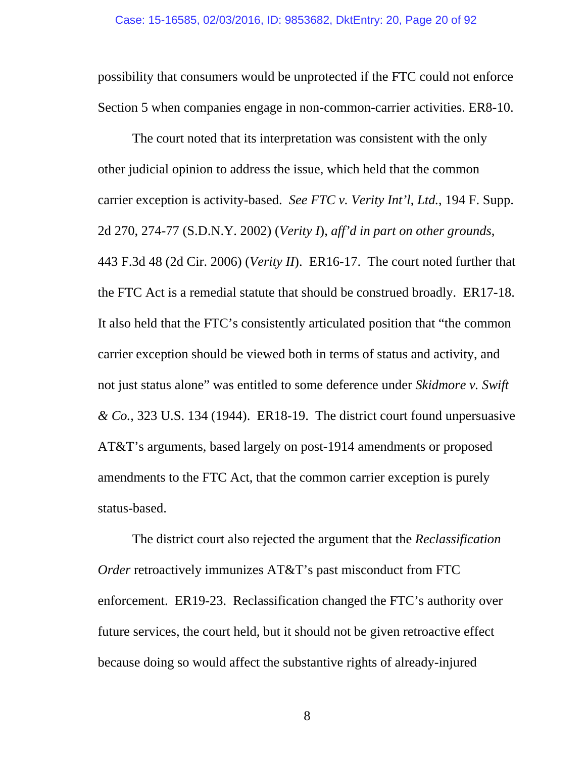possibility that consumers would be unprotected if the FTC could not enforce Section 5 when companies engage in non-common-carrier activities. ER8-10.

The court noted that its interpretation was consistent with the only other judicial opinion to address the issue, which held that the common carrier exception is activity-based. *See FTC v. Verity Int'l, Ltd.*, 194 F. Supp. 2d 270, 274-77 (S.D.N.Y. 2002) (*Verity I*), *aff'd in part on other grounds*, 443 F.3d 48 (2d Cir. 2006) (*Verity II*). ER16-17. The court noted further that the FTC Act is a remedial statute that should be construed broadly. ER17-18. It also held that the FTC's consistently articulated position that "the common carrier exception should be viewed both in terms of status and activity, and not just status alone" was entitled to some deference under *Skidmore v. Swift & Co.*, 323 U.S. 134 (1944). ER18-19. The district court found unpersuasive AT&T's arguments, based largely on post-1914 amendments or proposed amendments to the FTC Act, that the common carrier exception is purely status-based.

The district court also rejected the argument that the *Reclassification Order* retroactively immunizes AT&T's past misconduct from FTC enforcement. ER19-23. Reclassification changed the FTC's authority over future services, the court held, but it should not be given retroactive effect because doing so would affect the substantive rights of already-injured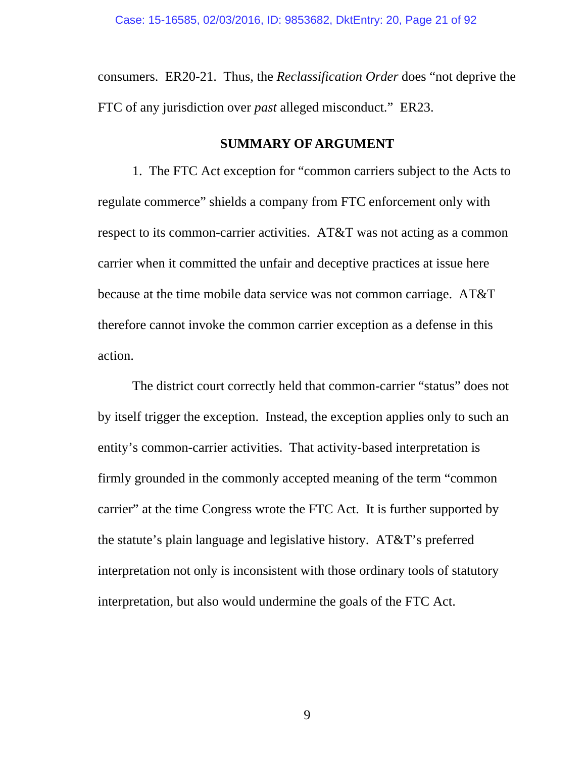consumers. ER20-21. Thus, the *Reclassification Order* does "not deprive the FTC of any jurisdiction over *past* alleged misconduct." ER23.

## SUMMARY OF ARGUMENT

1. The FTC Act exception for "common carriers subject to the Acts to regulate commerce" shields a company from FTC enforcement only with respect to its common-carrier activities. AT&T was not acting as a common carrier when it committed the unfair and deceptive practices at issue here because at the time mobile data service was not common carriage. AT&T therefore cannot invoke the common carrier exception as a defense in this action.

The district court correctly held that common-carrier "status" does not by itself trigger the exception. Instead, the exception applies only to such an entity's common-carrier activities. That activity-based interpretation is firmly grounded in the commonly accepted meaning of the term "common carrier" at the time Congress wrote the FTC Act. It is further supported by the statute's plain language and legislative history. AT&T's preferred interpretation not only is inconsistent with those ordinary tools of statutory interpretation, but also would undermine the goals of the FTC Act.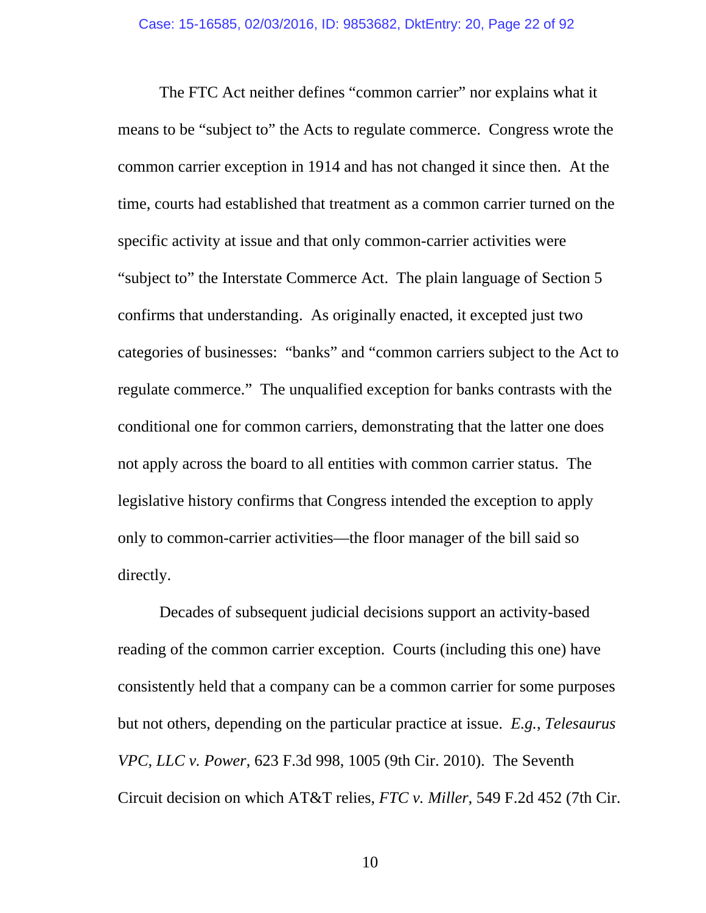The FTC Act neither defines "common carrier" nor explains what it means to be "subject to" the Acts to regulate commerce. Congress wrote the common carrier exception in 1914 and has not changed it since then. At the time, courts had established that treatment as a common carrier turned on the specific activity at issue and that only common-carrier activities were "subject to" the Interstate Commerce Act. The plain language of Section 5 confirms that understanding. As originally enacted, it excepted just two categories of businesses: "banks" and "common carriers subject to the Act to regulate commerce." The unqualified exception for banks contrasts with the conditional one for common carriers, demonstrating that the latter one does not apply across the board to all entities with common carrier status. The legislative history confirms that Congress intended the exception to apply only to common-carrier activities—the floor manager of the bill said so directly.

Decades of subsequent judicial decisions support an activity-based reading of the common carrier exception. Courts (including this one) have consistently held that a company can be a common carrier for some purposes but not others, depending on the particular practice at issue. *E.g.*, *Telesaurus VPC, LLC v. Power*, 623 F.3d 998, 1005 (9th Cir. 2010). The Seventh Circuit decision on which AT&T relies, *FTC v. Miller*, 549 F.2d 452 (7th Cir.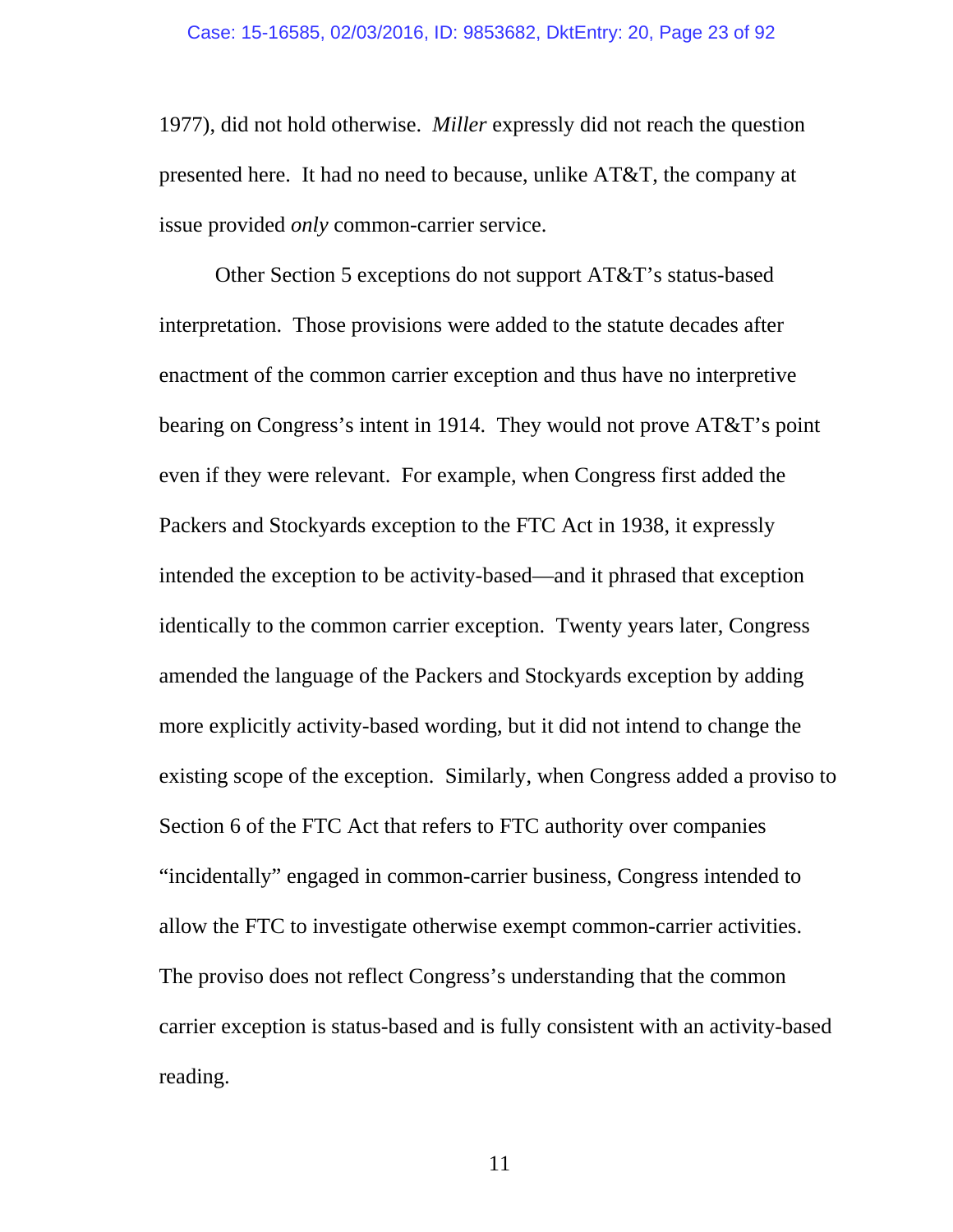1977), did not hold otherwise. *Miller* expressly did not reach the question presented here. It had no need to because, unlike AT&T, the company at issue provided *only* common-carrier service.

Other Section 5 exceptions do not support AT&T's status-based interpretation. Those provisions were added to the statute decades after enactment of the common carrier exception and thus have no interpretive bearing on Congress's intent in 1914. They would not prove AT&T's point even if they were relevant. For example, when Congress first added the Packers and Stockyards exception to the FTC Act in 1938, it expressly intended the exception to be activity-based—and it phrased that exception identically to the common carrier exception. Twenty years later, Congress amended the language of the Packers and Stockyards exception by adding more explicitly activity-based wording, but it did not intend to change the existing scope of the exception. Similarly, when Congress added a proviso to Section 6 of the FTC Act that refers to FTC authority over companies "incidentally" engaged in common-carrier business, Congress intended to allow the FTC to investigate otherwise exempt common-carrier activities. The proviso does not reflect Congress's understanding that the common carrier exception is status-based and is fully consistent with an activity-based reading.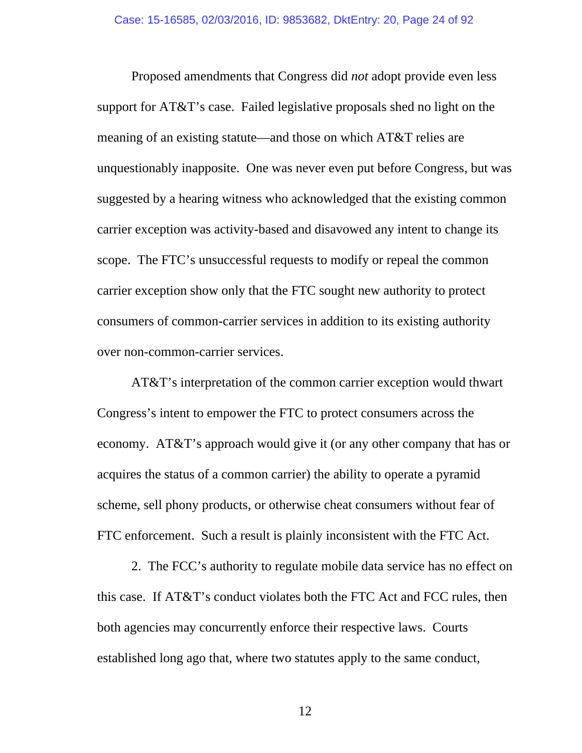Proposed amendments that Congress did *not* adopt provide even less support for AT&T's case. Failed legislative proposals shed no light on the meaning of an existing statute—and those on which AT&T relies are unquestionably inapposite. One was never even put before Congress, but was suggested by a hearing witness who acknowledged that the existing common carrier exception was activity-based and disavowed any intent to change its scope. The FTC's unsuccessful requests to modify or repeal the common carrier exception show only that the FTC sought new authority to protect consumers of common-carrier services in addition to its existing authority over non-common-carrier services.

AT&T's interpretation of the common carrier exception would thwart Congress's intent to empower the FTC to protect consumers across the economy. AT&T's approach would give it (or any other company that has or acquires the status of a common carrier) the ability to operate a pyramid scheme, sell phony products, or otherwise cheat consumers without fear of FTC enforcement. Such a result is plainly inconsistent with the FTC Act.

2. The FCC's authority to regulate mobile data service has no effect on this case. If AT&T's conduct violates both the FTC Act and FCC rules, then both agencies may concurrently enforce their respective laws. Courts established long ago that, where two statutes apply to the same conduct,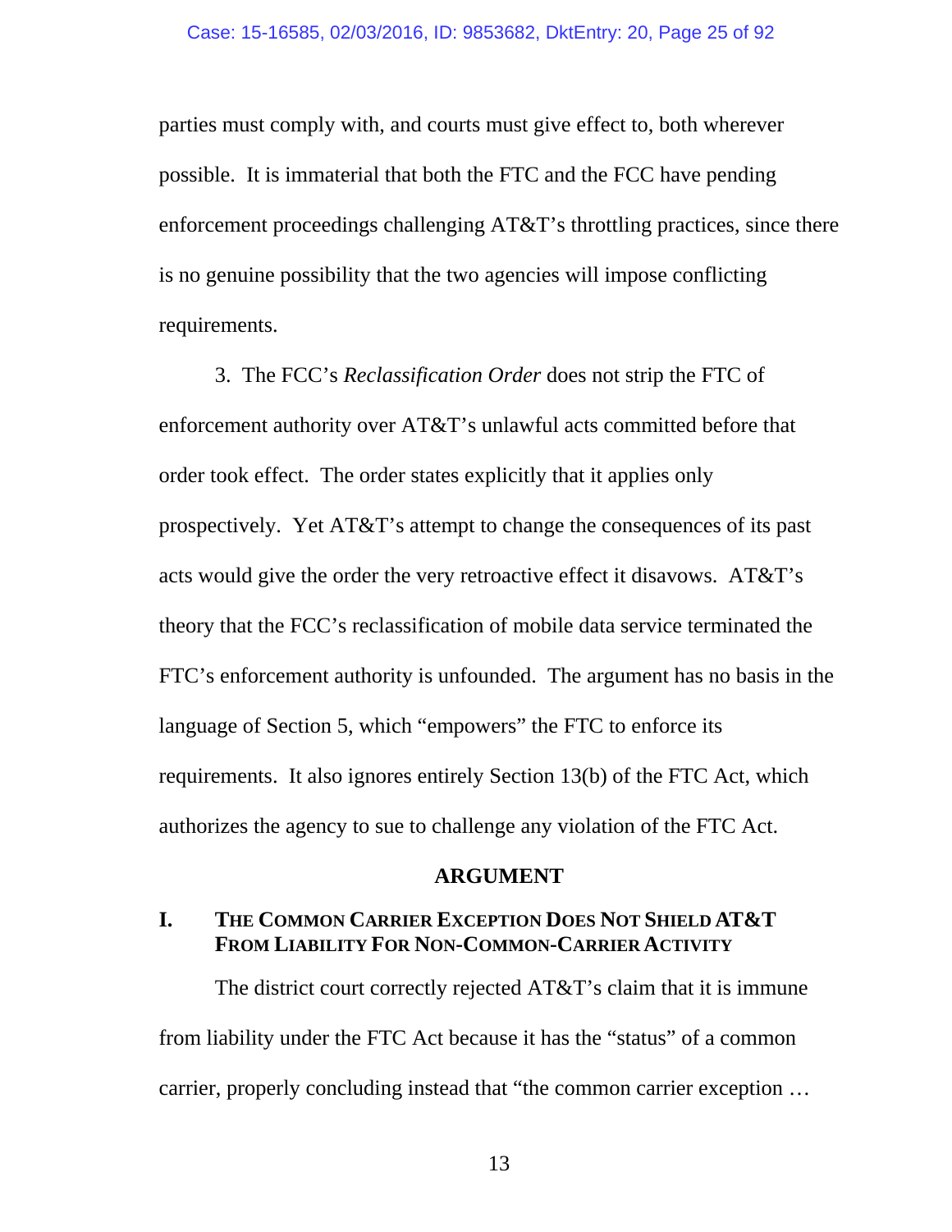parties must comply with, and courts must give effect to, both wherever possible. It is immaterial that both the FTC and the FCC have pending enforcement proceedings challenging AT&T's throttling practices, since there is no genuine possibility that the two agencies will impose conflicting requirements.

3. The FCC's *Reclassification Order* does not strip the FTC of enforcement authority over AT&T's unlawful acts committed before that order took effect. The order states explicitly that it applies only prospectively. Yet AT&T's attempt to change the consequences of its past acts would give the order the very retroactive effect it disavows. AT&T's theory that the FCC's reclassification of mobile data service terminated the FTC's enforcement authority is unfounded. The argument has no basis in the language of Section 5, which "empowers" the FTC to enforce its requirements. It also ignores entirely Section 13(b) of the FTC Act, which authorizes the agency to sue to challenge any violation of the FTC Act.

# ARGUMENT

## I. THE COMMON CARRIER EXCEPTION DOES NOT SHIELD AT&T FROM LIABILITY FOR NON-COMMON-CARRIER ACTIVITY

The district court correctly rejected AT&T's claim that it is immune from liability under the FTC Act because it has the "status" of a common carrier, properly concluding instead that "the common carrier exception …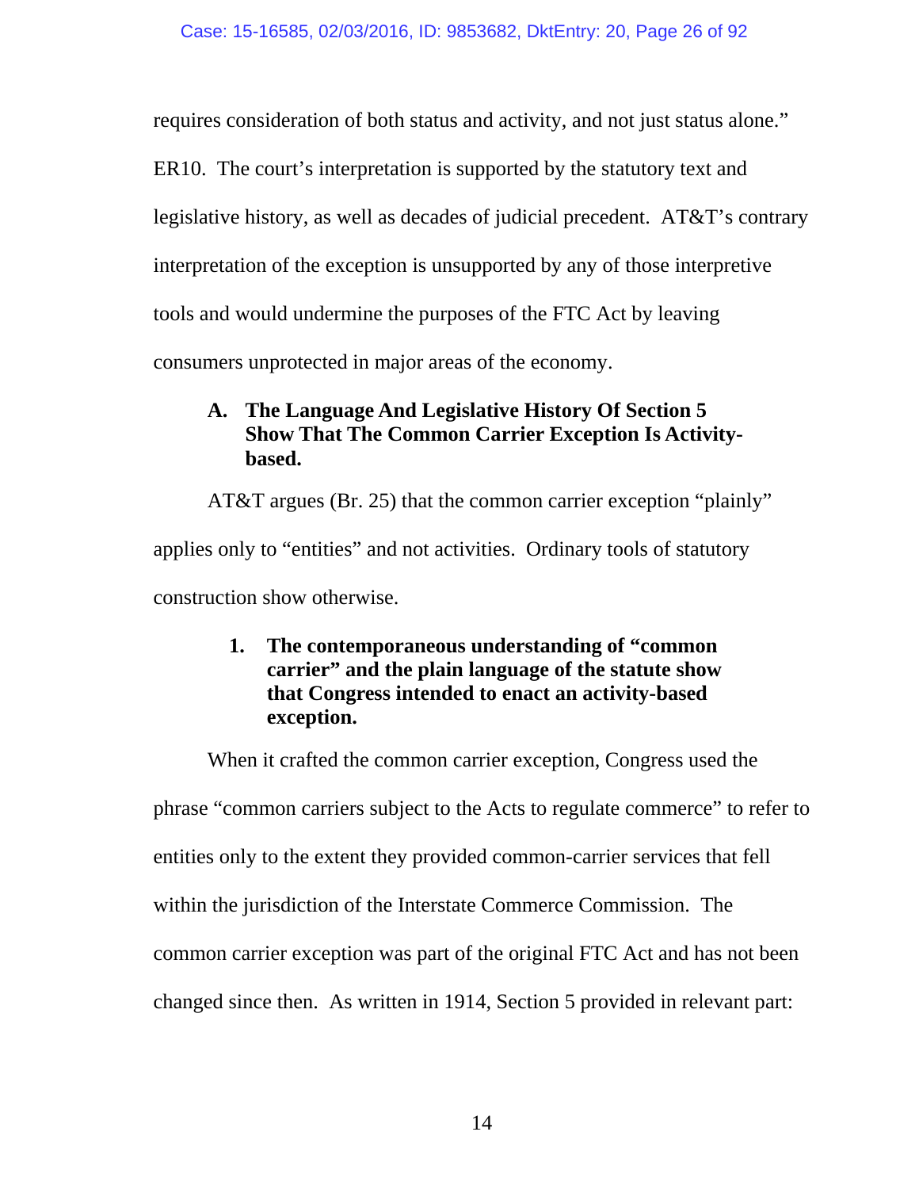requires consideration of both status and activity, and not just status alone." ER10. The court's interpretation is supported by the statutory text and legislative history, as well as decades of judicial precedent. AT&T's contrary interpretation of the exception is unsupported by any of those interpretive tools and would undermine the purposes of the FTC Act by leaving consumers unprotected in major areas of the economy.

### A. The Language And Legislative History Of Section 5 Show That The Common Carrier Exception Is Activity-based.

AT&T argues (Br. 25) that the common carrier exception "plainly" applies only to "entities" and not activities. Ordinary tools of statutory construction show otherwise.

#### 1. The contemporaneous understanding of "common carrier" and the plain language of the statute show that Congress intended to enact an activity-based exception.

When it crafted the common carrier exception, Congress used the phrase "common carriers subject to the Acts to regulate commerce" to refer to entities only to the extent they provided common-carrier services that fell within the jurisdiction of the Interstate Commerce Commission. The common carrier exception was part of the original FTC Act and has not been changed since then. As written in 1914, Section 5 provided in relevant part: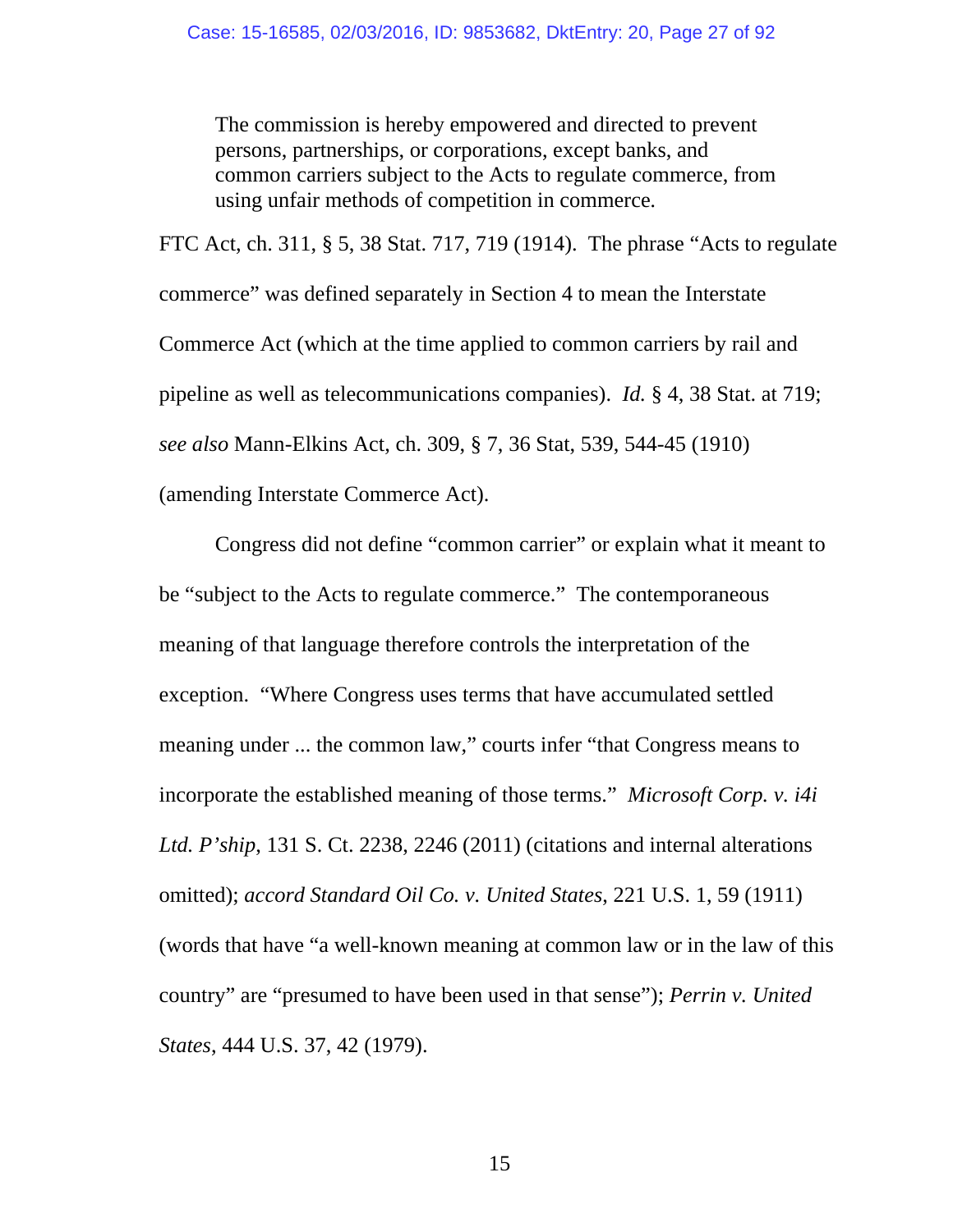> The commission is hereby empowered and directed to prevent persons, partnerships, or corporations, except banks, and common carriers subject to the Acts to regulate commerce, from using unfair methods of competition in commerce.

FTC Act, ch. 311, § 5, 38 Stat. 717, 719 (1914). The phrase "Acts to regulate commerce" was defined separately in Section 4 to mean the Interstate Commerce Act (which at the time applied to common carriers by rail and pipeline as well as telecommunications companies). *Id.* § 4, 38 Stat. at 719; *see also* Mann-Elkins Act, ch. 309, § 7, 36 Stat, 539, 544-45 (1910) (amending Interstate Commerce Act).

Congress did not define "common carrier" or explain what it meant to be "subject to the Acts to regulate commerce." The contemporaneous meaning of that language therefore controls the interpretation of the exception. "Where Congress uses terms that have accumulated settled meaning under ... the common law," courts infer "that Congress means to incorporate the established meaning of those terms." *Microsoft Corp. v. i4i Ltd. P'ship*, 131 S. Ct. 2238, 2246 (2011) (citations and internal alterations omitted); *accord Standard Oil Co. v. United States*, 221 U.S. 1, 59 (1911) (words that have "a well-known meaning at common law or in the law of this country" are "presumed to have been used in that sense"); *Perrin v. United States*, 444 U.S. 37, 42 (1979).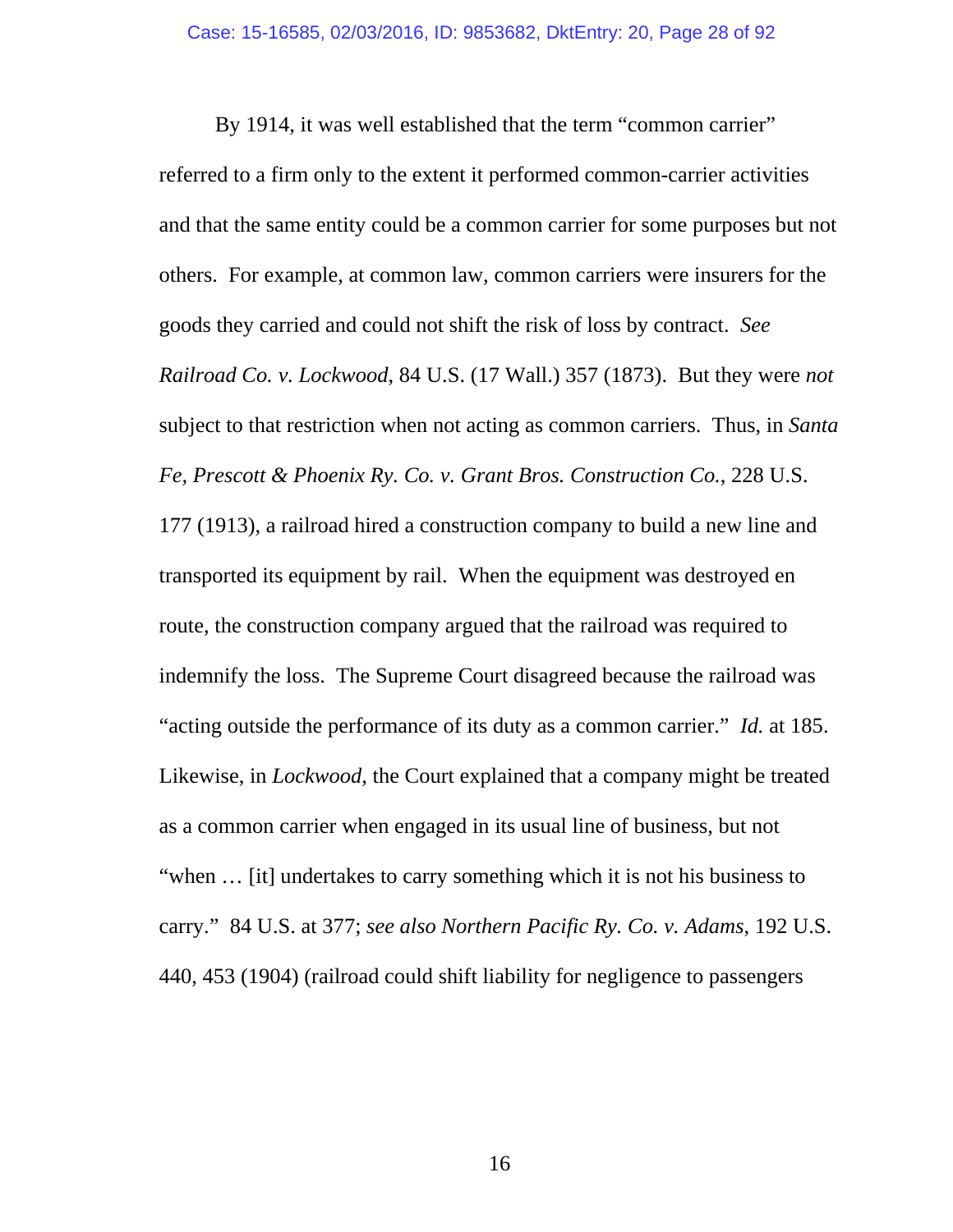By 1914, it was well established that the term "common carrier" referred to a firm only to the extent it performed common-carrier activities and that the same entity could be a common carrier for some purposes but not others. For example, at common law, common carriers were insurers for the goods they carried and could not shift the risk of loss by contract. *See Railroad Co. v. Lockwood*, 84 U.S. (17 Wall.) 357 (1873). But they were *not* subject to that restriction when not acting as common carriers. Thus, in *Santa Fe, Prescott & Phoenix Ry. Co. v. Grant Bros. Construction Co.*, 228 U.S. 177 (1913), a railroad hired a construction company to build a new line and transported its equipment by rail. When the equipment was destroyed en route, the construction company argued that the railroad was required to indemnify the loss. The Supreme Court disagreed because the railroad was "acting outside the performance of its duty as a common carrier." *Id.* at 185. Likewise, in *Lockwood*, the Court explained that a company might be treated as a common carrier when engaged in its usual line of business, but not "when … [it] undertakes to carry something which it is not his business to carry." 84 U.S. at 377; *see also Northern Pacific Ry. Co. v. Adams*, 192 U.S. 440, 453 (1904) (railroad could shift liability for negligence to passengers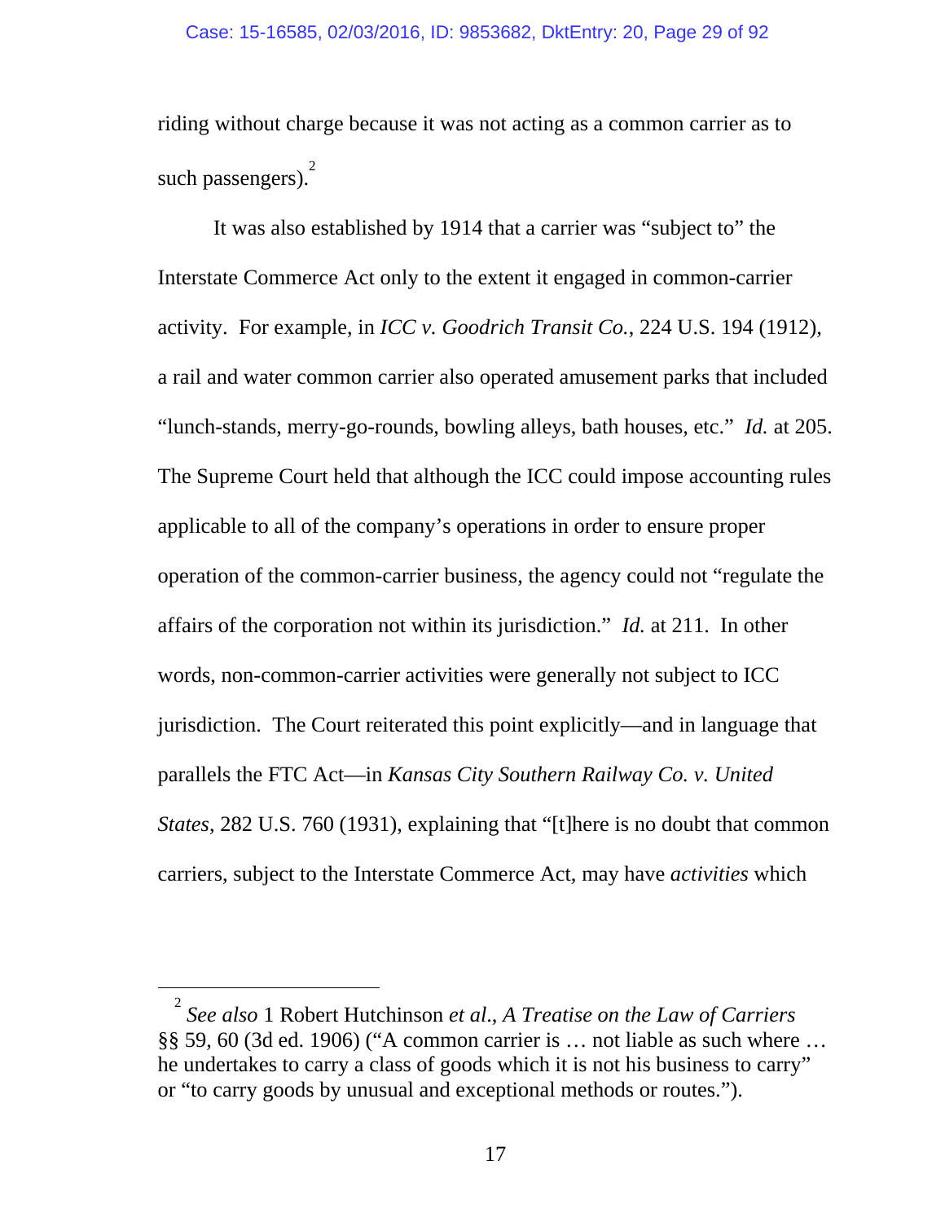riding without charge because it was not acting as a common carrier as to such passengers).[2]

It was also established by 1914 that a carrier was "subject to" the Interstate Commerce Act only to the extent it engaged in common-carrier activity. For example, in *ICC v. Goodrich Transit Co.*, 224 U.S. 194 (1912), a rail and water common carrier also operated amusement parks that included "lunch-stands, merry-go-rounds, bowling alleys, bath houses, etc." *Id.* at 205. The Supreme Court held that although the ICC could impose accounting rules applicable to all of the company's operations in order to ensure proper operation of the common-carrier business, the agency could not "regulate the affairs of the corporation not within its jurisdiction." *Id.* at 211. In other words, non-common-carrier activities were generally not subject to ICC jurisdiction. The Court reiterated this point explicitly—and in language that parallels the FTC Act—in *Kansas City Southern Railway Co. v. United States*, 282 U.S. 760 (1931), explaining that "[t]here is no doubt that common carriers, subject to the Interstate Commerce Act, may have *activities* which

---

[2] *See also* 1 Robert Hutchinson *et al*., *A Treatise on the Law of Carriers* §§ 59, 60 (3d ed. 1906) ("A common carrier is … not liable as such where … he undertakes to carry a class of goods which it is not his business to carry" or "to carry goods by unusual and exceptional methods or routes.").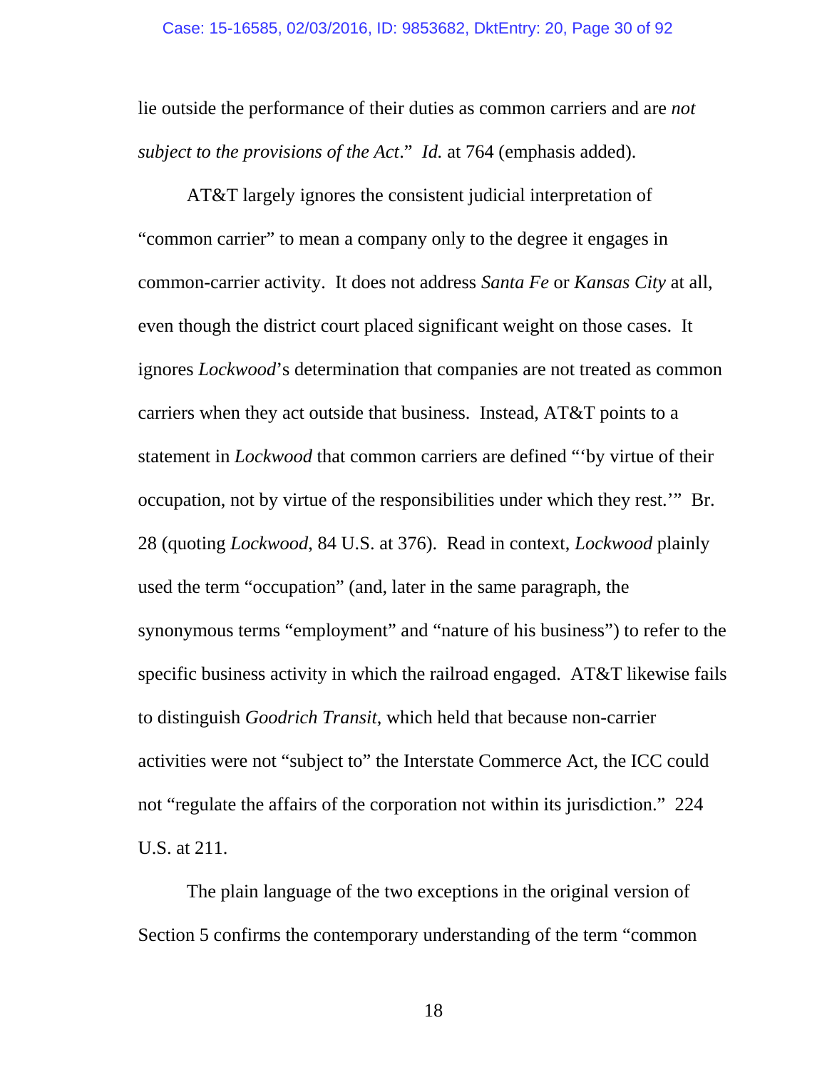lie outside the performance of their duties as common carriers and are *not subject to the provisions of the Act*." *Id.* at 764 (emphasis added).

AT&T largely ignores the consistent judicial interpretation of "common carrier" to mean a company only to the degree it engages in common-carrier activity. It does not address *Santa Fe* or *Kansas City* at all, even though the district court placed significant weight on those cases. It ignores *Lockwood*'s determination that companies are not treated as common carriers when they act outside that business. Instead, AT&T points to a statement in *Lockwood* that common carriers are defined "'by virtue of their occupation, not by virtue of the responsibilities under which they rest.'" Br. 28 (quoting *Lockwood*, 84 U.S. at 376). Read in context, *Lockwood* plainly used the term "occupation" (and, later in the same paragraph, the synonymous terms "employment" and "nature of his business") to refer to the specific business activity in which the railroad engaged. AT&T likewise fails to distinguish *Goodrich Transit,* which held that because non-carrier activities were not "subject to" the Interstate Commerce Act, the ICC could not "regulate the affairs of the corporation not within its jurisdiction." 224 U.S. at 211.

The plain language of the two exceptions in the original version of Section 5 confirms the contemporary understanding of the term "common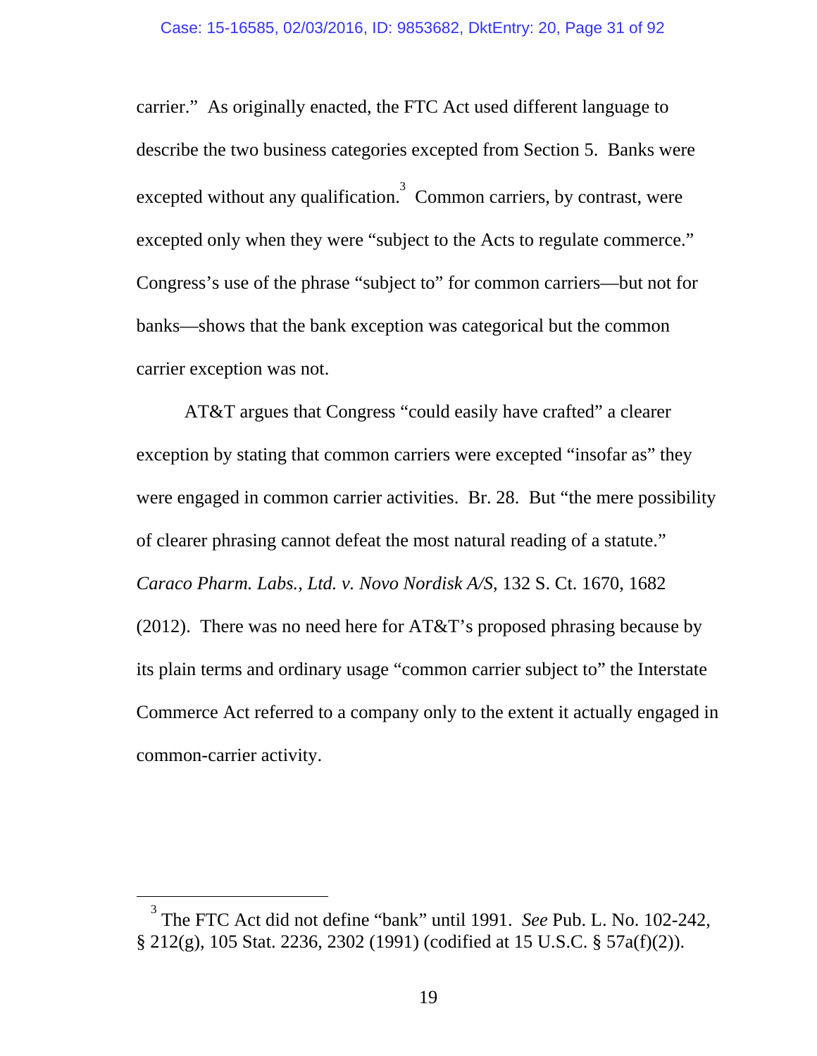carrier." As originally enacted, the FTC Act used different language to describe the two business categories excepted from Section 5. Banks were excepted without any qualification.[3] Common carriers, by contrast, were excepted only when they were "subject to the Acts to regulate commerce." Congress's use of the phrase "subject to" for common carriers—but not for banks—shows that the bank exception was categorical but the common carrier exception was not.

AT&T argues that Congress "could easily have crafted" a clearer exception by stating that common carriers were excepted "insofar as" they were engaged in common carrier activities. Br. 28. But "the mere possibility of clearer phrasing cannot defeat the most natural reading of a statute." *Caraco Pharm. Labs., Ltd. v. Novo Nordisk A/S*, 132 S. Ct. 1670, 1682 (2012). There was no need here for AT&T's proposed phrasing because by its plain terms and ordinary usage "common carrier subject to" the Interstate Commerce Act referred to a company only to the extent it actually engaged in common-carrier activity.

---

[3] The FTC Act did not define "bank" until 1991. *See* Pub. L. No. 102-242, § 212(g), 105 Stat. 2236, 2302 (1991) (codified at 15 U.S.C. § 57a(f)(2)).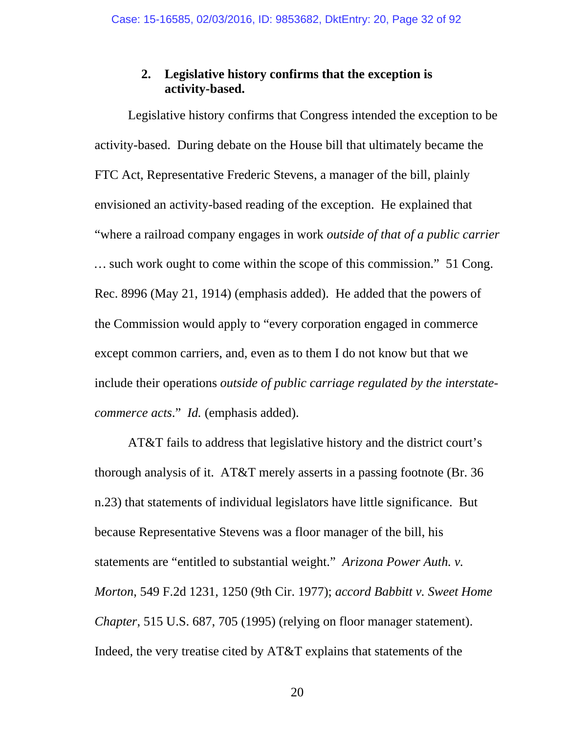### 2. Legislative history confirms that the exception is activity-based.

Legislative history confirms that Congress intended the exception to be activity-based. During debate on the House bill that ultimately became the FTC Act, Representative Frederic Stevens, a manager of the bill, plainly envisioned an activity-based reading of the exception. He explained that "where a railroad company engages in work *outside of that of a public carrier* … such work ought to come within the scope of this commission." 51 Cong. Rec. 8996 (May 21, 1914) (emphasis added). He added that the powers of the Commission would apply to "every corporation engaged in commerce except common carriers, and, even as to them I do not know but that we include their operations *outside of public carriage regulated by the interstate-commerce acts*." *Id.* (emphasis added).

AT&T fails to address that legislative history and the district court's thorough analysis of it. AT&T merely asserts in a passing footnote (Br. 36 n.23) that statements of individual legislators have little significance. But because Representative Stevens was a floor manager of the bill, his statements are "entitled to substantial weight." *Arizona Power Auth. v. Morton*, 549 F.2d 1231, 1250 (9th Cir. 1977); *accord Babbitt v. Sweet Home Chapter*, 515 U.S. 687, 705 (1995) (relying on floor manager statement). Indeed, the very treatise cited by AT&T explains that statements of the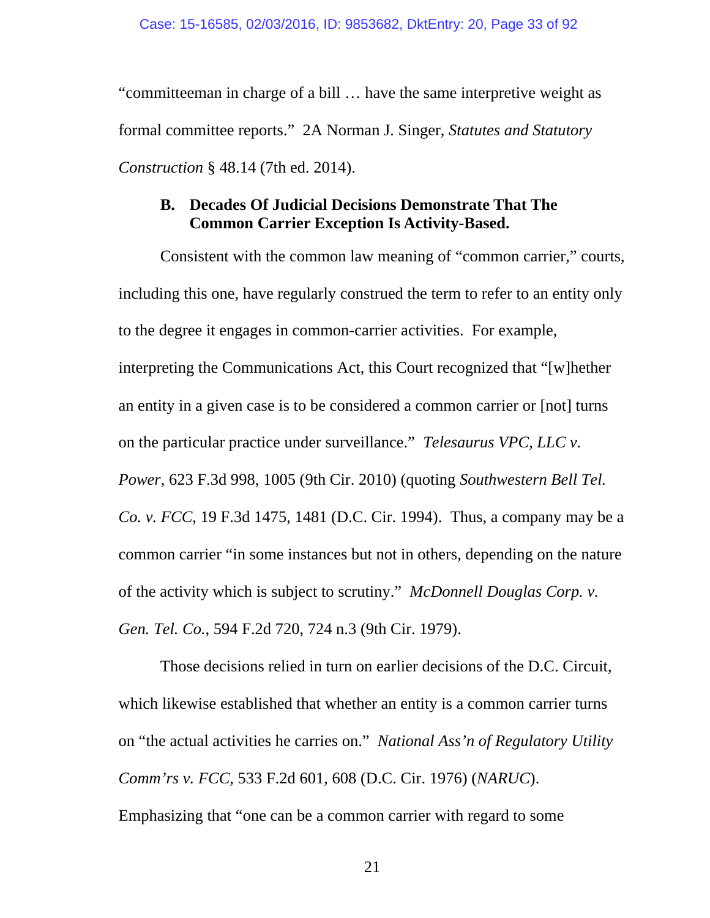"committeeman in charge of a bill … have the same interpretive weight as formal committee reports." 2A Norman J. Singer, *Statutes and Statutory Construction* § 48.14 (7th ed. 2014).

### B. Decades Of Judicial Decisions Demonstrate That The Common Carrier Exception Is Activity-Based.

Consistent with the common law meaning of "common carrier," courts, including this one, have regularly construed the term to refer to an entity only to the degree it engages in common-carrier activities. For example, interpreting the Communications Act, this Court recognized that "[w]hether an entity in a given case is to be considered a common carrier or [not] turns on the particular practice under surveillance." *Telesaurus VPC, LLC v. Power*, 623 F.3d 998, 1005 (9th Cir. 2010) (quoting *Southwestern Bell Tel. Co. v. FCC*, 19 F.3d 1475, 1481 (D.C. Cir. 1994). Thus, a company may be a common carrier "in some instances but not in others, depending on the nature of the activity which is subject to scrutiny." *McDonnell Douglas Corp. v. Gen. Tel. Co.*, 594 F.2d 720, 724 n.3 (9th Cir. 1979).

Those decisions relied in turn on earlier decisions of the D.C. Circuit, which likewise established that whether an entity is a common carrier turns on "the actual activities he carries on." *National Ass'n of Regulatory Utility Comm'rs v. FCC*, 533 F.2d 601, 608 (D.C. Cir. 1976) (*NARUC*). Emphasizing that "one can be a common carrier with regard to some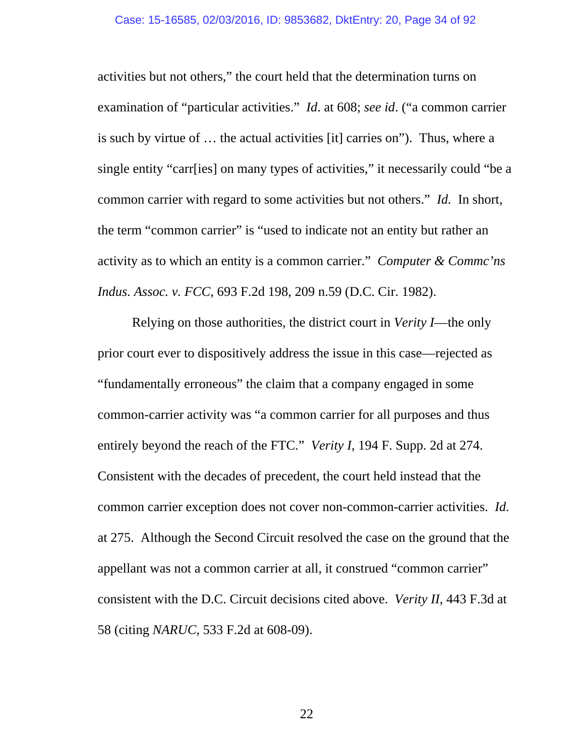activities but not others," the court held that the determination turns on examination of "particular activities." *Id*. at 608; *see id*. ("a common carrier is such by virtue of … the actual activities [it] carries on"). Thus, where a single entity "carr[ies] on many types of activities," it necessarily could "be a common carrier with regard to some activities but not others." *Id.* In short, the term "common carrier" is "used to indicate not an entity but rather an activity as to which an entity is a common carrier." *Computer & Commc'ns Indus. Assoc. v. FCC*, 693 F.2d 198, 209 n.59 (D.C. Cir. 1982).

Relying on those authorities, the district court in *Verity I*—the only prior court ever to dispositively address the issue in this case—rejected as "fundamentally erroneous" the claim that a company engaged in some common-carrier activity was "a common carrier for all purposes and thus entirely beyond the reach of the FTC." *Verity I*, 194 F. Supp. 2d at 274. Consistent with the decades of precedent, the court held instead that the common carrier exception does not cover non-common-carrier activities. *Id.* at 275. Although the Second Circuit resolved the case on the ground that the appellant was not a common carrier at all, it construed "common carrier" consistent with the D.C. Circuit decisions cited above. *Verity II*, 443 F.3d at 58 (citing *NARUC*, 533 F.2d at 608-09).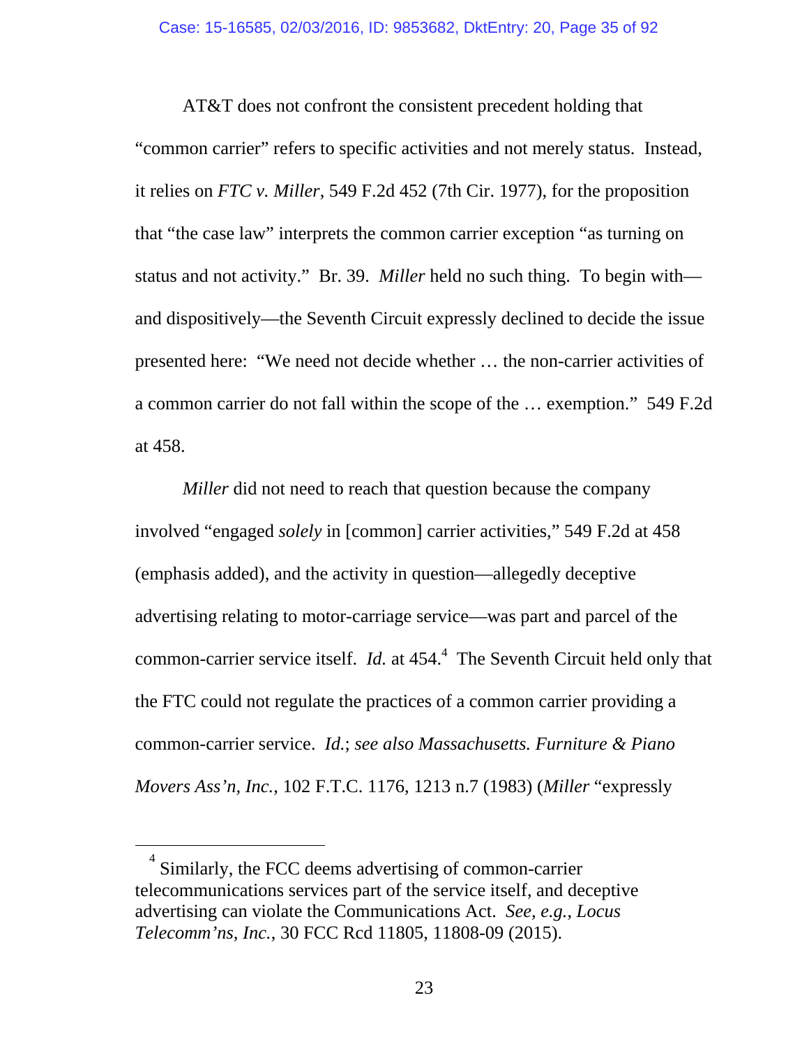AT&T does not confront the consistent precedent holding that "common carrier" refers to specific activities and not merely status. Instead, it relies on *FTC v. Miller*, 549 F.2d 452 (7th Cir. 1977), for the proposition that "the case law" interprets the common carrier exception "as turning on status and not activity." Br. 39. *Miller* held no such thing. To begin with—and dispositively—the Seventh Circuit expressly declined to decide the issue presented here: "We need not decide whether … the non-carrier activities of a common carrier do not fall within the scope of the … exemption." 549 F.2d at 458.

*Miller* did not need to reach that question because the company involved "engaged *solely* in [common] carrier activities," 549 F.2d at 458 (emphasis added), and the activity in question—allegedly deceptive advertising relating to motor-carriage service—was part and parcel of the common-carrier service itself. *Id.* at 454.[4] The Seventh Circuit held only that the FTC could not regulate the practices of a common carrier providing a common-carrier service. *Id.*; *see also Massachusetts. Furniture & Piano Movers Ass'n, Inc.*, 102 F.T.C. 1176, 1213 n.7 (1983) (*Miller* "expressly

---

[4] Similarly, the FCC deems advertising of common-carrier telecommunications services part of the service itself, and deceptive advertising can violate the Communications Act. *See, e.g.*, *Locus Telecomm'ns, Inc.*, 30 FCC Rcd 11805, 11808-09 (2015).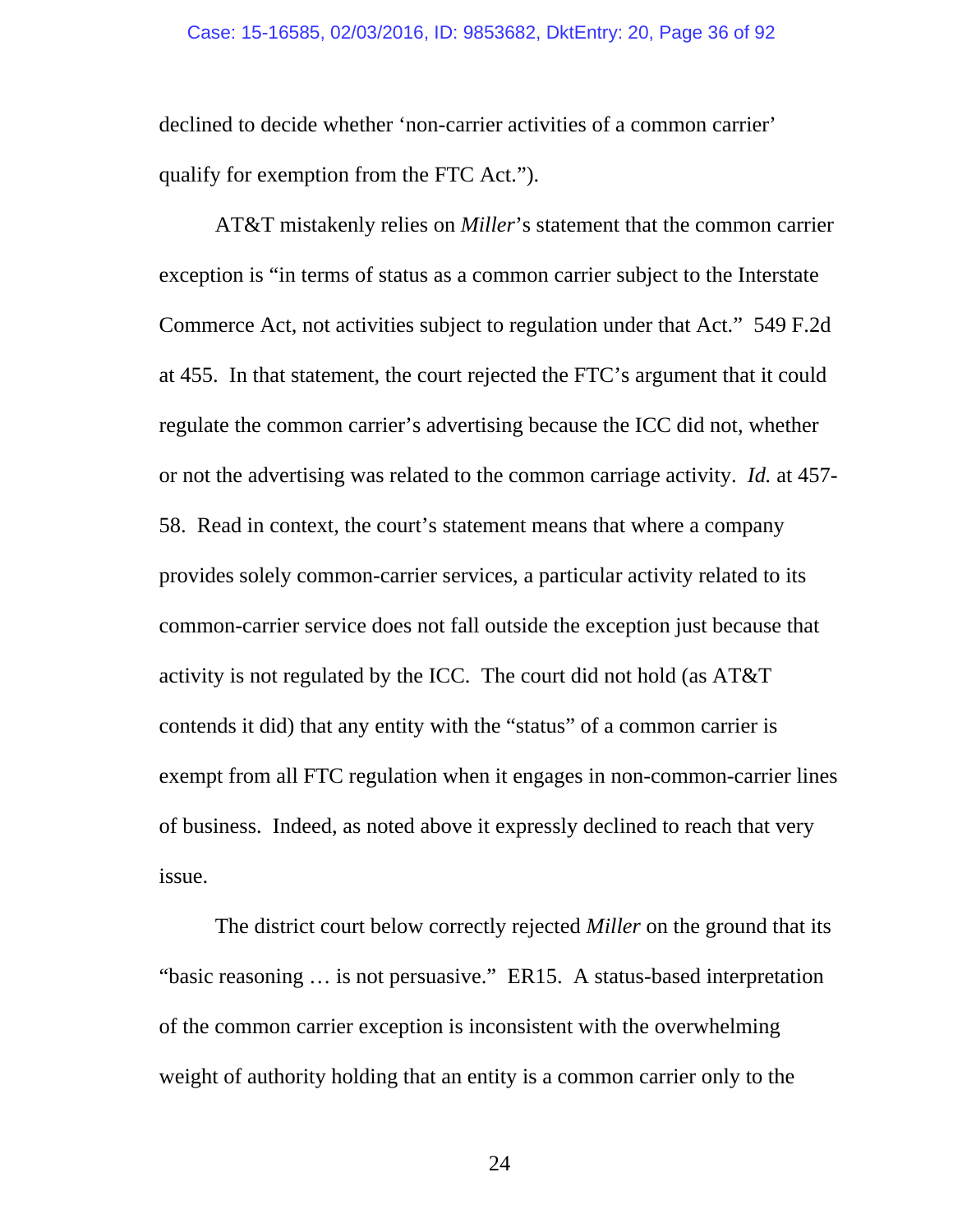declined to decide whether 'non-carrier activities of a common carrier' qualify for exemption from the FTC Act.").

AT&T mistakenly relies on *Miller*'s statement that the common carrier exception is "in terms of status as a common carrier subject to the Interstate Commerce Act, not activities subject to regulation under that Act." 549 F.2d at 455. In that statement, the court rejected the FTC's argument that it could regulate the common carrier's advertising because the ICC did not, whether or not the advertising was related to the common carriage activity. *Id.* at 457-58. Read in context, the court's statement means that where a company provides solely common-carrier services, a particular activity related to its common-carrier service does not fall outside the exception just because that activity is not regulated by the ICC. The court did not hold (as AT&T contends it did) that any entity with the "status" of a common carrier is exempt from all FTC regulation when it engages in non-common-carrier lines of business. Indeed, as noted above it expressly declined to reach that very issue.

The district court below correctly rejected *Miller* on the ground that its "basic reasoning … is not persuasive." ER15. A status-based interpretation of the common carrier exception is inconsistent with the overwhelming weight of authority holding that an entity is a common carrier only to the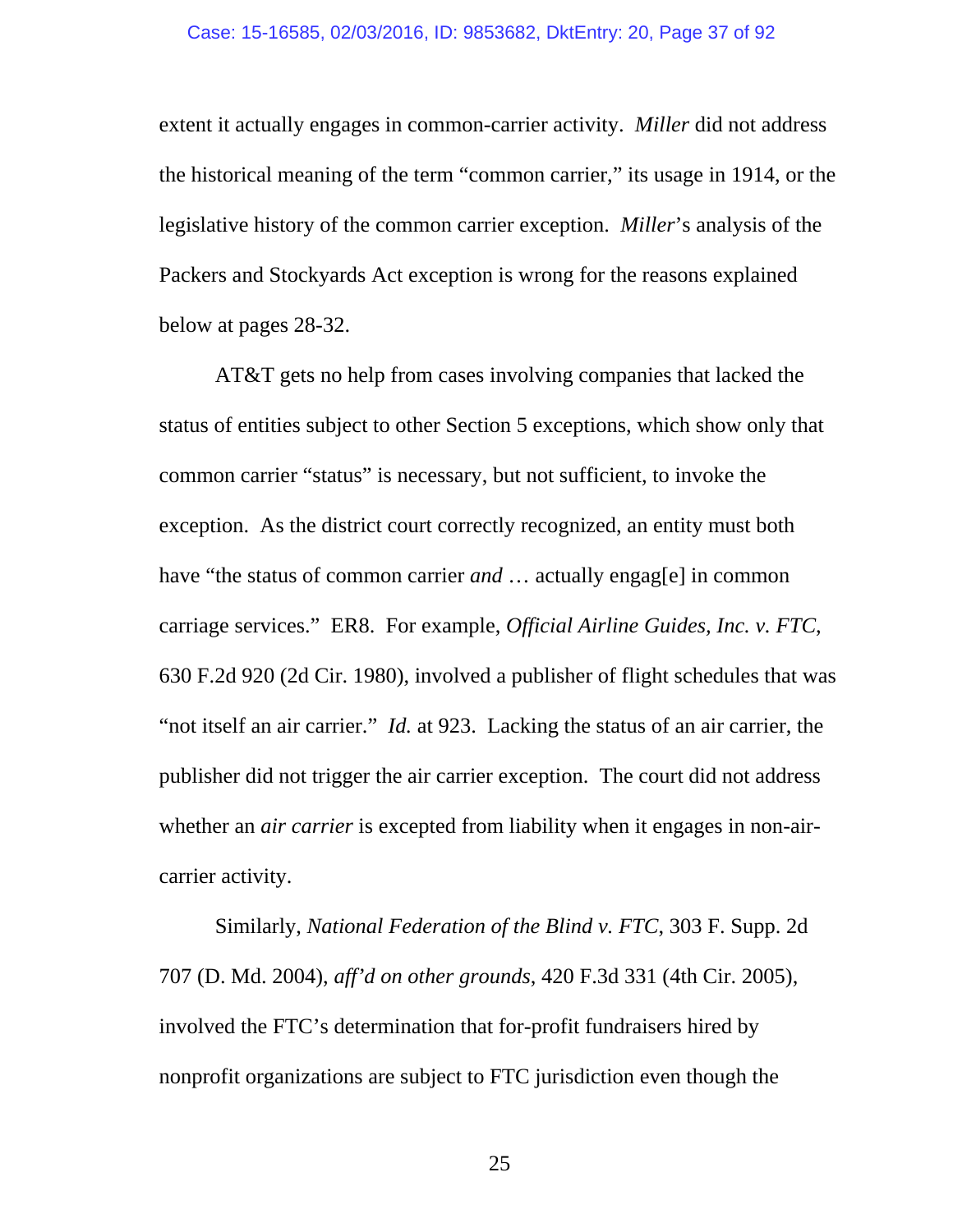extent it actually engages in common-carrier activity. *Miller* did not address the historical meaning of the term "common carrier," its usage in 1914, or the legislative history of the common carrier exception. *Miller*'s analysis of the Packers and Stockyards Act exception is wrong for the reasons explained below at pages 28-32.

AT&T gets no help from cases involving companies that lacked the status of entities subject to other Section 5 exceptions, which show only that common carrier "status" is necessary, but not sufficient, to invoke the exception. As the district court correctly recognized, an entity must both have "the status of common carrier *and* … actually engag[e] in common carriage services." ER8. For example, *Official Airline Guides, Inc. v. FTC*, 630 F.2d 920 (2d Cir. 1980), involved a publisher of flight schedules that was "not itself an air carrier." *Id.* at 923. Lacking the status of an air carrier, the publisher did not trigger the air carrier exception. The court did not address whether an *air carrier* is excepted from liability when it engages in non-air-carrier activity.

Similarly, *National Federation of the Blind v. FTC*, 303 F. Supp. 2d 707 (D. Md. 2004), *aff'd on other grounds*, 420 F.3d 331 (4th Cir. 2005), involved the FTC's determination that for-profit fundraisers hired by nonprofit organizations are subject to FTC jurisdiction even though the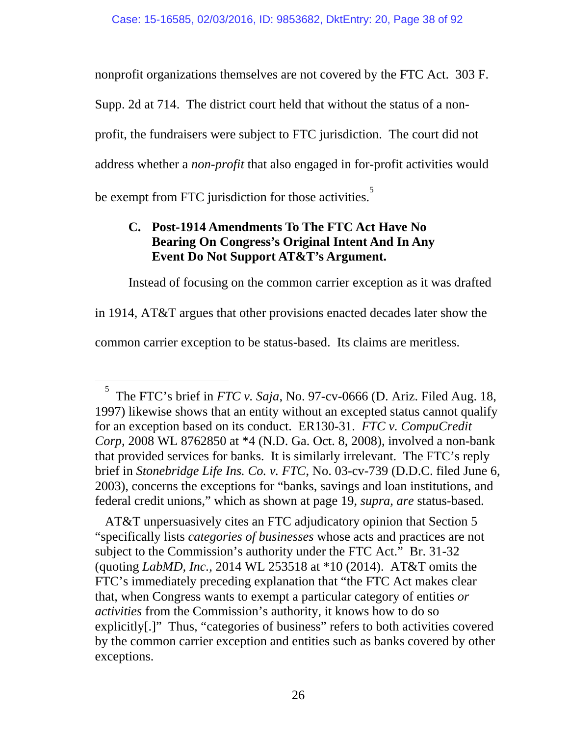nonprofit organizations themselves are not covered by the FTC Act. 303 F. Supp. 2d at 714. The district court held that without the status of a non-profit, the fundraisers were subject to FTC jurisdiction. The court did not address whether a *non-profit* that also engaged in for-profit activities would be exempt from FTC jurisdiction for those activities.[5]

### C. Post-1914 Amendments To The FTC Act Have No Bearing On Congress's Original Intent And In Any Event Do Not Support AT&T's Argument.

Instead of focusing on the common carrier exception as it was drafted in 1914, AT&T argues that other provisions enacted decades later show the common carrier exception to be status-based. Its claims are meritless.

---

[5] The FTC's brief in *FTC v. Saja*, No. 97-cv-0666 (D. Ariz. Filed Aug. 18, 1997) likewise shows that an entity without an excepted status cannot qualify for an exception based on its conduct. ER130-31. *FTC v. CompuCredit Corp*, 2008 WL 8762850 at *4 (N.D. Ga. Oct. 8, 2008), involved a non-bank that provided services for banks. It is similarly irrelevant. The FTC's reply brief in *Stonebridge Life Ins. Co. v. FTC*, No. 03-cv-739 (D.D.C. filed June 6, 2003), concerns the exceptions for "banks, savings and loan institutions, and federal credit unions," which as shown at page 19, *supra*, *are* status-based.

AT&T unpersuasively cites an FTC adjudicatory opinion that Section 5 "specifically lists *categories of businesses* whose acts and practices are not subject to the Commission's authority under the FTC Act." Br. 31-32 (quoting *LabMD, Inc.*, 2014 WL 253518 at *10 (2014). AT&T omits the FTC's immediately preceding explanation that "the FTC Act makes clear that, when Congress wants to exempt a particular category of entities *or activities* from the Commission's authority, it knows how to do so explicitly[.]" Thus, "categories of business" refers to both activities covered by the common carrier exception and entities such as banks covered by other exceptions.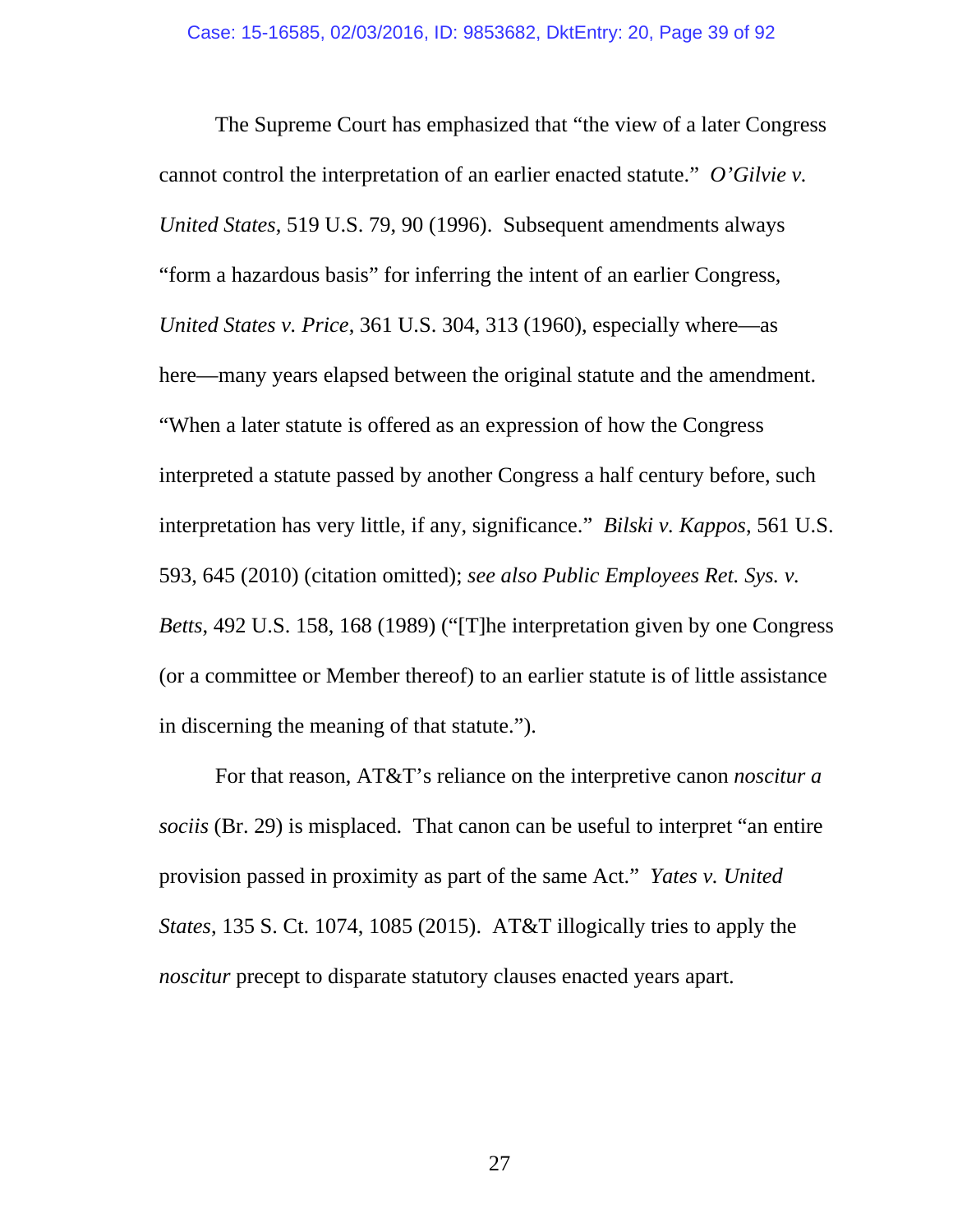The Supreme Court has emphasized that "the view of a later Congress cannot control the interpretation of an earlier enacted statute." *O'Gilvie v. United States*, 519 U.S. 79, 90 (1996). Subsequent amendments always "form a hazardous basis" for inferring the intent of an earlier Congress, *United States v. Price*, 361 U.S. 304, 313 (1960), especially where—as here—many years elapsed between the original statute and the amendment. "When a later statute is offered as an expression of how the Congress interpreted a statute passed by another Congress a half century before, such interpretation has very little, if any, significance." *Bilski v. Kappos*, 561 U.S. 593, 645 (2010) (citation omitted); *see also Public Employees Ret. Sys. v. Betts*, 492 U.S. 158, 168 (1989) ("[T]he interpretation given by one Congress (or a committee or Member thereof) to an earlier statute is of little assistance in discerning the meaning of that statute.").

For that reason, AT&T's reliance on the interpretive canon *noscitur a sociis* (Br. 29) is misplaced. That canon can be useful to interpret "an entire provision passed in proximity as part of the same Act." *Yates v. United States*, 135 S. Ct. 1074, 1085 (2015). AT&T illogically tries to apply the *noscitur* precept to disparate statutory clauses enacted years apart.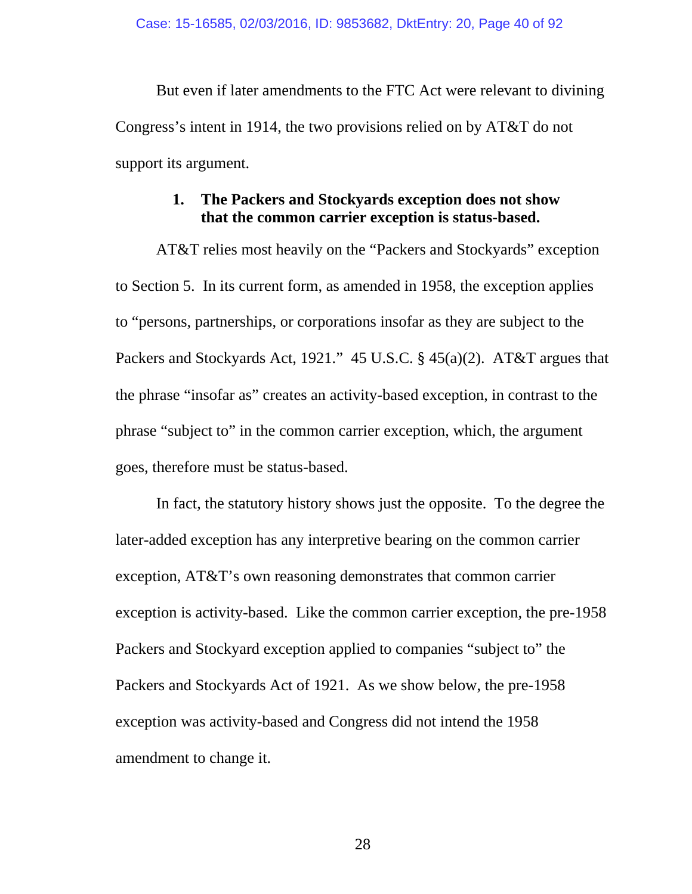But even if later amendments to the FTC Act were relevant to divining Congress's intent in 1914, the two provisions relied on by AT&T do not support its argument.

### 1. The Packers and Stockyards exception does not show that the common carrier exception is status-based.

AT&T relies most heavily on the "Packers and Stockyards" exception to Section 5. In its current form, as amended in 1958, the exception applies to "persons, partnerships, or corporations insofar as they are subject to the Packers and Stockyards Act, 1921." 45 U.S.C. § 45(a)(2). AT&T argues that the phrase "insofar as" creates an activity-based exception, in contrast to the phrase "subject to" in the common carrier exception, which, the argument goes, therefore must be status-based.

In fact, the statutory history shows just the opposite. To the degree the later-added exception has any interpretive bearing on the common carrier exception, AT&T's own reasoning demonstrates that common carrier exception is activity-based. Like the common carrier exception, the pre-1958 Packers and Stockyard exception applied to companies "subject to" the Packers and Stockyards Act of 1921. As we show below, the pre-1958 exception was activity-based and Congress did not intend the 1958 amendment to change it.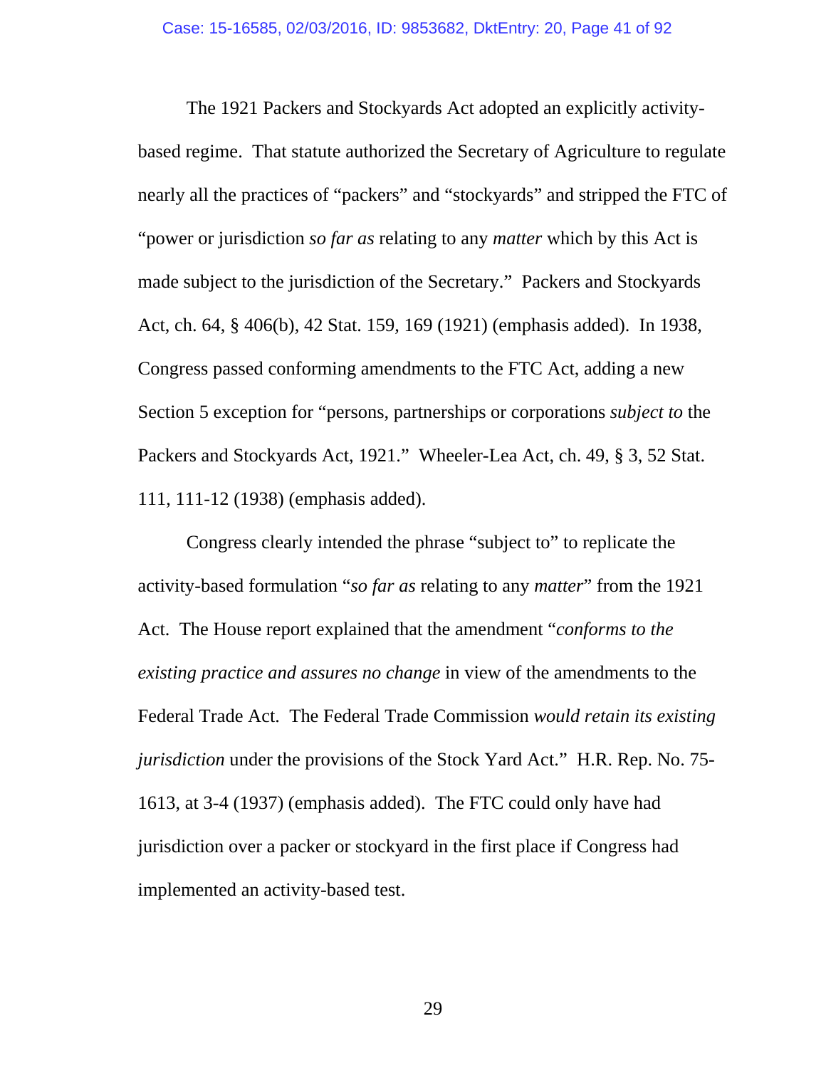The 1921 Packers and Stockyards Act adopted an explicitly activity-based regime. That statute authorized the Secretary of Agriculture to regulate nearly all the practices of "packers" and "stockyards" and stripped the FTC of "power or jurisdiction *so far as* relating to any *matter* which by this Act is made subject to the jurisdiction of the Secretary." Packers and Stockyards Act, ch. 64, § 406(b), 42 Stat. 159, 169 (1921) (emphasis added). In 1938, Congress passed conforming amendments to the FTC Act, adding a new Section 5 exception for "persons, partnerships or corporations *subject to* the Packers and Stockyards Act, 1921." Wheeler-Lea Act, ch. 49, § 3, 52 Stat. 111, 111-12 (1938) (emphasis added).

Congress clearly intended the phrase "subject to" to replicate the activity-based formulation "*so far as* relating to any *matter*" from the 1921 Act. The House report explained that the amendment "*conforms to the existing practice and assures no change* in view of the amendments to the Federal Trade Act. The Federal Trade Commission *would retain its existing jurisdiction* under the provisions of the Stock Yard Act." H.R. Rep. No. 75-1613, at 3-4 (1937) (emphasis added). The FTC could only have had jurisdiction over a packer or stockyard in the first place if Congress had implemented an activity-based test.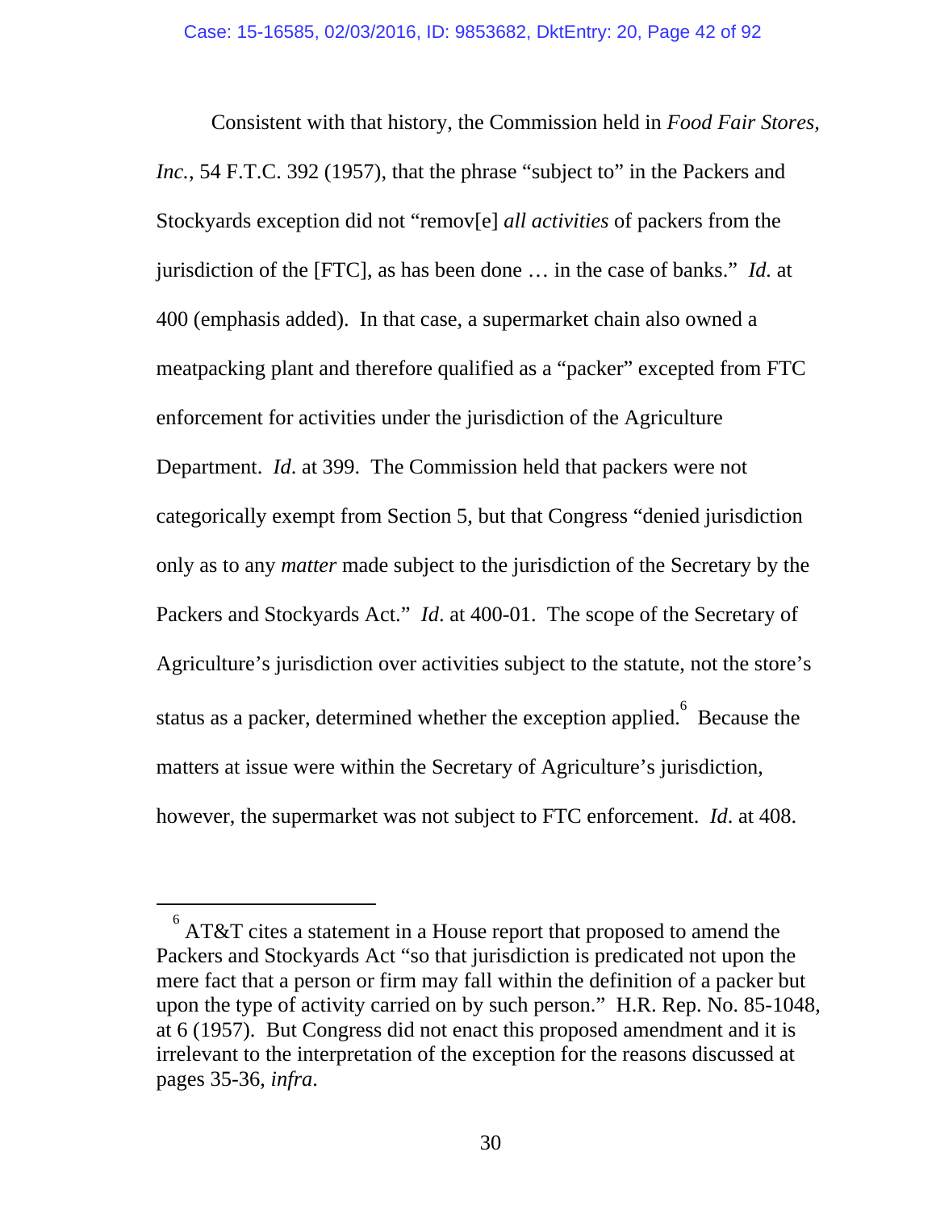Consistent with that history, the Commission held in *Food Fair Stores, Inc.*, 54 F.T.C. 392 (1957), that the phrase "subject to" in the Packers and Stockyards exception did not "remov[e] *all activities* of packers from the jurisdiction of the [FTC], as has been done … in the case of banks." *Id.* at 400 (emphasis added). In that case, a supermarket chain also owned a meatpacking plant and therefore qualified as a "packer" excepted from FTC enforcement for activities under the jurisdiction of the Agriculture Department. *Id*. at 399. The Commission held that packers were not categorically exempt from Section 5, but that Congress "denied jurisdiction only as to any *matter* made subject to the jurisdiction of the Secretary by the Packers and Stockyards Act." *Id*. at 400-01. The scope of the Secretary of Agriculture's jurisdiction over activities subject to the statute, not the store's status as a packer, determined whether the exception applied.[6] Because the matters at issue were within the Secretary of Agriculture's jurisdiction, however, the supermarket was not subject to FTC enforcement. *Id*. at 408.

---

[6] AT&T cites a statement in a House report that proposed to amend the Packers and Stockyards Act "so that jurisdiction is predicated not upon the mere fact that a person or firm may fall within the definition of a packer but upon the type of activity carried on by such person." H.R. Rep. No. 85-1048, at 6 (1957). But Congress did not enact this proposed amendment and it is irrelevant to the interpretation of the exception for the reasons discussed at pages 35-36, *infra*.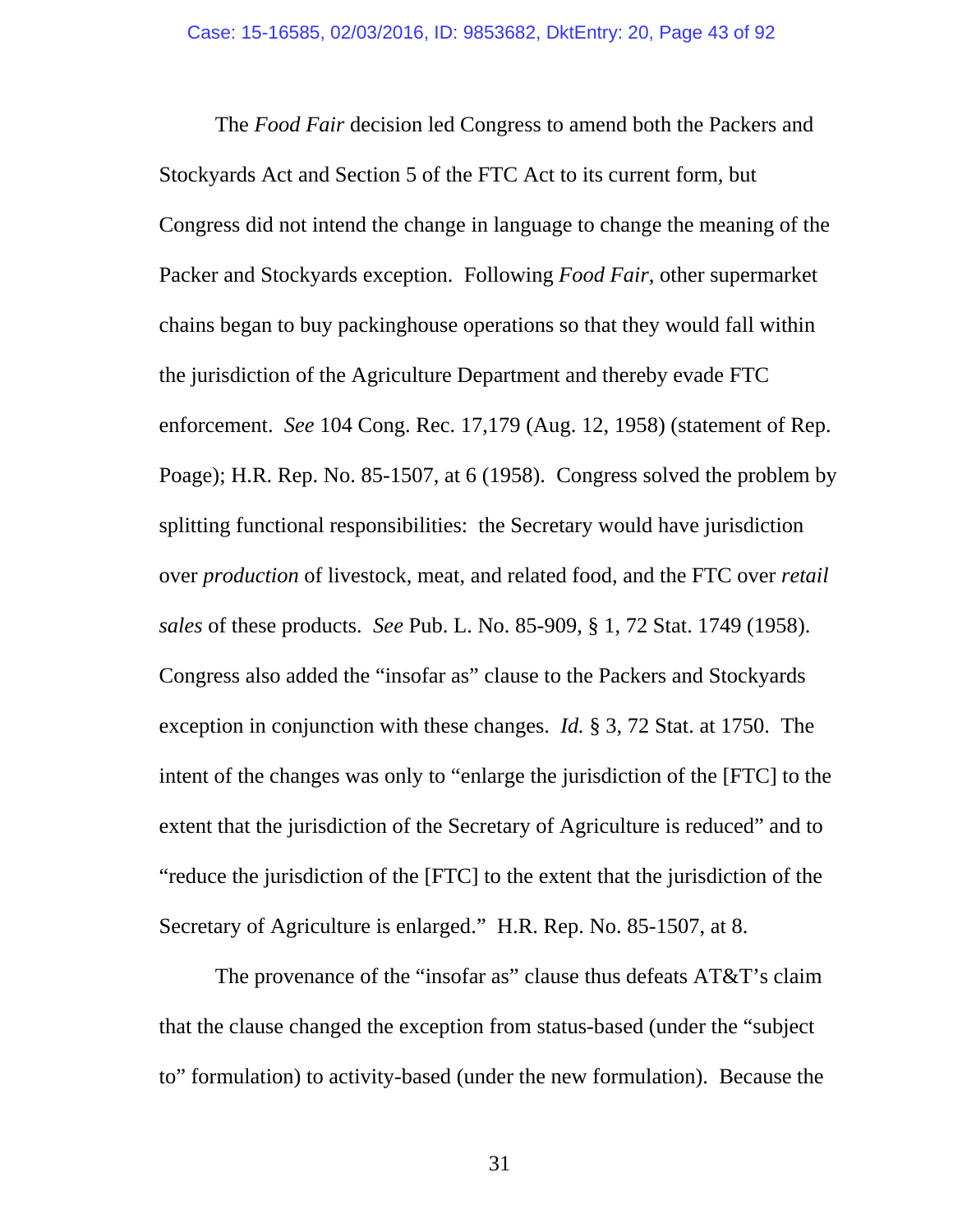The *Food Fair* decision led Congress to amend both the Packers and Stockyards Act and Section 5 of the FTC Act to its current form, but Congress did not intend the change in language to change the meaning of the Packer and Stockyards exception. Following *Food Fair*, other supermarket chains began to buy packinghouse operations so that they would fall within the jurisdiction of the Agriculture Department and thereby evade FTC enforcement. *See* 104 Cong. Rec. 17,179 (Aug. 12, 1958) (statement of Rep. Poage); H.R. Rep. No. 85-1507, at 6 (1958). Congress solved the problem by splitting functional responsibilities: the Secretary would have jurisdiction over *production* of livestock, meat, and related food, and the FTC over *retail sales* of these products. *See* Pub. L. No. 85-909, § 1, 72 Stat. 1749 (1958). Congress also added the "insofar as" clause to the Packers and Stockyards exception in conjunction with these changes. *Id.* § 3, 72 Stat. at 1750. The intent of the changes was only to "enlarge the jurisdiction of the [FTC] to the extent that the jurisdiction of the Secretary of Agriculture is reduced" and to "reduce the jurisdiction of the [FTC] to the extent that the jurisdiction of the Secretary of Agriculture is enlarged." H.R. Rep. No. 85-1507, at 8.

The provenance of the "insofar as" clause thus defeats AT&T's claim that the clause changed the exception from status-based (under the "subject to" formulation) to activity-based (under the new formulation). Because the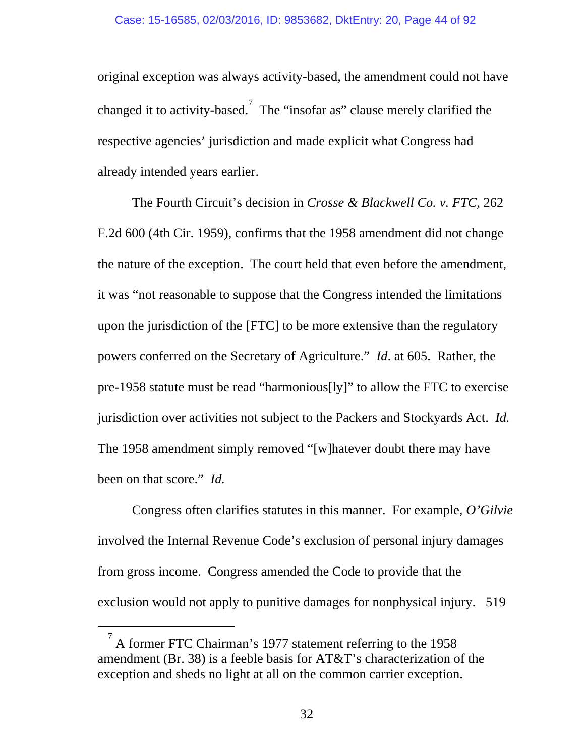original exception was always activity-based, the amendment could not have changed it to activity-based.[7] The "insofar as" clause merely clarified the respective agencies' jurisdiction and made explicit what Congress had already intended years earlier.

The Fourth Circuit's decision in *Crosse & Blackwell Co. v. FTC*, 262 F.2d 600 (4th Cir. 1959), confirms that the 1958 amendment did not change the nature of the exception. The court held that even before the amendment, it was "not reasonable to suppose that the Congress intended the limitations upon the jurisdiction of the [FTC] to be more extensive than the regulatory powers conferred on the Secretary of Agriculture." *Id*. at 605. Rather, the pre-1958 statute must be read "harmonious[ly]" to allow the FTC to exercise jurisdiction over activities not subject to the Packers and Stockyards Act. *Id.* The 1958 amendment simply removed "[w]hatever doubt there may have been on that score." *Id.*

Congress often clarifies statutes in this manner. For example, *O'Gilvie* involved the Internal Revenue Code's exclusion of personal injury damages from gross income. Congress amended the Code to provide that the exclusion would not apply to punitive damages for nonphysical injury. 519

---

[7] A former FTC Chairman's 1977 statement referring to the 1958 amendment (Br. 38) is a feeble basis for AT&T's characterization of the exception and sheds no light at all on the common carrier exception.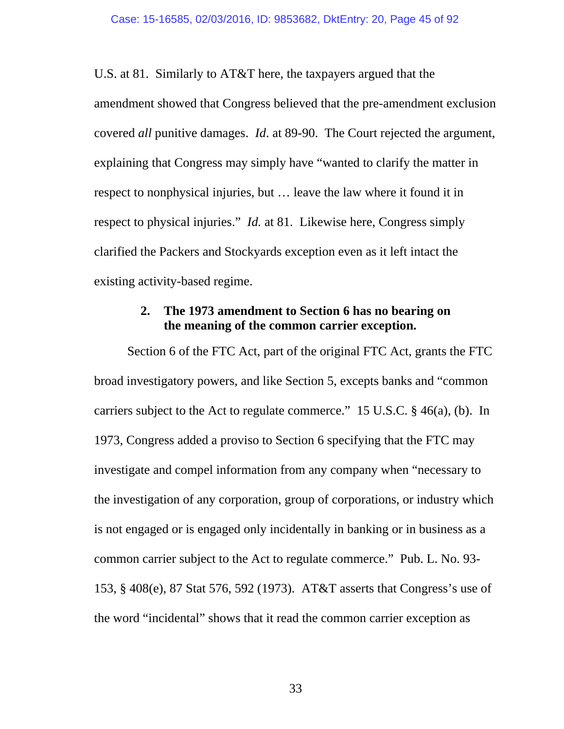U.S. at 81. Similarly to AT&T here, the taxpayers argued that the amendment showed that Congress believed that the pre-amendment exclusion covered *all* punitive damages. *Id*. at 89-90. The Court rejected the argument, explaining that Congress may simply have "wanted to clarify the matter in respect to nonphysical injuries, but … leave the law where it found it in respect to physical injuries." *Id.* at 81. Likewise here, Congress simply clarified the Packers and Stockyards exception even as it left intact the existing activity-based regime.

### 2. The 1973 amendment to Section 6 has no bearing on the meaning of the common carrier exception.

Section 6 of the FTC Act, part of the original FTC Act, grants the FTC broad investigatory powers, and like Section 5, excepts banks and "common carriers subject to the Act to regulate commerce." 15 U.S.C. § 46(a), (b). In 1973, Congress added a proviso to Section 6 specifying that the FTC may investigate and compel information from any company when "necessary to the investigation of any corporation, group of corporations, or industry which is not engaged or is engaged only incidentally in banking or in business as a common carrier subject to the Act to regulate commerce." Pub. L. No. 93-153, § 408(e), 87 Stat 576, 592 (1973). AT&T asserts that Congress's use of the word "incidental" shows that it read the common carrier exception as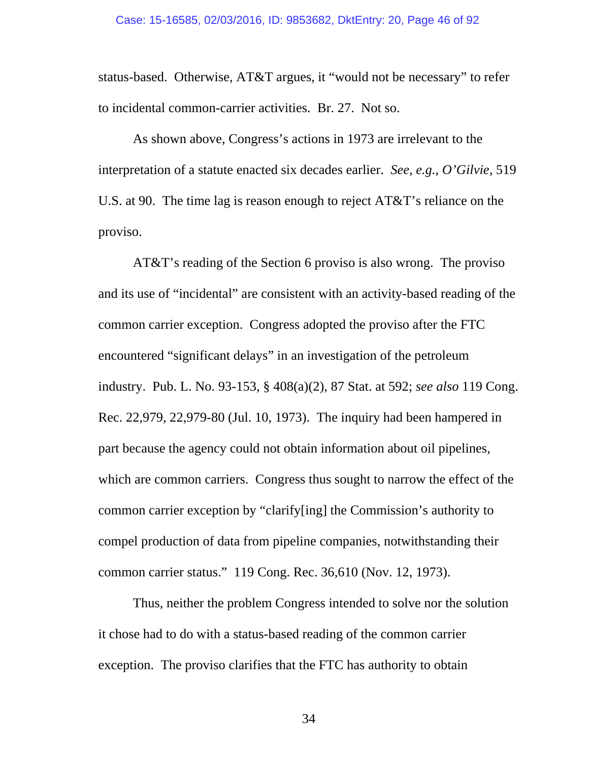status-based. Otherwise, AT&T argues, it "would not be necessary" to refer to incidental common-carrier activities. Br. 27. Not so.

As shown above, Congress's actions in 1973 are irrelevant to the interpretation of a statute enacted six decades earlier. *See, e.g.*, *O'Gilvie*, 519 U.S. at 90. The time lag is reason enough to reject AT&T's reliance on the proviso.

AT&T's reading of the Section 6 proviso is also wrong. The proviso and its use of "incidental" are consistent with an activity-based reading of the common carrier exception. Congress adopted the proviso after the FTC encountered "significant delays" in an investigation of the petroleum industry. Pub. L. No. 93-153, § 408(a)(2), 87 Stat. at 592; *see also* 119 Cong. Rec. 22,979, 22,979-80 (Jul. 10, 1973). The inquiry had been hampered in part because the agency could not obtain information about oil pipelines, which are common carriers. Congress thus sought to narrow the effect of the common carrier exception by "clarify[ing] the Commission's authority to compel production of data from pipeline companies, notwithstanding their common carrier status." 119 Cong. Rec. 36,610 (Nov. 12, 1973).

Thus, neither the problem Congress intended to solve nor the solution it chose had to do with a status-based reading of the common carrier exception. The proviso clarifies that the FTC has authority to obtain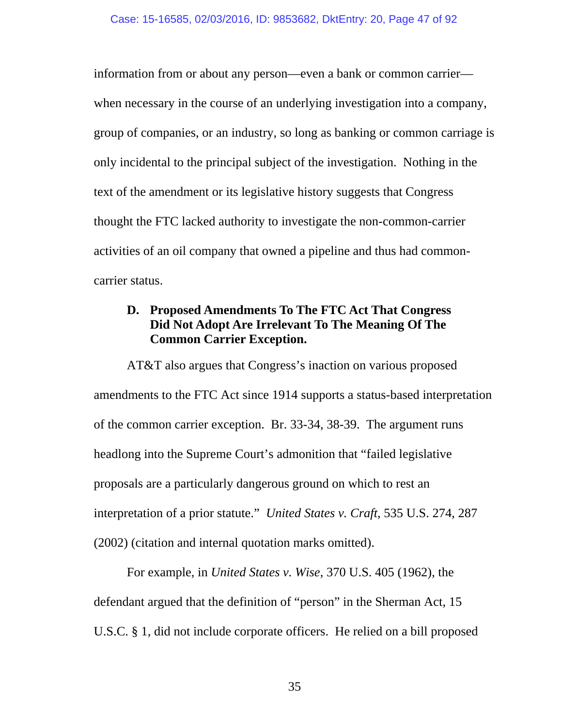information from or about any person—even a bank or common carrier—when necessary in the course of an underlying investigation into a company, group of companies, or an industry, so long as banking or common carriage is only incidental to the principal subject of the investigation. Nothing in the text of the amendment or its legislative history suggests that Congress thought the FTC lacked authority to investigate the non-common-carrier activities of an oil company that owned a pipeline and thus had common-carrier status.

### D. Proposed Amendments To The FTC Act That Congress Did Not Adopt Are Irrelevant To The Meaning Of The Common Carrier Exception.

AT&T also argues that Congress's inaction on various proposed amendments to the FTC Act since 1914 supports a status-based interpretation of the common carrier exception. Br. 33-34, 38-39. The argument runs headlong into the Supreme Court's admonition that "failed legislative proposals are a particularly dangerous ground on which to rest an interpretation of a prior statute." *United States v. Craft*, 535 U.S. 274, 287 (2002) (citation and internal quotation marks omitted).

For example, in *United States v. Wise*, 370 U.S. 405 (1962), the defendant argued that the definition of "person" in the Sherman Act, 15 U.S.C. § 1, did not include corporate officers. He relied on a bill proposed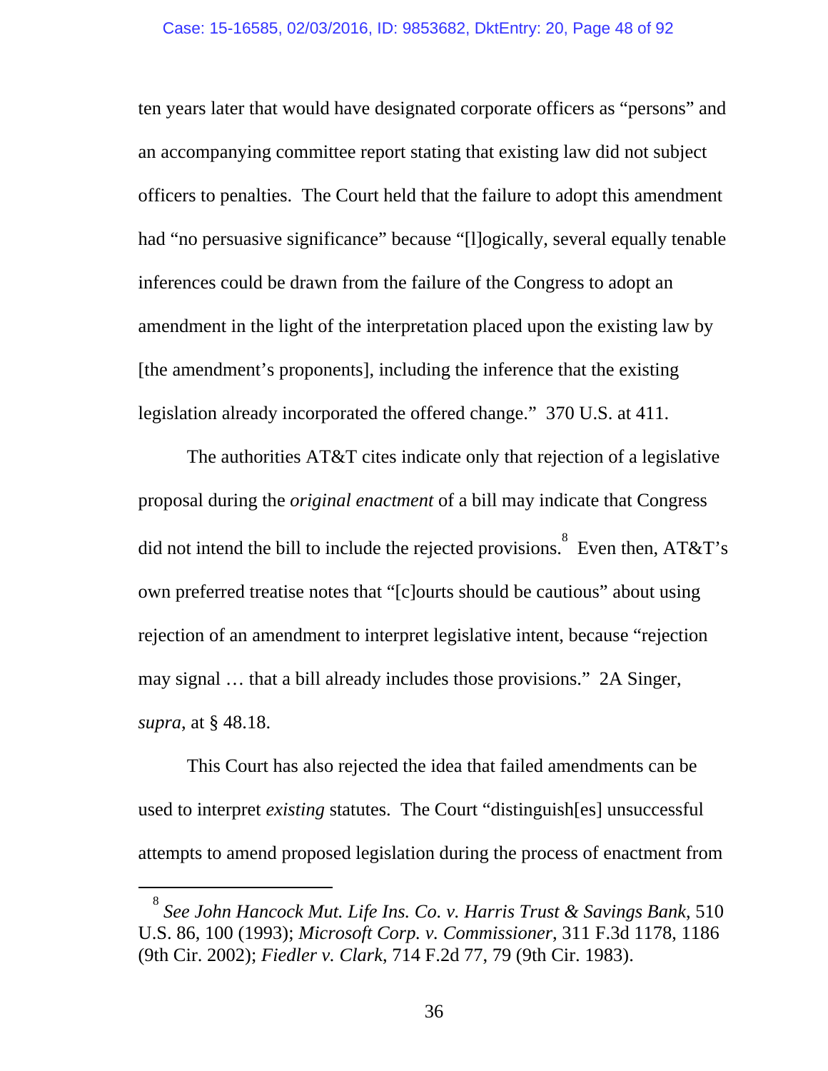ten years later that would have designated corporate officers as "persons" and an accompanying committee report stating that existing law did not subject officers to penalties. The Court held that the failure to adopt this amendment had "no persuasive significance" because "[l]ogically, several equally tenable inferences could be drawn from the failure of the Congress to adopt an amendment in the light of the interpretation placed upon the existing law by [the amendment's proponents], including the inference that the existing legislation already incorporated the offered change." 370 U.S. at 411.

The authorities AT&T cites indicate only that rejection of a legislative proposal during the *original enactment* of a bill may indicate that Congress did not intend the bill to include the rejected provisions.[8] Even then, AT&T's own preferred treatise notes that "[c]ourts should be cautious" about using rejection of an amendment to interpret legislative intent, because "rejection may signal … that a bill already includes those provisions." 2A Singer, *supra*, at § 48.18.

This Court has also rejected the idea that failed amendments can be used to interpret *existing* statutes. The Court "distinguish[es] unsuccessful attempts to amend proposed legislation during the process of enactment from

---

[8] *See John Hancock Mut. Life Ins. Co. v. Harris Trust & Savings Bank*, 510 U.S. 86, 100 (1993); *Microsoft Corp. v. Commissioner*, 311 F.3d 1178, 1186 (9th Cir. 2002); *Fiedler v. Clark*, 714 F.2d 77, 79 (9th Cir. 1983).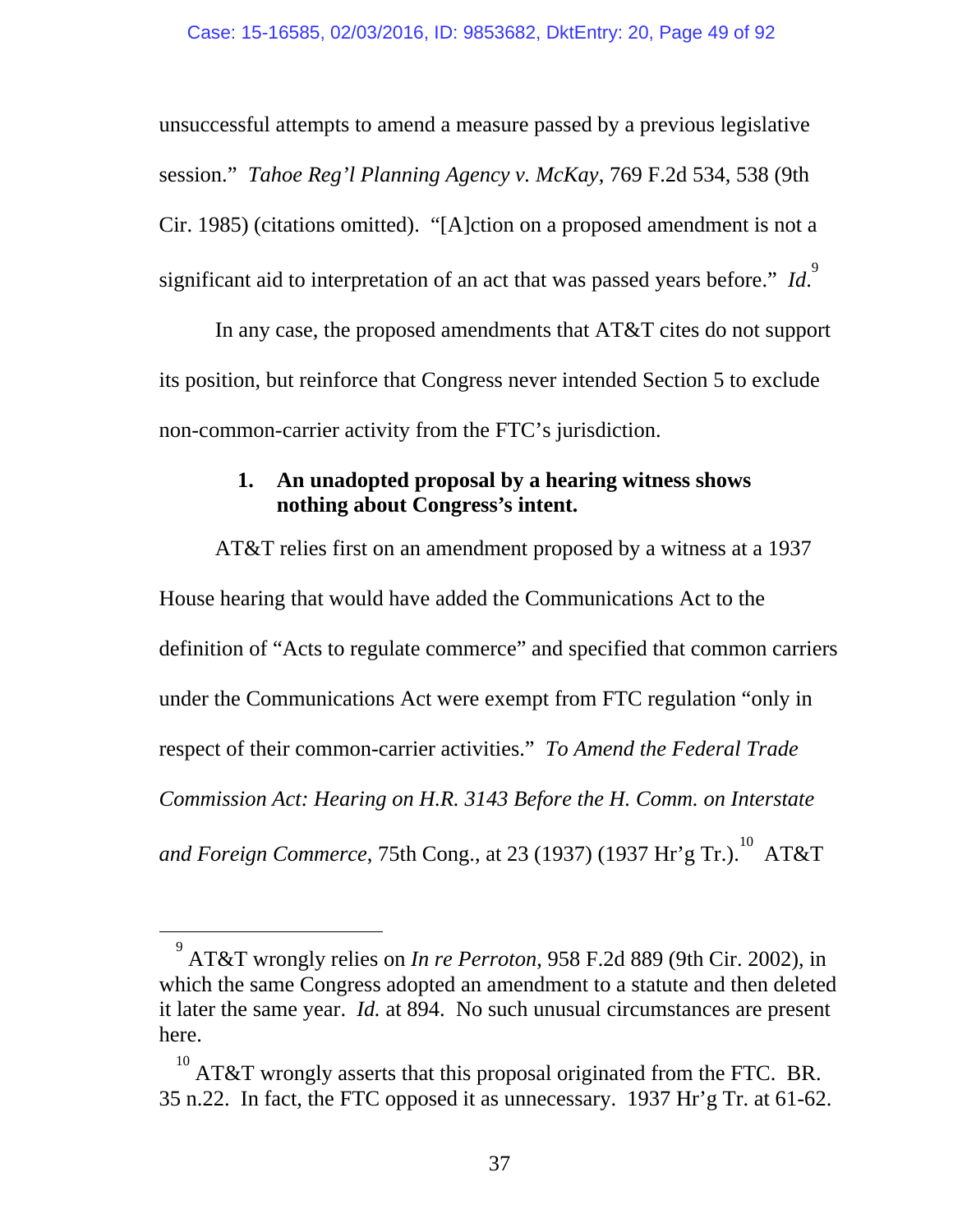unsuccessful attempts to amend a measure passed by a previous legislative session." *Tahoe Reg'l Planning Agency v. McKay*, 769 F.2d 534, 538 (9th Cir. 1985) (citations omitted). "[A]ction on a proposed amendment is not a significant aid to interpretation of an act that was passed years before." *Id.*[9]

In any case, the proposed amendments that AT&T cites do not support its position, but reinforce that Congress never intended Section 5 to exclude non-common-carrier activity from the FTC's jurisdiction.

### 1. An unadopted proposal by a hearing witness shows nothing about Congress's intent.

AT&T relies first on an amendment proposed by a witness at a 1937 House hearing that would have added the Communications Act to the definition of "Acts to regulate commerce" and specified that common carriers under the Communications Act were exempt from FTC regulation "only in respect of their common-carrier activities." *To Amend the Federal Trade Commission Act: Hearing on H.R. 3143 Before the H. Comm. on Interstate and Foreign Commerce*, 75th Cong., at 23 (1937) (1937 Hr'g Tr.).[10] AT&T

---

[9] AT&T wrongly relies on *In re Perroton*, 958 F.2d 889 (9th Cir. 2002), in which the same Congress adopted an amendment to a statute and then deleted it later the same year. *Id.* at 894. No such unusual circumstances are present here.

[10] AT&T wrongly asserts that this proposal originated from the FTC. BR. 35 n.22. In fact, the FTC opposed it as unnecessary. 1937 Hr'g Tr. at 61-62.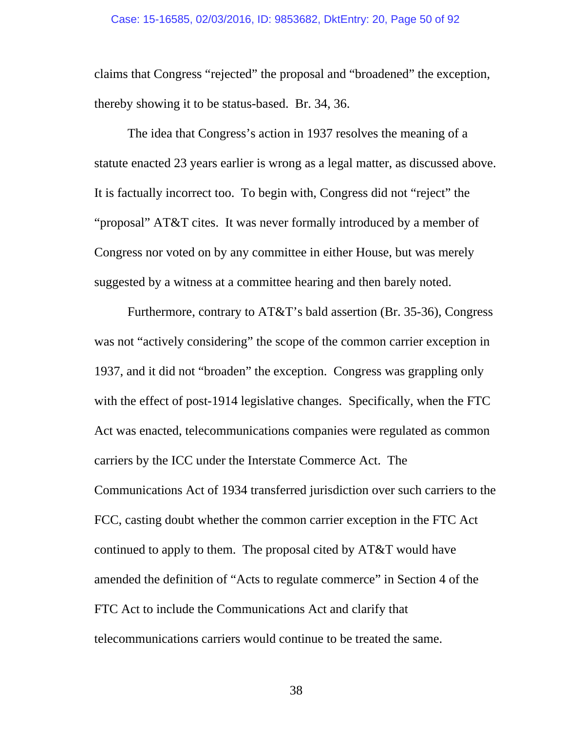claims that Congress "rejected" the proposal and "broadened" the exception, thereby showing it to be status-based. Br. 34, 36.

The idea that Congress's action in 1937 resolves the meaning of a statute enacted 23 years earlier is wrong as a legal matter, as discussed above. It is factually incorrect too. To begin with, Congress did not "reject" the "proposal" AT&T cites. It was never formally introduced by a member of Congress nor voted on by any committee in either House, but was merely suggested by a witness at a committee hearing and then barely noted.

Furthermore, contrary to AT&T's bald assertion (Br. 35-36), Congress was not "actively considering" the scope of the common carrier exception in 1937, and it did not "broaden" the exception. Congress was grappling only with the effect of post-1914 legislative changes. Specifically, when the FTC Act was enacted, telecommunications companies were regulated as common carriers by the ICC under the Interstate Commerce Act. The Communications Act of 1934 transferred jurisdiction over such carriers to the FCC, casting doubt whether the common carrier exception in the FTC Act continued to apply to them. The proposal cited by AT&T would have amended the definition of "Acts to regulate commerce" in Section 4 of the FTC Act to include the Communications Act and clarify that telecommunications carriers would continue to be treated the same.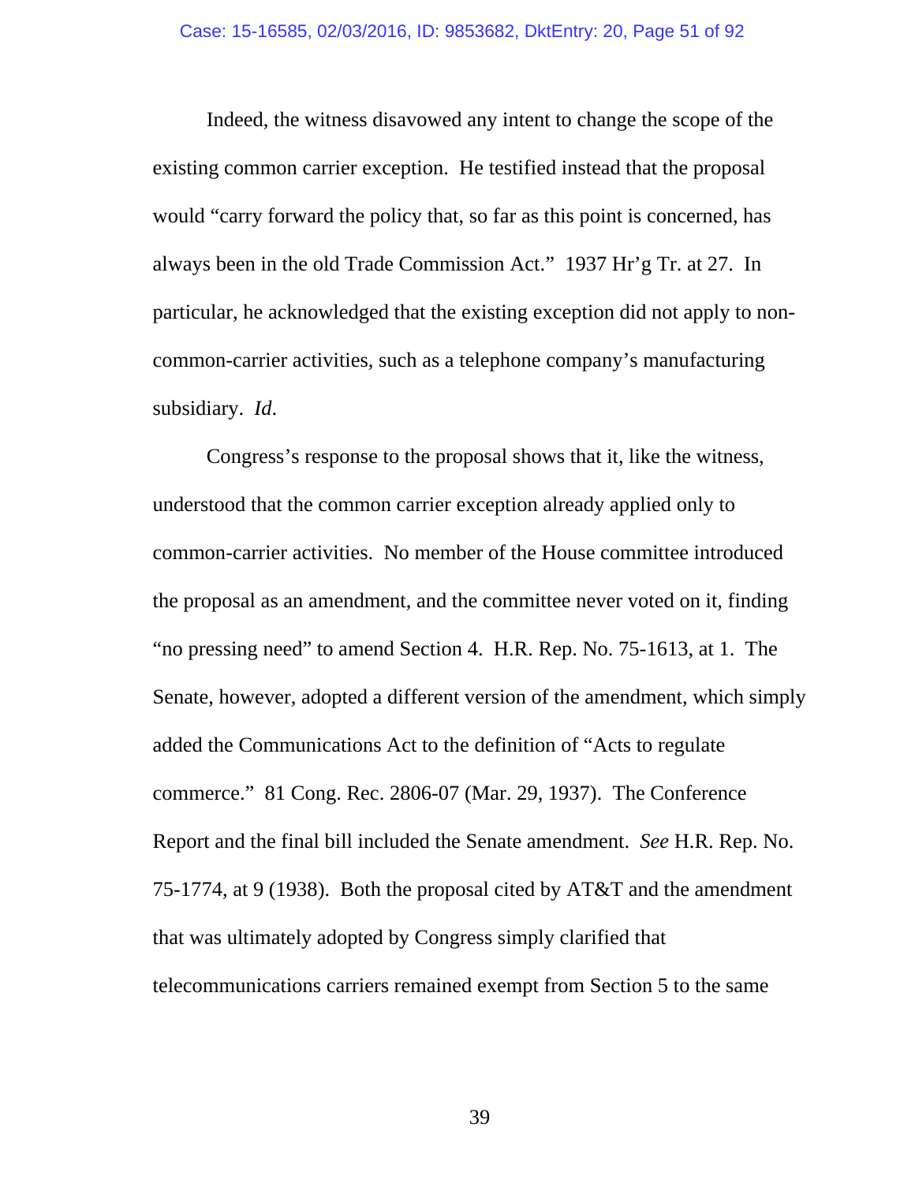Indeed, the witness disavowed any intent to change the scope of the existing common carrier exception. He testified instead that the proposal would "carry forward the policy that, so far as this point is concerned, has always been in the old Trade Commission Act." 1937 Hr'g Tr. at 27. In particular, he acknowledged that the existing exception did not apply to non-common-carrier activities, such as a telephone company's manufacturing subsidiary. *Id*.

Congress's response to the proposal shows that it, like the witness, understood that the common carrier exception already applied only to common-carrier activities. No member of the House committee introduced the proposal as an amendment, and the committee never voted on it, finding "no pressing need" to amend Section 4. H.R. Rep. No. 75-1613, at 1. The Senate, however, adopted a different version of the amendment, which simply added the Communications Act to the definition of "Acts to regulate commerce." 81 Cong. Rec. 2806-07 (Mar. 29, 1937). The Conference Report and the final bill included the Senate amendment. *See* H.R. Rep. No. 75-1774, at 9 (1938). Both the proposal cited by AT&T and the amendment that was ultimately adopted by Congress simply clarified that telecommunications carriers remained exempt from Section 5 to the same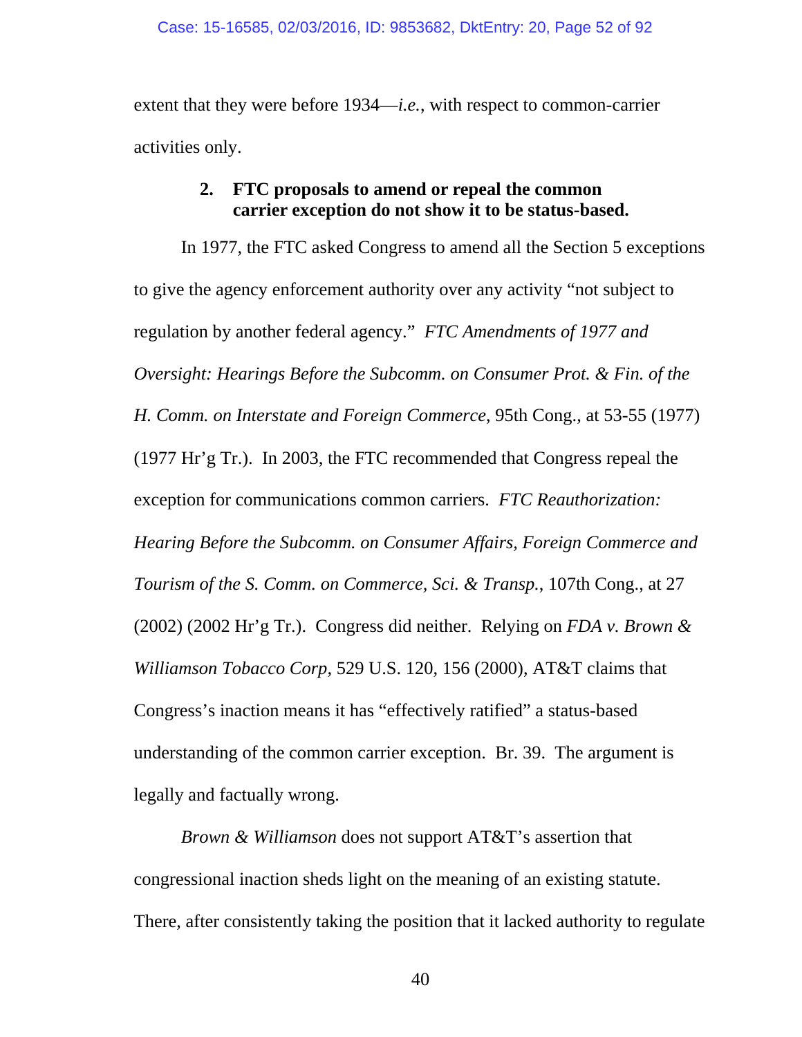extent that they were before 1934—*i.e.*, with respect to common-carrier activities only.

### 2. FTC proposals to amend or repeal the common carrier exception do not show it to be status-based.

In 1977, the FTC asked Congress to amend all the Section 5 exceptions to give the agency enforcement authority over any activity "not subject to regulation by another federal agency." *FTC Amendments of 1977 and Oversight: Hearings Before the Subcomm. on Consumer Prot. & Fin. of the H. Comm. on Interstate and Foreign Commerce*, 95th Cong., at 53-55 (1977) (1977 Hr'g Tr.). In 2003, the FTC recommended that Congress repeal the exception for communications common carriers. *FTC Reauthorization: Hearing Before the Subcomm. on Consumer Affairs, Foreign Commerce and Tourism of the S. Comm. on Commerce, Sci. & Transp.*, 107th Cong., at 27 (2002) (2002 Hr'g Tr.). Congress did neither. Relying on *FDA v. Brown & Williamson Tobacco Corp*, 529 U.S. 120, 156 (2000), AT&T claims that Congress's inaction means it has "effectively ratified" a status-based understanding of the common carrier exception. Br. 39. The argument is legally and factually wrong.

*Brown & Williamson* does not support AT&T's assertion that congressional inaction sheds light on the meaning of an existing statute. There, after consistently taking the position that it lacked authority to regulate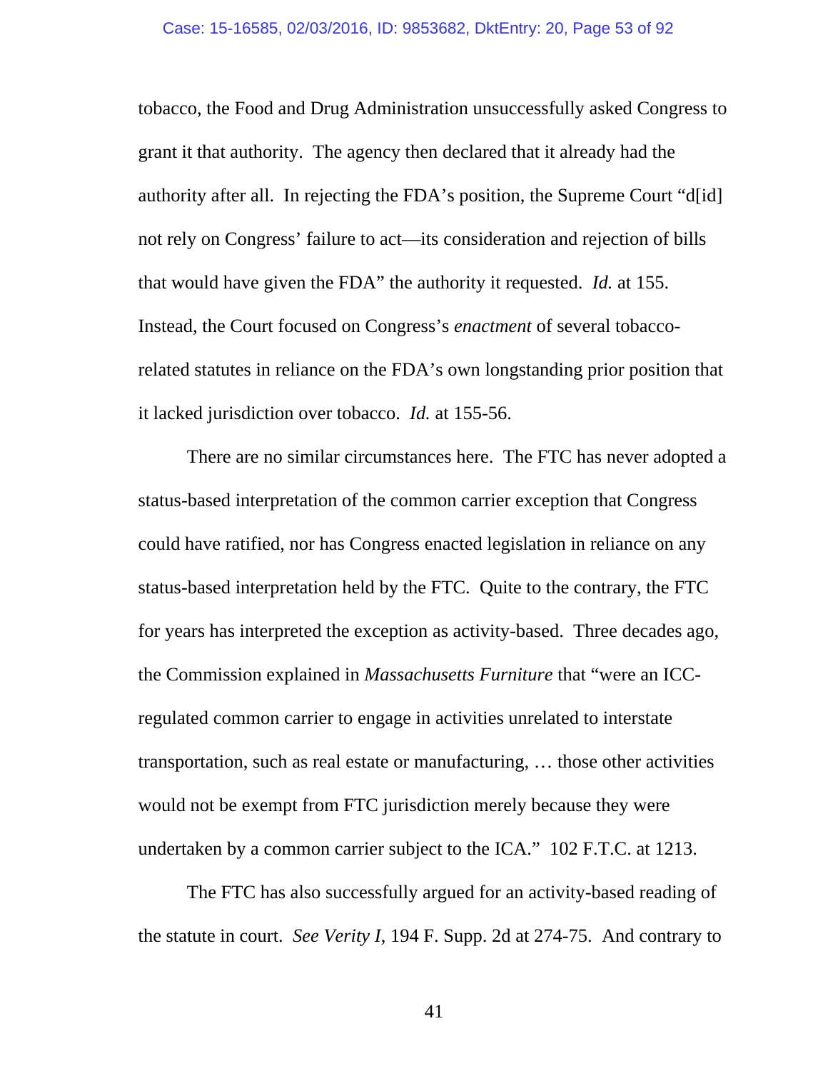tobacco, the Food and Drug Administration unsuccessfully asked Congress to grant it that authority. The agency then declared that it already had the authority after all. In rejecting the FDA's position, the Supreme Court "d[id] not rely on Congress' failure to act—its consideration and rejection of bills that would have given the FDA" the authority it requested. *Id.* at 155. Instead, the Court focused on Congress's *enactment* of several tobacco-related statutes in reliance on the FDA's own longstanding prior position that it lacked jurisdiction over tobacco. *Id.* at 155-56.

There are no similar circumstances here. The FTC has never adopted a status-based interpretation of the common carrier exception that Congress could have ratified, nor has Congress enacted legislation in reliance on any status-based interpretation held by the FTC. Quite to the contrary, the FTC for years has interpreted the exception as activity-based. Three decades ago, the Commission explained in *Massachusetts Furniture* that "were an ICC-regulated common carrier to engage in activities unrelated to interstate transportation, such as real estate or manufacturing, … those other activities would not be exempt from FTC jurisdiction merely because they were undertaken by a common carrier subject to the ICA." 102 F.T.C. at 1213.

The FTC has also successfully argued for an activity-based reading of the statute in court. *See Verity I*, 194 F. Supp. 2d at 274-75. And contrary to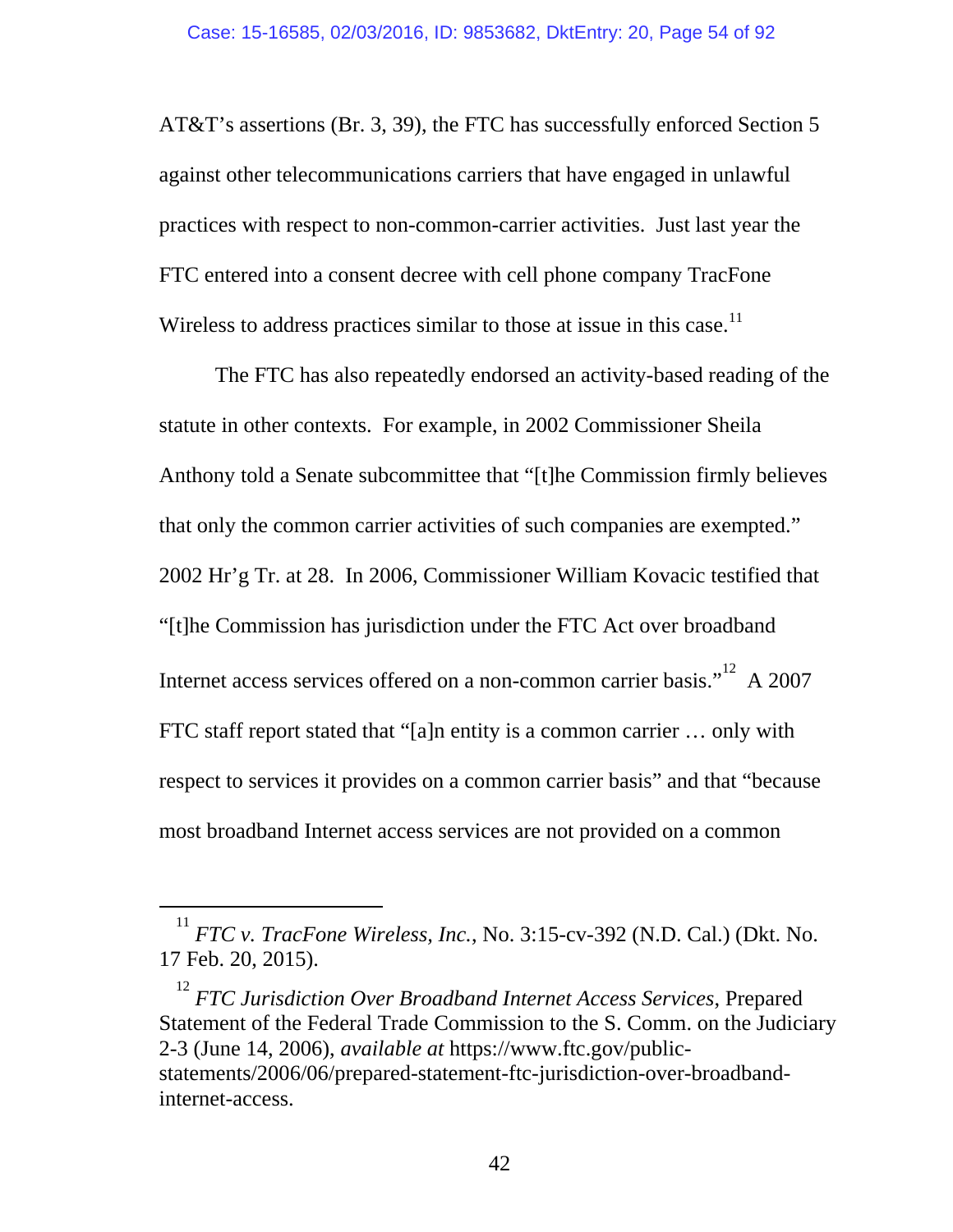AT&T's assertions (Br. 3, 39), the FTC has successfully enforced Section 5 against other telecommunications carriers that have engaged in unlawful practices with respect to non-common-carrier activities. Just last year the FTC entered into a consent decree with cell phone company TracFone Wireless to address practices similar to those at issue in this case.[11]

The FTC has also repeatedly endorsed an activity-based reading of the statute in other contexts. For example, in 2002 Commissioner Sheila Anthony told a Senate subcommittee that "[t]he Commission firmly believes that only the common carrier activities of such companies are exempted." 2002 Hr'g Tr. at 28. In 2006, Commissioner William Kovacic testified that "[t]he Commission has jurisdiction under the FTC Act over broadband Internet access services offered on a non-common carrier basis."[12] A 2007 FTC staff report stated that "[a]n entity is a common carrier … only with respect to services it provides on a common carrier basis" and that "because most broadband Internet access services are not provided on a common

---

[11] *FTC v. TracFone Wireless, Inc.*, No. 3:15-cv-392 (N.D. Cal.) (Dkt. No. 17 Feb. 20, 2015).

[12] *FTC Jurisdiction Over Broadband Internet Access Services*, Prepared Statement of the Federal Trade Commission to the S. Comm. on the Judiciary 2-3 (June 14, 2006), *available at* https://www.ftc.gov/public-statements/2006/06/prepared-statement-ftc-jurisdiction-over-broadband-internet-access.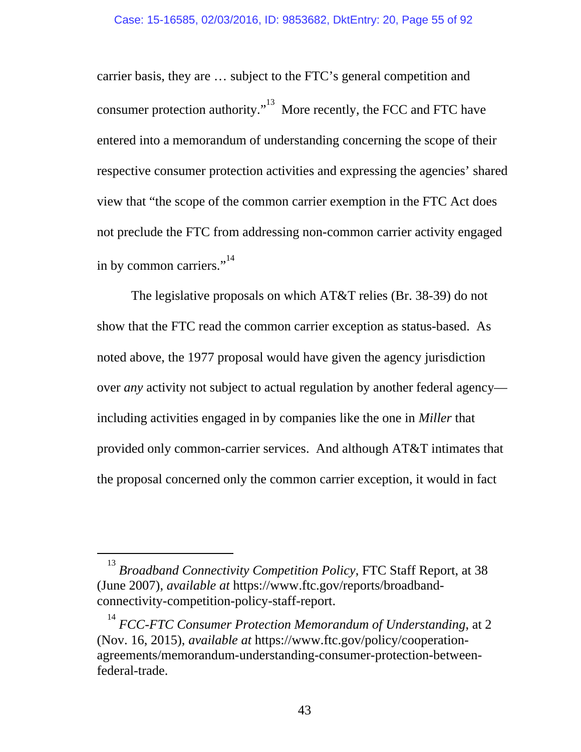carrier basis, they are … subject to the FTC's general competition and consumer protection authority."[13] More recently, the FCC and FTC have entered into a memorandum of understanding concerning the scope of their respective consumer protection activities and expressing the agencies' shared view that "the scope of the common carrier exemption in the FTC Act does not preclude the FTC from addressing non-common carrier activity engaged in by common carriers."[14]

The legislative proposals on which AT&T relies (Br. 38-39) do not show that the FTC read the common carrier exception as status-based. As noted above, the 1977 proposal would have given the agency jurisdiction over *any* activity not subject to actual regulation by another federal agency—including activities engaged in by companies like the one in *Miller* that provided only common-carrier services. And although AT&T intimates that the proposal concerned only the common carrier exception, it would in fact

---

[13] *Broadband Connectivity Competition Policy*, FTC Staff Report, at 38 (June 2007), *available at* https://www.ftc.gov/reports/broadband-connectivity-competition-policy-staff-report.

[14] *FCC-FTC Consumer Protection Memorandum of Understanding*, at 2 (Nov. 16, 2015), *available at* https://www.ftc.gov/policy/cooperation-agreements/memorandum-understanding-consumer-protection-between-federal-trade.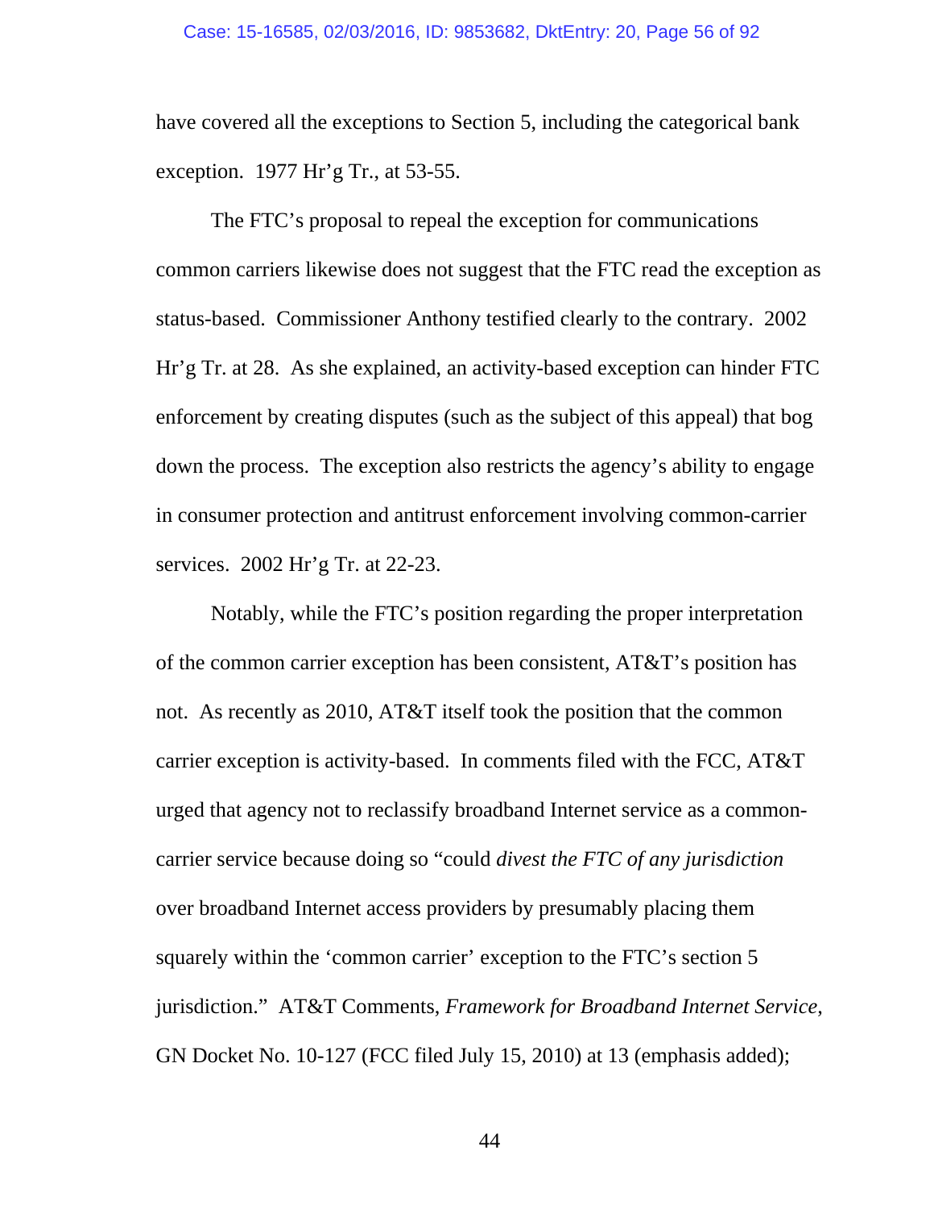have covered all the exceptions to Section 5, including the categorical bank exception. 1977 Hr'g Tr., at 53-55.

The FTC's proposal to repeal the exception for communications common carriers likewise does not suggest that the FTC read the exception as status-based. Commissioner Anthony testified clearly to the contrary. 2002 Hr'g Tr. at 28. As she explained, an activity-based exception can hinder FTC enforcement by creating disputes (such as the subject of this appeal) that bog down the process. The exception also restricts the agency's ability to engage in consumer protection and antitrust enforcement involving common-carrier services. 2002 Hr'g Tr. at 22-23.

Notably, while the FTC's position regarding the proper interpretation of the common carrier exception has been consistent, AT&T's position has not. As recently as 2010, AT&T itself took the position that the common carrier exception is activity-based. In comments filed with the FCC, AT&T urged that agency not to reclassify broadband Internet service as a common-carrier service because doing so "could *divest the FTC of any jurisdiction* over broadband Internet access providers by presumably placing them squarely within the 'common carrier' exception to the FTC's section 5 jurisdiction." AT&T Comments, *Framework for Broadband Internet Service*, GN Docket No. 10-127 (FCC filed July 15, 2010) at 13 (emphasis added);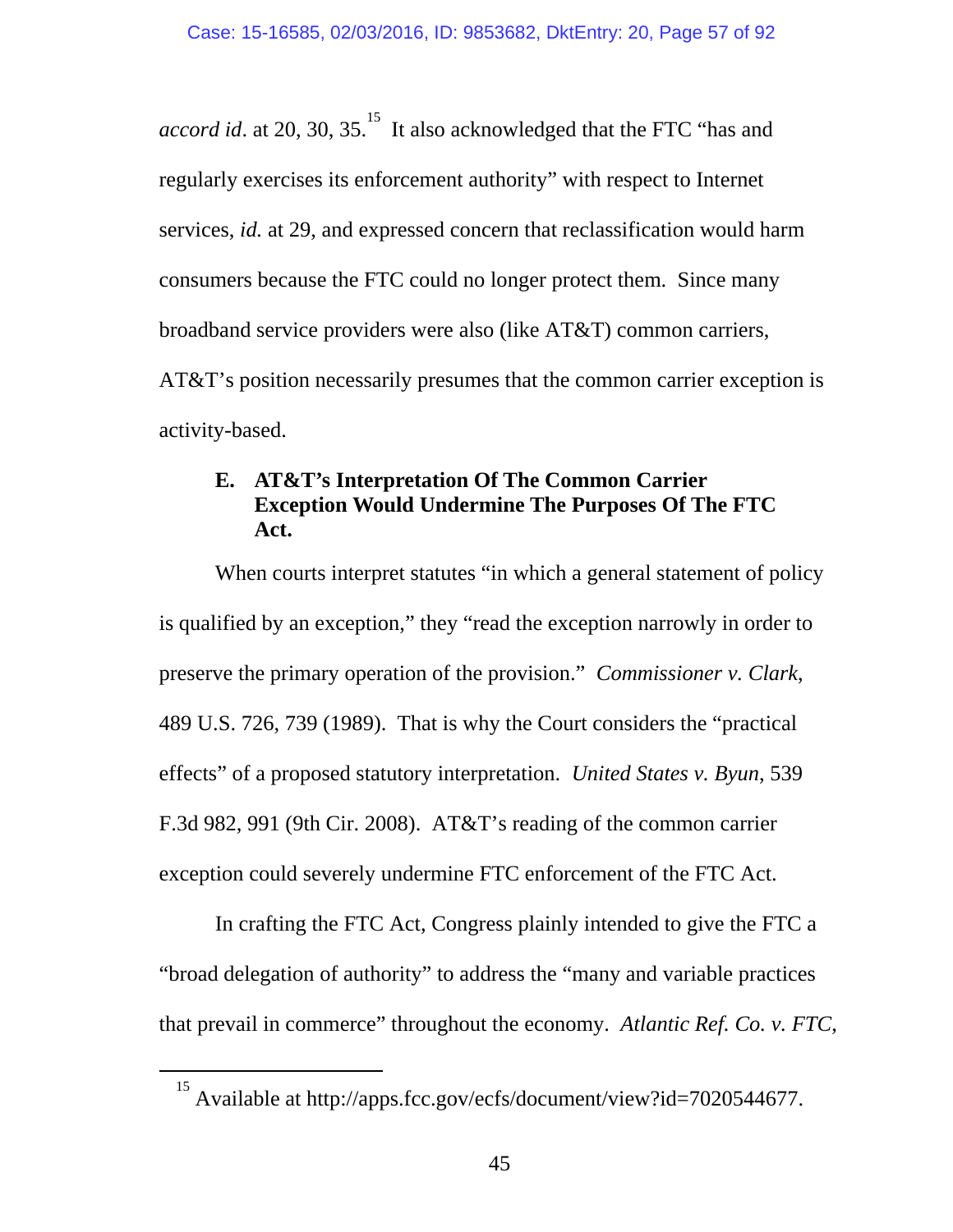*accord id*. at 20, 30, 35.[15] It also acknowledged that the FTC "has and regularly exercises its enforcement authority" with respect to Internet services, *id.* at 29, and expressed concern that reclassification would harm consumers because the FTC could no longer protect them. Since many broadband service providers were also (like AT&T) common carriers, AT&T's position necessarily presumes that the common carrier exception is activity-based.

### E. AT&T's Interpretation Of The Common Carrier Exception Would Undermine The Purposes Of The FTC Act.

When courts interpret statutes "in which a general statement of policy is qualified by an exception," they "read the exception narrowly in order to preserve the primary operation of the provision." *Commissioner v. Clark*, 489 U.S. 726, 739 (1989). That is why the Court considers the "practical effects" of a proposed statutory interpretation. *United States v. Byun*, 539 F.3d 982, 991 (9th Cir. 2008). AT&T's reading of the common carrier exception could severely undermine FTC enforcement of the FTC Act.

In crafting the FTC Act, Congress plainly intended to give the FTC a "broad delegation of authority" to address the "many and variable practices that prevail in commerce" throughout the economy. *Atlantic Ref. Co. v. FTC*,

[15] Available at http://apps.fcc.gov/ecfs/document/view?id=7020544677.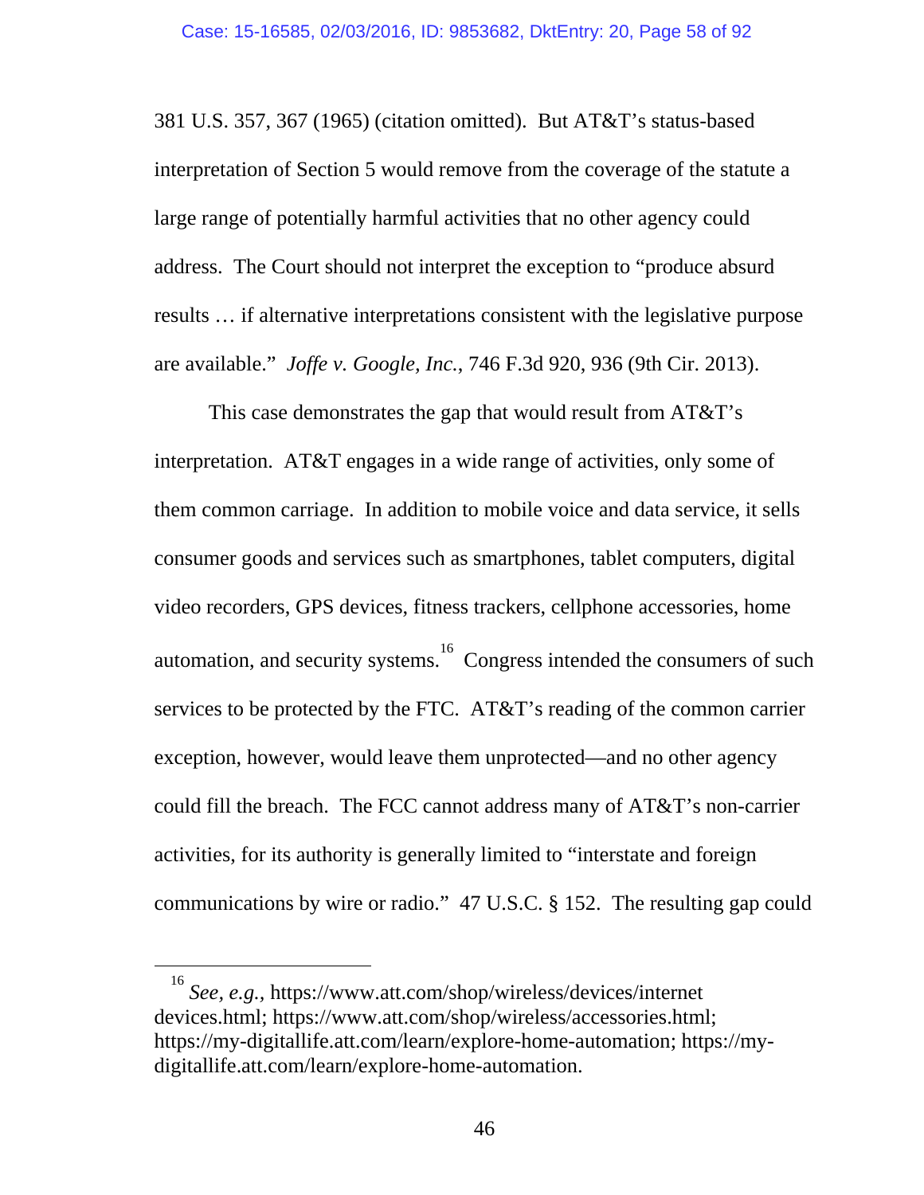381 U.S. 357, 367 (1965) (citation omitted). But AT&T's status-based interpretation of Section 5 would remove from the coverage of the statute a large range of potentially harmful activities that no other agency could address. The Court should not interpret the exception to "produce absurd results … if alternative interpretations consistent with the legislative purpose are available." *Joffe v. Google, Inc.*, 746 F.3d 920, 936 (9th Cir. 2013).

This case demonstrates the gap that would result from AT&T's interpretation. AT&T engages in a wide range of activities, only some of them common carriage. In addition to mobile voice and data service, it sells consumer goods and services such as smartphones, tablet computers, digital video recorders, GPS devices, fitness trackers, cellphone accessories, home automation, and security systems.[16] Congress intended the consumers of such services to be protected by the FTC. AT&T's reading of the common carrier exception, however, would leave them unprotected—and no other agency could fill the breach. The FCC cannot address many of AT&T's non-carrier activities, for its authority is generally limited to "interstate and foreign communications by wire or radio." 47 U.S.C. § 152. The resulting gap could

[16] *See, e.g.,* https://www.att.com/shop/wireless/devices/internet devices.html; https://www.att.com/shop/wireless/accessories.html; https://my-digitallife.att.com/learn/explore-home-automation; https://my-digitallife.att.com/learn/explore-home-automation.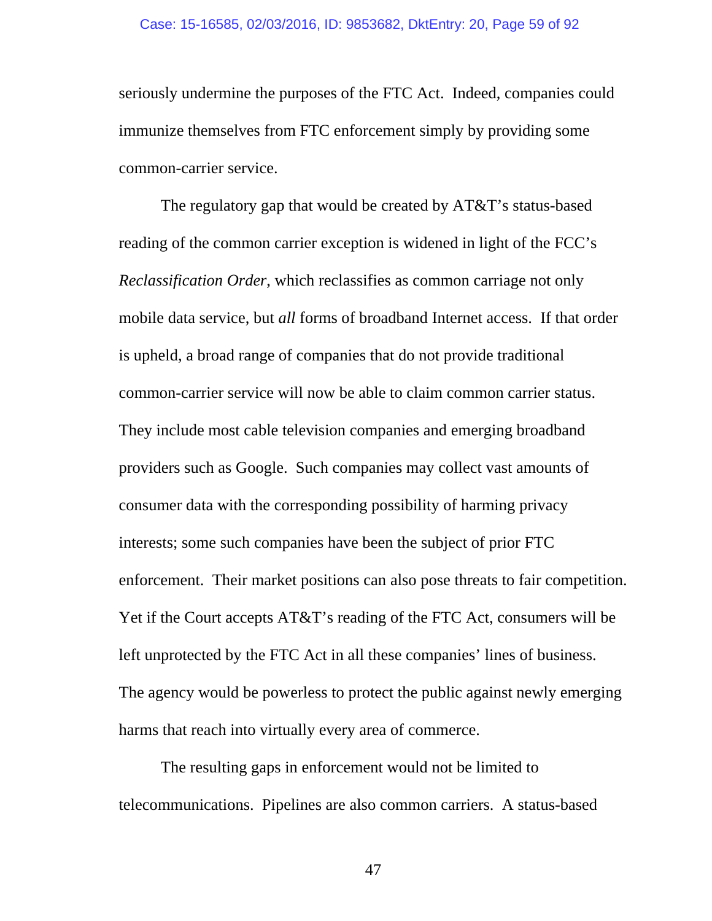seriously undermine the purposes of the FTC Act. Indeed, companies could immunize themselves from FTC enforcement simply by providing some common-carrier service.

The regulatory gap that would be created by AT&T's status-based reading of the common carrier exception is widened in light of the FCC's *Reclassification Order*, which reclassifies as common carriage not only mobile data service, but *all* forms of broadband Internet access. If that order is upheld, a broad range of companies that do not provide traditional common-carrier service will now be able to claim common carrier status. They include most cable television companies and emerging broadband providers such as Google. Such companies may collect vast amounts of consumer data with the corresponding possibility of harming privacy interests; some such companies have been the subject of prior FTC enforcement. Their market positions can also pose threats to fair competition. Yet if the Court accepts AT&T's reading of the FTC Act, consumers will be left unprotected by the FTC Act in all these companies' lines of business. The agency would be powerless to protect the public against newly emerging harms that reach into virtually every area of commerce.

The resulting gaps in enforcement would not be limited to telecommunications. Pipelines are also common carriers. A status-based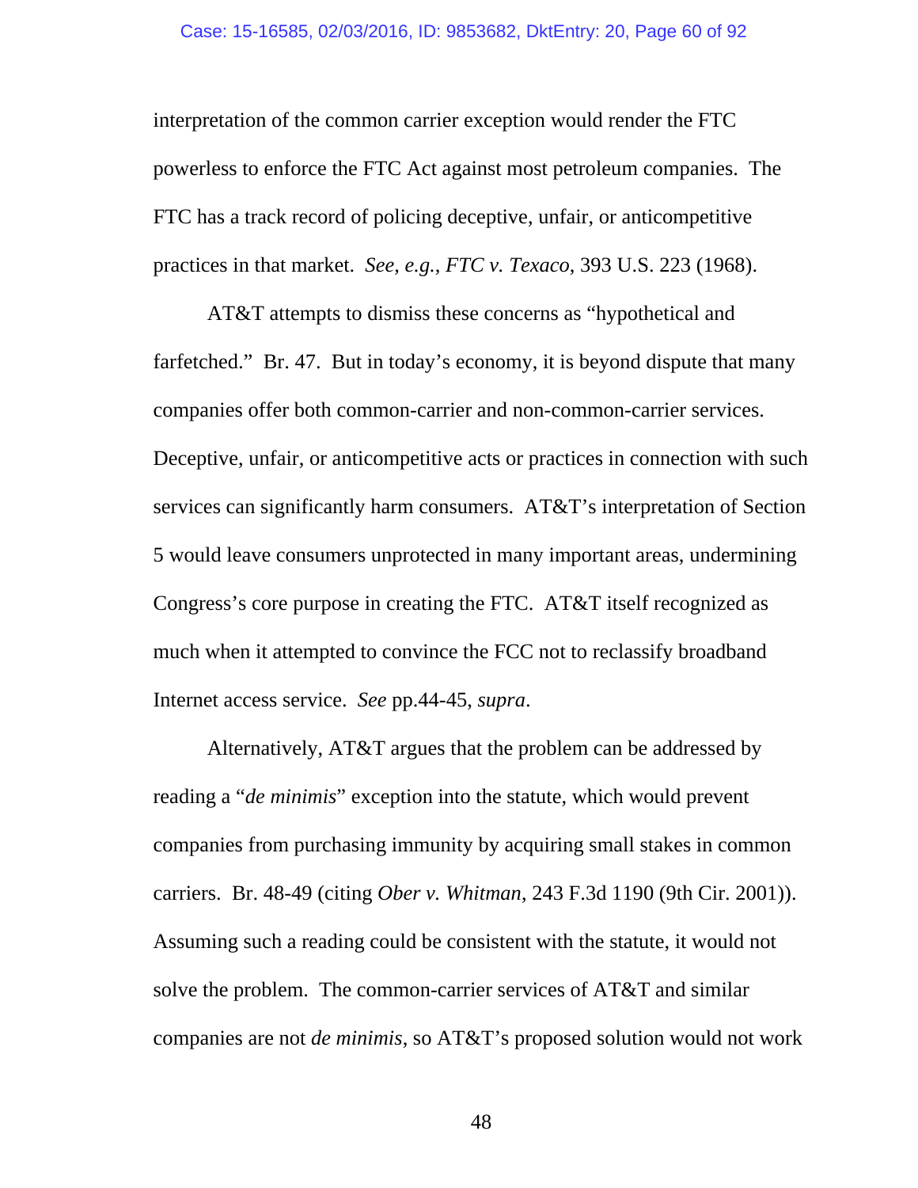interpretation of the common carrier exception would render the FTC powerless to enforce the FTC Act against most petroleum companies. The FTC has a track record of policing deceptive, unfair, or anticompetitive practices in that market. *See, e.g.*, *FTC v. Texaco*, 393 U.S. 223 (1968).

AT&T attempts to dismiss these concerns as "hypothetical and farfetched." Br. 47. But in today's economy, it is beyond dispute that many companies offer both common-carrier and non-common-carrier services. Deceptive, unfair, or anticompetitive acts or practices in connection with such services can significantly harm consumers. AT&T's interpretation of Section 5 would leave consumers unprotected in many important areas, undermining Congress's core purpose in creating the FTC. AT&T itself recognized as much when it attempted to convince the FCC not to reclassify broadband Internet access service. *See* pp.44-45, *supra*.

Alternatively, AT&T argues that the problem can be addressed by reading a "*de minimis*" exception into the statute, which would prevent companies from purchasing immunity by acquiring small stakes in common carriers. Br. 48-49 (citing *Ober v. Whitman*, 243 F.3d 1190 (9th Cir. 2001)). Assuming such a reading could be consistent with the statute, it would not solve the problem. The common-carrier services of AT&T and similar companies are not *de minimis*, so AT&T's proposed solution would not work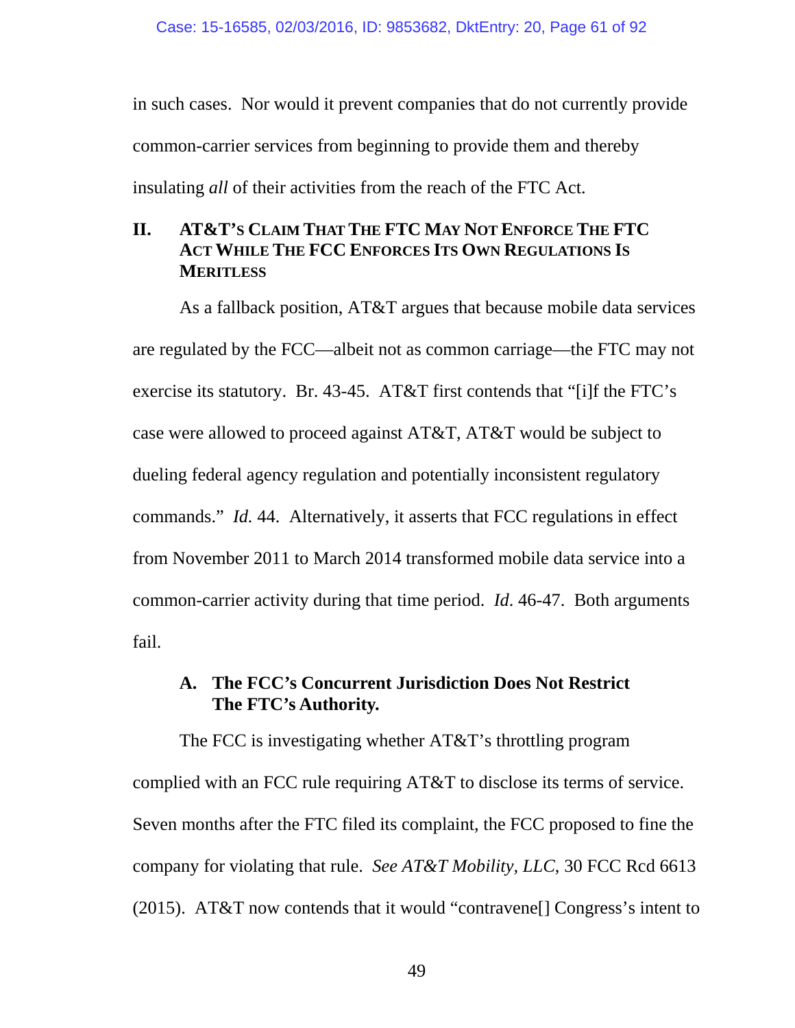in such cases. Nor would it prevent companies that do not currently provide common-carrier services from beginning to provide them and thereby insulating *all* of their activities from the reach of the FTC Act.

## II. AT&T'S CLAIM THAT THE FTC MAY NOT ENFORCE THE FTC ACT WHILE THE FCC ENFORCES ITS OWN REGULATIONS IS MERITLESS

As a fallback position, AT&T argues that because mobile data services are regulated by the FCC—albeit not as common carriage—the FTC may not exercise its statutory. Br. 43-45. AT&T first contends that "[i]f the FTC's case were allowed to proceed against AT&T, AT&T would be subject to dueling federal agency regulation and potentially inconsistent regulatory commands." *Id.* 44. Alternatively, it asserts that FCC regulations in effect from November 2011 to March 2014 transformed mobile data service into a common-carrier activity during that time period. *Id*. 46-47. Both arguments fail.

### A. The FCC's Concurrent Jurisdiction Does Not Restrict The FTC's Authority.

The FCC is investigating whether AT&T's throttling program complied with an FCC rule requiring AT&T to disclose its terms of service. Seven months after the FTC filed its complaint, the FCC proposed to fine the company for violating that rule. *See AT&T Mobility, LLC*, 30 FCC Rcd 6613 (2015). AT&T now contends that it would "contravene[] Congress's intent to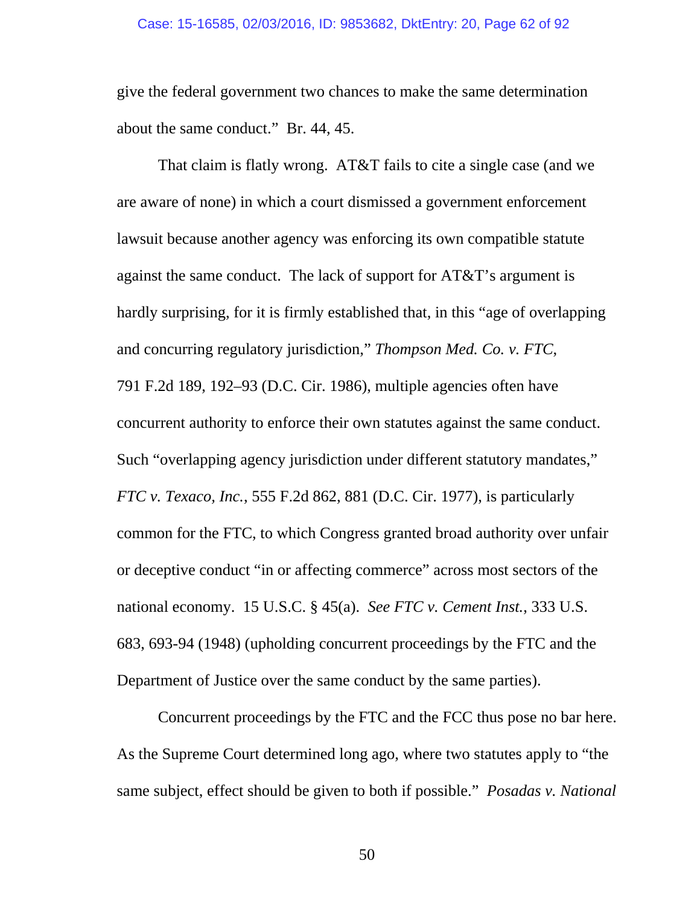give the federal government two chances to make the same determination about the same conduct." Br. 44, 45.

That claim is flatly wrong. AT&T fails to cite a single case (and we are aware of none) in which a court dismissed a government enforcement lawsuit because another agency was enforcing its own compatible statute against the same conduct. The lack of support for AT&T's argument is hardly surprising, for it is firmly established that, in this "age of overlapping and concurring regulatory jurisdiction," *Thompson Med. Co. v. FTC*, 791 F.2d 189, 192–93 (D.C. Cir. 1986), multiple agencies often have concurrent authority to enforce their own statutes against the same conduct. Such "overlapping agency jurisdiction under different statutory mandates," *FTC v. Texaco, Inc.*, 555 F.2d 862, 881 (D.C. Cir. 1977), is particularly common for the FTC, to which Congress granted broad authority over unfair or deceptive conduct "in or affecting commerce" across most sectors of the national economy. 15 U.S.C. § 45(a). *See FTC v. Cement Inst.*, 333 U.S. 683, 693-94 (1948) (upholding concurrent proceedings by the FTC and the Department of Justice over the same conduct by the same parties).

Concurrent proceedings by the FTC and the FCC thus pose no bar here. As the Supreme Court determined long ago, where two statutes apply to "the same subject, effect should be given to both if possible." *Posadas v. National*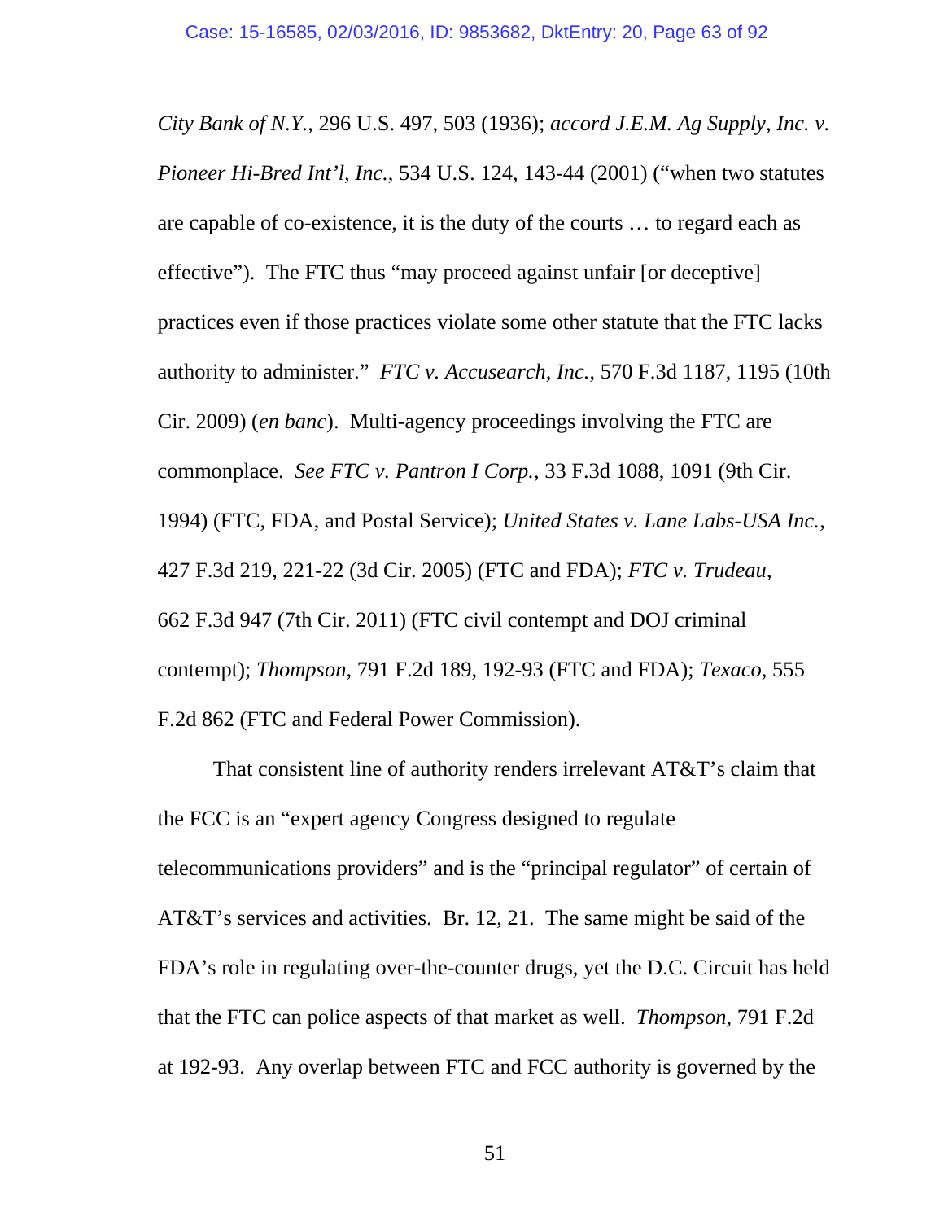*City Bank of N.Y.*, 296 U.S. 497, 503 (1936); *accord J.E.M. Ag Supply, Inc. v. Pioneer Hi-Bred Int'l, Inc.*, 534 U.S. 124, 143-44 (2001) ("when two statutes are capable of co-existence, it is the duty of the courts … to regard each as effective"). The FTC thus "may proceed against unfair [or deceptive] practices even if those practices violate some other statute that the FTC lacks authority to administer." *FTC v. Accusearch, Inc.*, 570 F.3d 1187, 1195 (10th Cir. 2009) (*en banc*). Multi-agency proceedings involving the FTC are commonplace. *See FTC v. Pantron I Corp.*, 33 F.3d 1088, 1091 (9th Cir. 1994) (FTC, FDA, and Postal Service); *United States v. Lane Labs-USA Inc.*, 427 F.3d 219, 221-22 (3d Cir. 2005) (FTC and FDA); *FTC v. Trudeau*, 662 F.3d 947 (7th Cir. 2011) (FTC civil contempt and DOJ criminal contempt); *Thompson*, 791 F.2d 189, 192-93 (FTC and FDA); *Texaco*, 555 F.2d 862 (FTC and Federal Power Commission).

That consistent line of authority renders irrelevant AT&T's claim that the FCC is an "expert agency Congress designed to regulate telecommunications providers" and is the "principal regulator" of certain of AT&T's services and activities. Br. 12, 21. The same might be said of the FDA's role in regulating over-the-counter drugs, yet the D.C. Circuit has held that the FTC can police aspects of that market as well. *Thompson*, 791 F.2d at 192-93. Any overlap between FTC and FCC authority is governed by the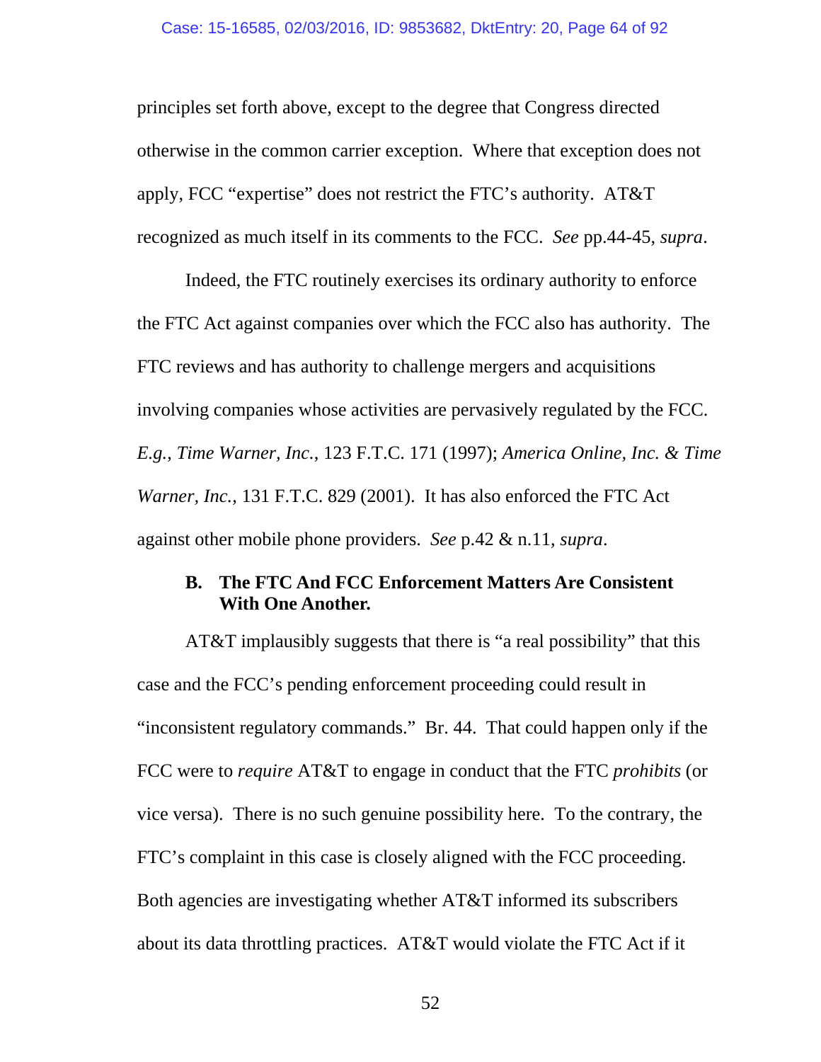principles set forth above, except to the degree that Congress directed otherwise in the common carrier exception. Where that exception does not apply, FCC "expertise" does not restrict the FTC's authority. AT&T recognized as much itself in its comments to the FCC. *See* pp.44-45, *supra*.

Indeed, the FTC routinely exercises its ordinary authority to enforce the FTC Act against companies over which the FCC also has authority. The FTC reviews and has authority to challenge mergers and acquisitions involving companies whose activities are pervasively regulated by the FCC. *E.g.*, *Time Warner, Inc.*, 123 F.T.C. 171 (1997); *America Online, Inc. & Time Warner, Inc.*, 131 F.T.C. 829 (2001). It has also enforced the FTC Act against other mobile phone providers. *See* p.42 & n.11, *supra*.

### B. The FTC And FCC Enforcement Matters Are Consistent With One Another.

AT&T implausibly suggests that there is "a real possibility" that this case and the FCC's pending enforcement proceeding could result in "inconsistent regulatory commands." Br. 44. That could happen only if the FCC were to *require* AT&T to engage in conduct that the FTC *prohibits* (or vice versa). There is no such genuine possibility here. To the contrary, the FTC's complaint in this case is closely aligned with the FCC proceeding. Both agencies are investigating whether AT&T informed its subscribers about its data throttling practices. AT&T would violate the FTC Act if it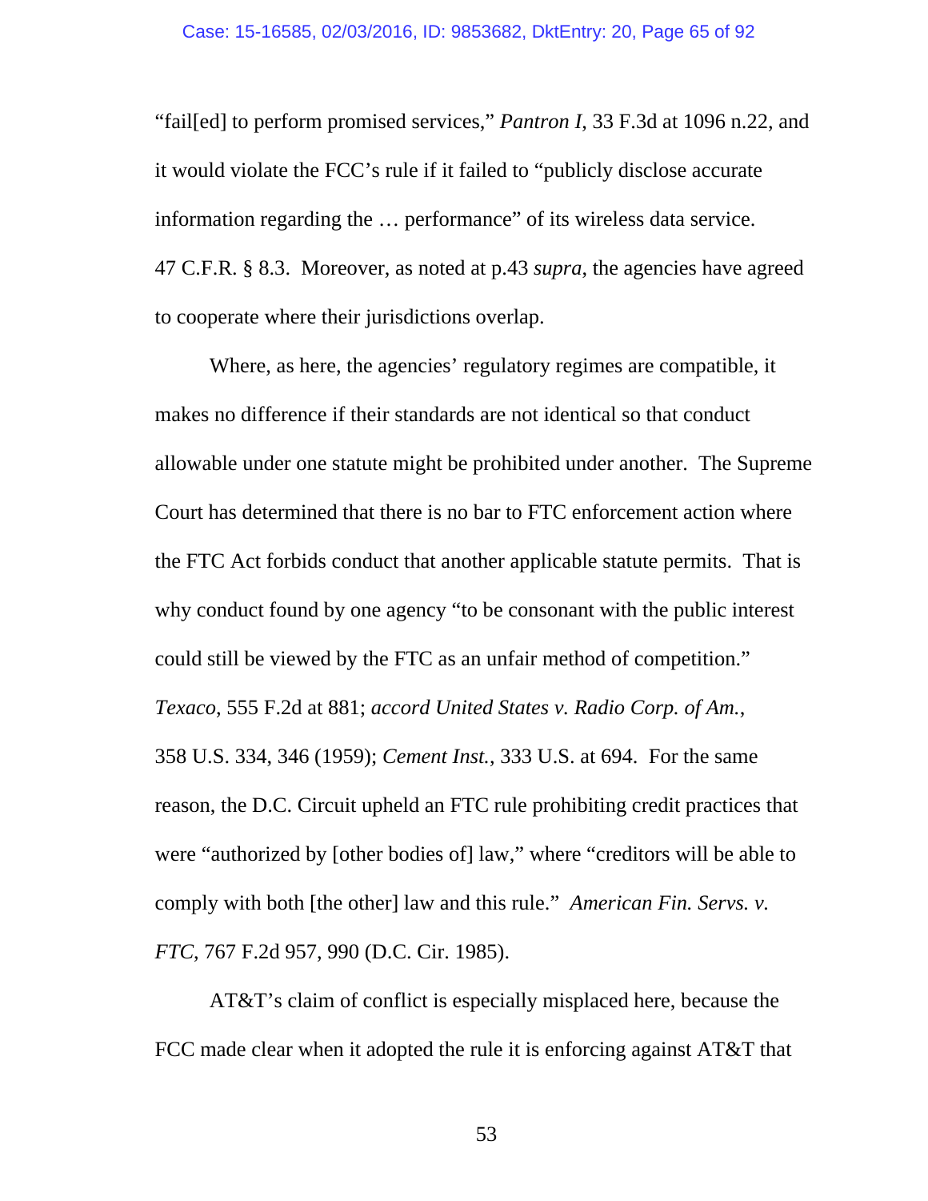"fail[ed] to perform promised services," *Pantron I*, 33 F.3d at 1096 n.22, and it would violate the FCC's rule if it failed to "publicly disclose accurate information regarding the … performance" of its wireless data service. 47 C.F.R. § 8.3. Moreover, as noted at p.43 *supra*, the agencies have agreed to cooperate where their jurisdictions overlap.

Where, as here, the agencies' regulatory regimes are compatible, it makes no difference if their standards are not identical so that conduct allowable under one statute might be prohibited under another. The Supreme Court has determined that there is no bar to FTC enforcement action where the FTC Act forbids conduct that another applicable statute permits. That is why conduct found by one agency "to be consonant with the public interest could still be viewed by the FTC as an unfair method of competition." *Texaco*, 555 F.2d at 881; *accord United States v. Radio Corp. of Am.*, 358 U.S. 334, 346 (1959); *Cement Inst.*, 333 U.S. at 694. For the same reason, the D.C. Circuit upheld an FTC rule prohibiting credit practices that were "authorized by [other bodies of] law," where "creditors will be able to comply with both [the other] law and this rule." *American Fin. Servs. v. FTC*, 767 F.2d 957, 990 (D.C. Cir. 1985).

AT&T's claim of conflict is especially misplaced here, because the FCC made clear when it adopted the rule it is enforcing against AT&T that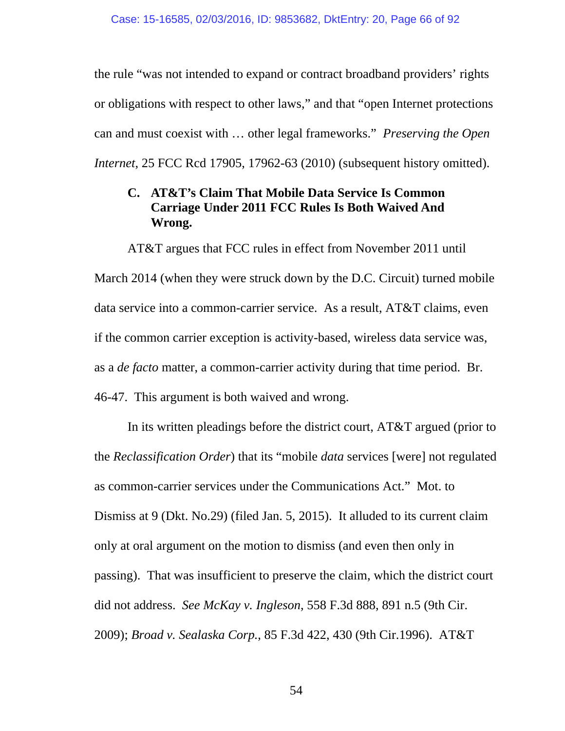the rule "was not intended to expand or contract broadband providers' rights or obligations with respect to other laws," and that "open Internet protections can and must coexist with … other legal frameworks." *Preserving the Open Internet*, 25 FCC Rcd 17905, 17962-63 (2010) (subsequent history omitted).

### C. AT&T's Claim That Mobile Data Service Is Common Carriage Under 2011 FCC Rules Is Both Waived And Wrong.

AT&T argues that FCC rules in effect from November 2011 until March 2014 (when they were struck down by the D.C. Circuit) turned mobile data service into a common-carrier service. As a result, AT&T claims, even if the common carrier exception is activity-based, wireless data service was, as a *de facto* matter, a common-carrier activity during that time period. Br. 46-47. This argument is both waived and wrong.

In its written pleadings before the district court, AT&T argued (prior to the *Reclassification Order*) that its "mobile *data* services [were] not regulated as common-carrier services under the Communications Act." Mot. to Dismiss at 9 (Dkt. No.29) (filed Jan. 5, 2015). It alluded to its current claim only at oral argument on the motion to dismiss (and even then only in passing). That was insufficient to preserve the claim, which the district court did not address. *See McKay v. Ingleson*, 558 F.3d 888, 891 n.5 (9th Cir. 2009); *Broad v. Sealaska Corp.*, 85 F.3d 422, 430 (9th Cir.1996). AT&T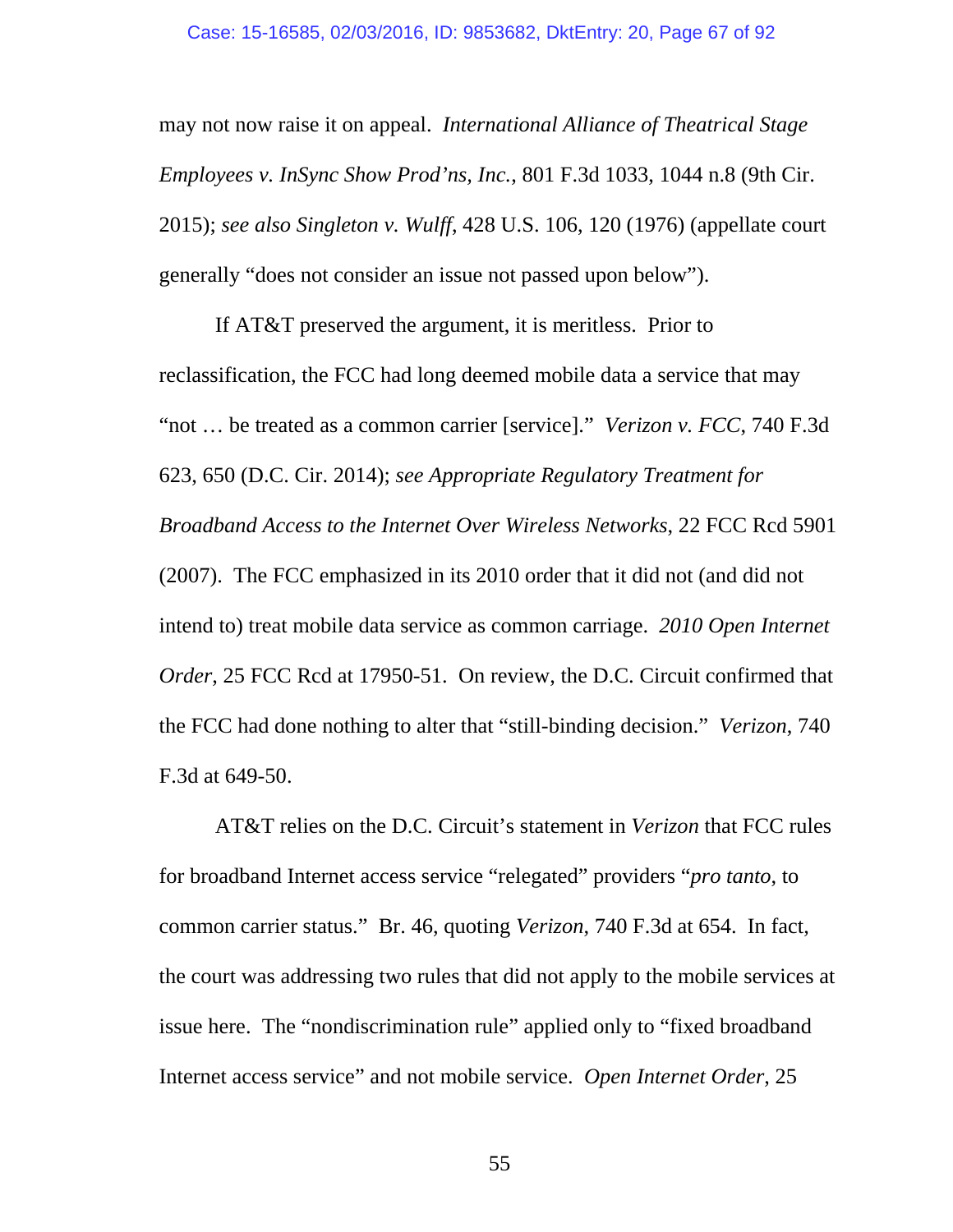may not now raise it on appeal. *International Alliance of Theatrical Stage Employees v. InSync Show Prod'ns, Inc.*, 801 F.3d 1033, 1044 n.8 (9th Cir. 2015); *see also Singleton v. Wulff*, 428 U.S. 106, 120 (1976) (appellate court generally "does not consider an issue not passed upon below").

If AT&T preserved the argument, it is meritless. Prior to reclassification, the FCC had long deemed mobile data a service that may "not … be treated as a common carrier [service]." *Verizon v. FCC*, 740 F.3d 623, 650 (D.C. Cir. 2014); *see Appropriate Regulatory Treatment for Broadband Access to the Internet Over Wireless Networks*, 22 FCC Rcd 5901 (2007). The FCC emphasized in its 2010 order that it did not (and did not intend to) treat mobile data service as common carriage. *2010 Open Internet Order*, 25 FCC Rcd at 17950-51. On review, the D.C. Circuit confirmed that the FCC had done nothing to alter that "still-binding decision." *Verizon*, 740 F.3d at 649-50.

AT&T relies on the D.C. Circuit's statement in *Verizon* that FCC rules for broadband Internet access service "relegated" providers "*pro tanto*, to common carrier status." Br. 46, quoting *Verizon*, 740 F.3d at 654. In fact, the court was addressing two rules that did not apply to the mobile services at issue here. The "nondiscrimination rule" applied only to "fixed broadband Internet access service" and not mobile service. *Open Internet Order*, 25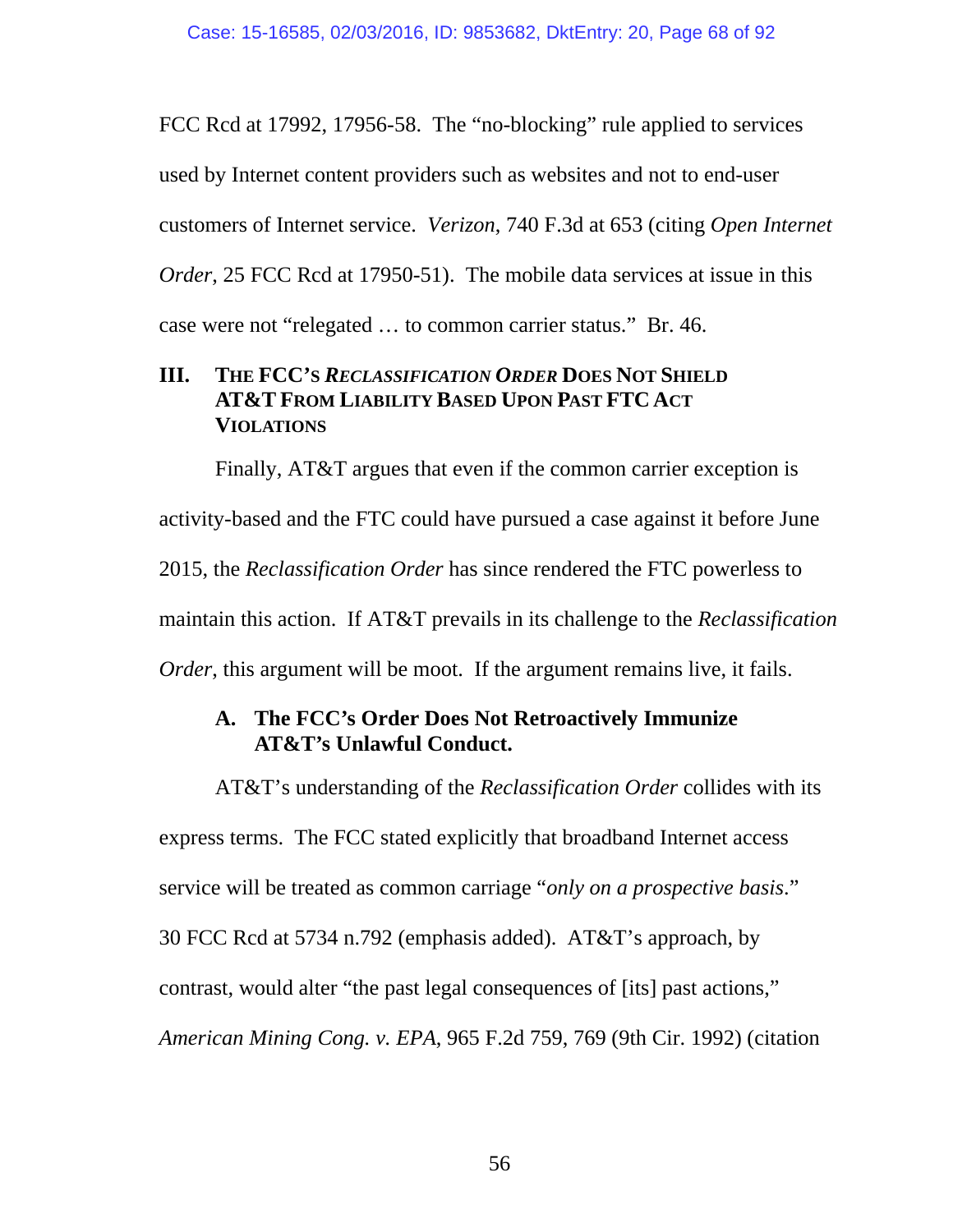FCC Rcd at 17992, 17956-58. The "no-blocking" rule applied to services used by Internet content providers such as websites and not to end-user customers of Internet service. *Verizon*, 740 F.3d at 653 (citing *Open Internet Order*, 25 FCC Rcd at 17950-51). The mobile data services at issue in this case were not "relegated … to common carrier status." Br. 46.

## III. The FCC's *Reclassification Order* Does Not Shield AT&T From Liability Based Upon Past FTC Act Violations

Finally, AT&T argues that even if the common carrier exception is activity-based and the FTC could have pursued a case against it before June 2015, the *Reclassification Order* has since rendered the FTC powerless to maintain this action. If AT&T prevails in its challenge to the *Reclassification Order*, this argument will be moot. If the argument remains live, it fails.

### A. The FCC's Order Does Not Retroactively Immunize AT&T's Unlawful Conduct.

AT&T's understanding of the *Reclassification Order* collides with its express terms. The FCC stated explicitly that broadband Internet access service will be treated as common carriage "*only on a prospective basis*." 30 FCC Rcd at 5734 n.792 (emphasis added). AT&T's approach, by contrast, would alter "the past legal consequences of [its] past actions," *American Mining Cong. v. EPA*, 965 F.2d 759, 769 (9th Cir. 1992) (citation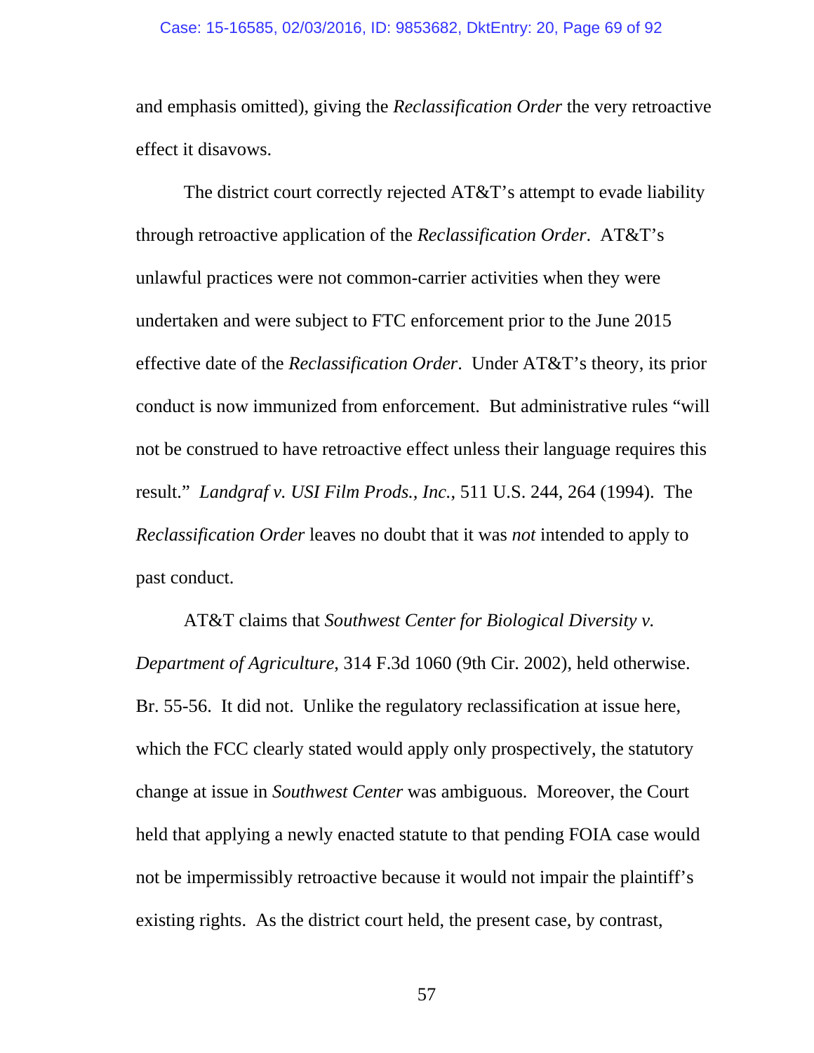and emphasis omitted), giving the *Reclassification Order* the very retroactive effect it disavows.

The district court correctly rejected AT&T's attempt to evade liability through retroactive application of the *Reclassification Order*. AT&T's unlawful practices were not common-carrier activities when they were undertaken and were subject to FTC enforcement prior to the June 2015 effective date of the *Reclassification Order*. Under AT&T's theory, its prior conduct is now immunized from enforcement. But administrative rules "will not be construed to have retroactive effect unless their language requires this result." *Landgraf v. USI Film Prods., Inc.*, 511 U.S. 244, 264 (1994). The *Reclassification Order* leaves no doubt that it was *not* intended to apply to past conduct.

AT&T claims that *Southwest Center for Biological Diversity v. Department of Agriculture*, 314 F.3d 1060 (9th Cir. 2002), held otherwise. Br. 55-56. It did not. Unlike the regulatory reclassification at issue here, which the FCC clearly stated would apply only prospectively, the statutory change at issue in *Southwest Center* was ambiguous. Moreover, the Court held that applying a newly enacted statute to that pending FOIA case would not be impermissibly retroactive because it would not impair the plaintiff's existing rights. As the district court held, the present case, by contrast,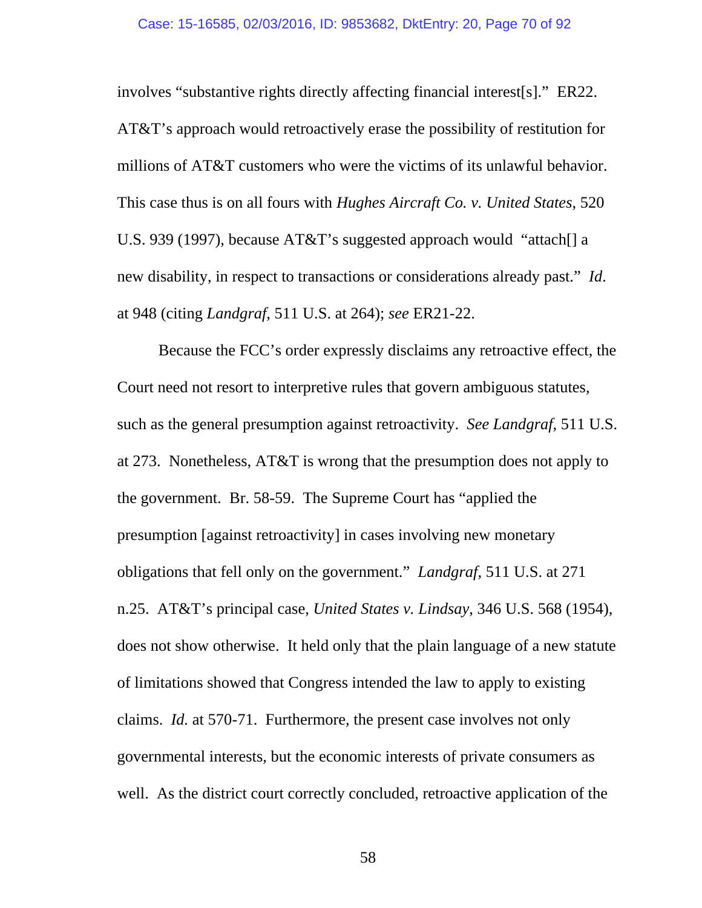involves "substantive rights directly affecting financial interest[s]." ER22. AT&T's approach would retroactively erase the possibility of restitution for millions of AT&T customers who were the victims of its unlawful behavior. This case thus is on all fours with *Hughes Aircraft Co. v. United States*, 520 U.S. 939 (1997), because AT&T's suggested approach would "attach[] a new disability, in respect to transactions or considerations already past." *Id*. at 948 (citing *Landgraf*, 511 U.S. at 264); *see* ER21-22.

Because the FCC's order expressly disclaims any retroactive effect, the Court need not resort to interpretive rules that govern ambiguous statutes, such as the general presumption against retroactivity. *See Landgraf*, 511 U.S. at 273. Nonetheless, AT&T is wrong that the presumption does not apply to the government. Br. 58-59. The Supreme Court has "applied the presumption [against retroactivity] in cases involving new monetary obligations that fell only on the government." *Landgraf*, 511 U.S. at 271 n.25. AT&T's principal case, *United States v. Lindsay*, 346 U.S. 568 (1954), does not show otherwise. It held only that the plain language of a new statute of limitations showed that Congress intended the law to apply to existing claims. *Id.* at 570-71. Furthermore, the present case involves not only governmental interests, but the economic interests of private consumers as well. As the district court correctly concluded, retroactive application of the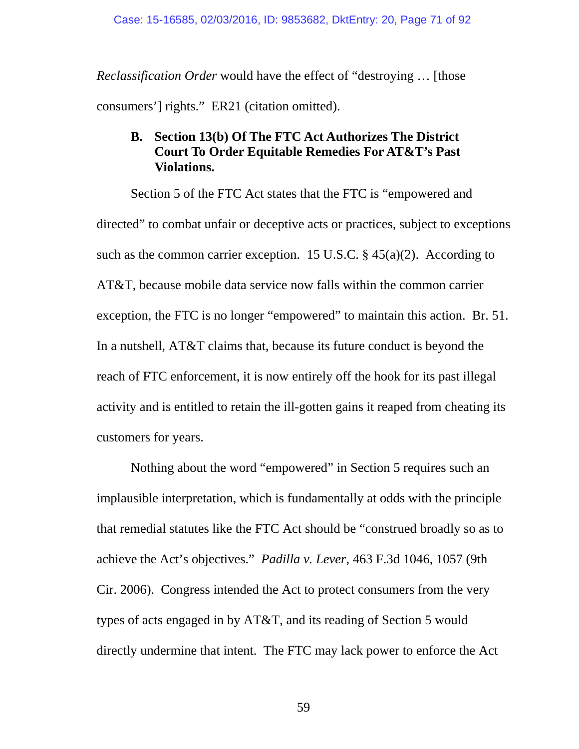*Reclassification Order* would have the effect of "destroying … [those consumers'] rights." ER21 (citation omitted).

### B. Section 13(b) Of The FTC Act Authorizes The District Court To Order Equitable Remedies For AT&T's Past Violations.

Section 5 of the FTC Act states that the FTC is "empowered and directed" to combat unfair or deceptive acts or practices, subject to exceptions such as the common carrier exception. 15 U.S.C. § 45(a)(2). According to AT&T, because mobile data service now falls within the common carrier exception, the FTC is no longer "empowered" to maintain this action. Br. 51. In a nutshell, AT&T claims that, because its future conduct is beyond the reach of FTC enforcement, it is now entirely off the hook for its past illegal activity and is entitled to retain the ill-gotten gains it reaped from cheating its customers for years.

Nothing about the word "empowered" in Section 5 requires such an implausible interpretation, which is fundamentally at odds with the principle that remedial statutes like the FTC Act should be "construed broadly so as to achieve the Act's objectives." *Padilla v. Lever*, 463 F.3d 1046, 1057 (9th Cir. 2006). Congress intended the Act to protect consumers from the very types of acts engaged in by AT&T, and its reading of Section 5 would directly undermine that intent. The FTC may lack power to enforce the Act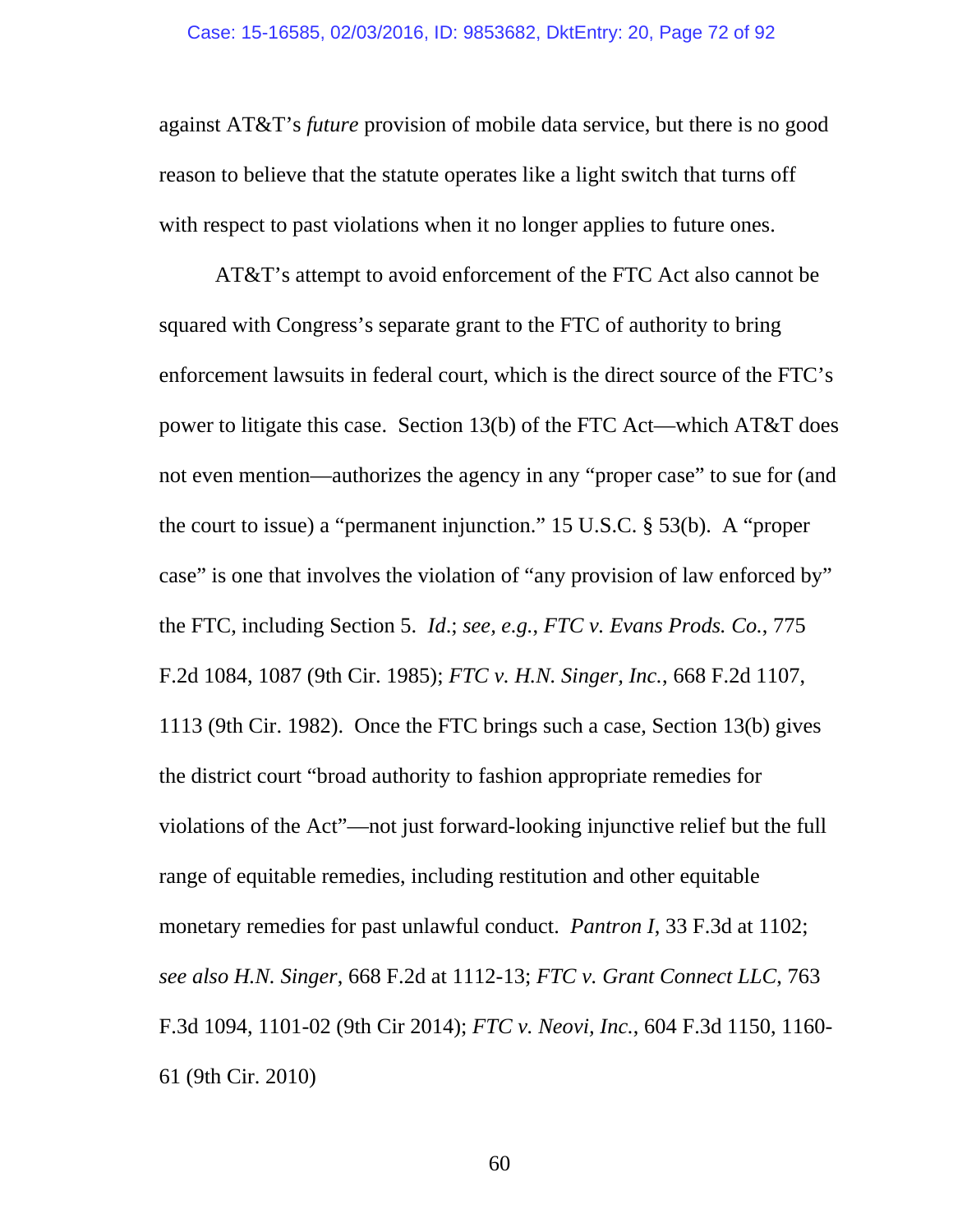against AT&T's *future* provision of mobile data service, but there is no good reason to believe that the statute operates like a light switch that turns off with respect to past violations when it no longer applies to future ones.

AT&T's attempt to avoid enforcement of the FTC Act also cannot be squared with Congress's separate grant to the FTC of authority to bring enforcement lawsuits in federal court, which is the direct source of the FTC's power to litigate this case. Section 13(b) of the FTC Act—which AT&T does not even mention—authorizes the agency in any "proper case" to sue for (and the court to issue) a "permanent injunction." 15 U.S.C. § 53(b). A "proper case" is one that involves the violation of "any provision of law enforced by" the FTC, including Section 5. *Id*.; *see, e.g.*, *FTC v. Evans Prods. Co.*, 775 F.2d 1084, 1087 (9th Cir. 1985); *FTC v. H.N. Singer, Inc.*, 668 F.2d 1107, 1113 (9th Cir. 1982). Once the FTC brings such a case, Section 13(b) gives the district court "broad authority to fashion appropriate remedies for violations of the Act"—not just forward-looking injunctive relief but the full range of equitable remedies, including restitution and other equitable monetary remedies for past unlawful conduct. *Pantron I*, 33 F.3d at 1102; *see also H.N. Singer*, 668 F.2d at 1112-13; *FTC v. Grant Connect LLC*, 763 F.3d 1094, 1101-02 (9th Cir 2014); *FTC v. Neovi, Inc.*, 604 F.3d 1150, 1160-61 (9th Cir. 2010)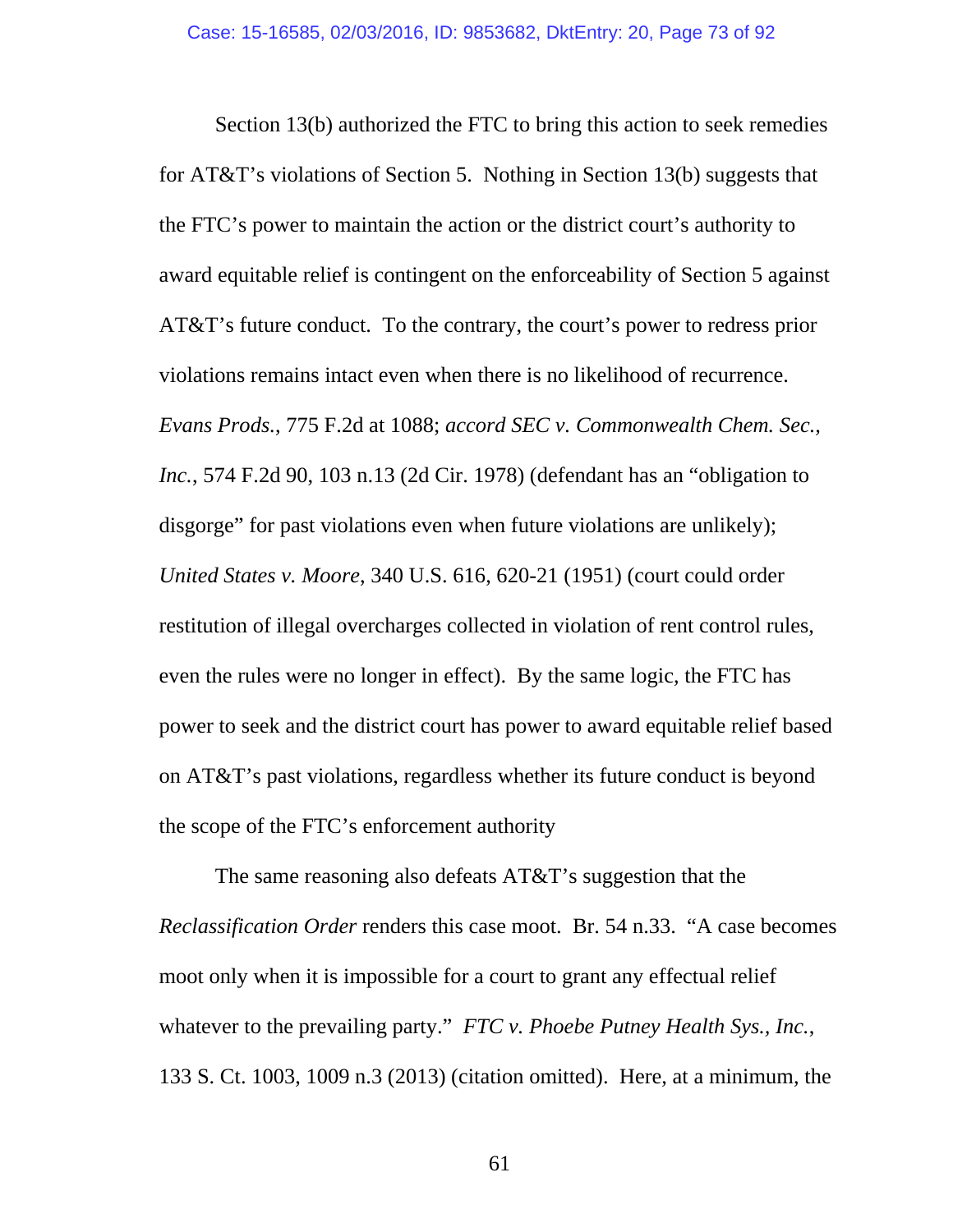Section 13(b) authorized the FTC to bring this action to seek remedies for AT&T's violations of Section 5. Nothing in Section 13(b) suggests that the FTC's power to maintain the action or the district court's authority to award equitable relief is contingent on the enforceability of Section 5 against AT&T's future conduct. To the contrary, the court's power to redress prior violations remains intact even when there is no likelihood of recurrence. *Evans Prods.*, 775 F.2d at 1088; *accord SEC v. Commonwealth Chem. Sec., Inc.*, 574 F.2d 90, 103 n.13 (2d Cir. 1978) (defendant has an "obligation to disgorge" for past violations even when future violations are unlikely); *United States v. Moore*, 340 U.S. 616, 620-21 (1951) (court could order restitution of illegal overcharges collected in violation of rent control rules, even the rules were no longer in effect). By the same logic, the FTC has power to seek and the district court has power to award equitable relief based on AT&T's past violations, regardless whether its future conduct is beyond the scope of the FTC's enforcement authority

The same reasoning also defeats AT&T's suggestion that the *Reclassification Order* renders this case moot. Br. 54 n.33. "A case becomes moot only when it is impossible for a court to grant any effectual relief whatever to the prevailing party." *FTC v. Phoebe Putney Health Sys., Inc.*, 133 S. Ct. 1003, 1009 n.3 (2013) (citation omitted). Here, at a minimum, the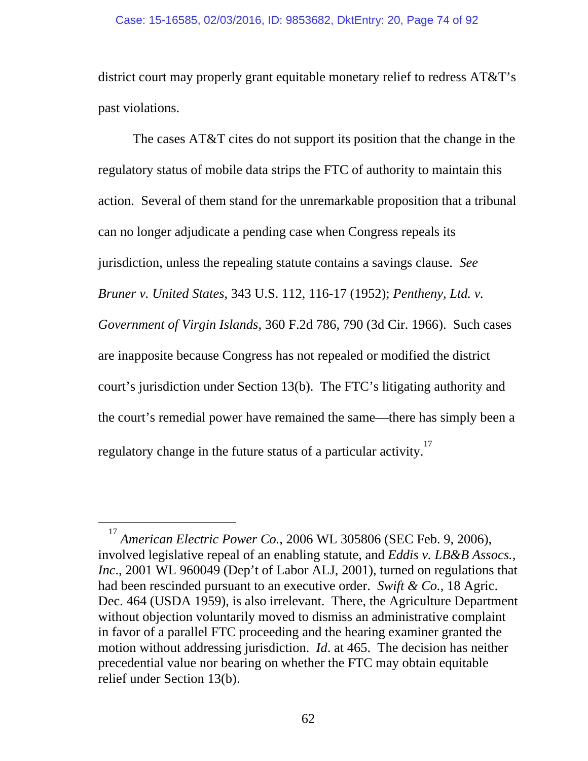district court may properly grant equitable monetary relief to redress AT&T's past violations.

The cases AT&T cites do not support its position that the change in the regulatory status of mobile data strips the FTC of authority to maintain this action. Several of them stand for the unremarkable proposition that a tribunal can no longer adjudicate a pending case when Congress repeals its jurisdiction, unless the repealing statute contains a savings clause. *See Bruner v. United States*, 343 U.S. 112, 116-17 (1952); *Pentheny, Ltd. v. Government of Virgin Islands*, 360 F.2d 786, 790 (3d Cir. 1966). Such cases are inapposite because Congress has not repealed or modified the district court's jurisdiction under Section 13(b). The FTC's litigating authority and the court's remedial power have remained the same—there has simply been a regulatory change in the future status of a particular activity.[17]

---

[17] *American Electric Power Co.*, 2006 WL 305806 (SEC Feb. 9, 2006), involved legislative repeal of an enabling statute, and *Eddis v. LB&B Assocs., Inc.*, 2001 WL 960049 (Dep't of Labor ALJ, 2001), turned on regulations that had been rescinded pursuant to an executive order. *Swift & Co.*, 18 Agric. Dec. 464 (USDA 1959), is also irrelevant. There, the Agriculture Department without objection voluntarily moved to dismiss an administrative complaint in favor of a parallel FTC proceeding and the hearing examiner granted the motion without addressing jurisdiction. *Id.* at 465. The decision has neither precedential value nor bearing on whether the FTC may obtain equitable relief under Section 13(b).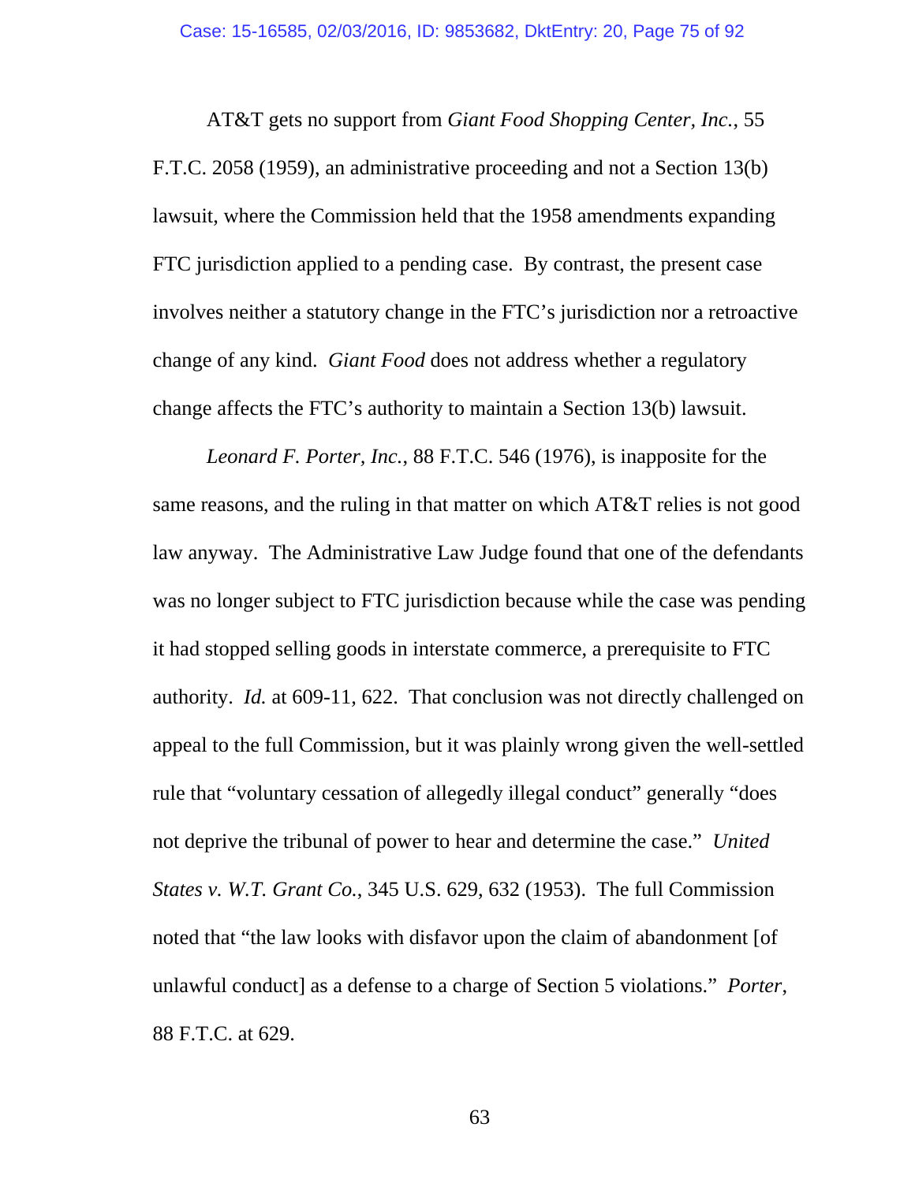AT&T gets no support from *Giant Food Shopping Center, Inc.*, 55 F.T.C. 2058 (1959), an administrative proceeding and not a Section 13(b) lawsuit, where the Commission held that the 1958 amendments expanding FTC jurisdiction applied to a pending case. By contrast, the present case involves neither a statutory change in the FTC's jurisdiction nor a retroactive change of any kind. *Giant Food* does not address whether a regulatory change affects the FTC's authority to maintain a Section 13(b) lawsuit.

*Leonard F. Porter, Inc.*, 88 F.T.C. 546 (1976), is inapposite for the same reasons, and the ruling in that matter on which AT&T relies is not good law anyway. The Administrative Law Judge found that one of the defendants was no longer subject to FTC jurisdiction because while the case was pending it had stopped selling goods in interstate commerce, a prerequisite to FTC authority. *Id.* at 609-11, 622. That conclusion was not directly challenged on appeal to the full Commission, but it was plainly wrong given the well-settled rule that "voluntary cessation of allegedly illegal conduct" generally "does not deprive the tribunal of power to hear and determine the case." *United States v. W.T. Grant Co.*, 345 U.S. 629, 632 (1953). The full Commission noted that "the law looks with disfavor upon the claim of abandonment [of unlawful conduct] as a defense to a charge of Section 5 violations." *Porter*, 88 F.T.C. at 629.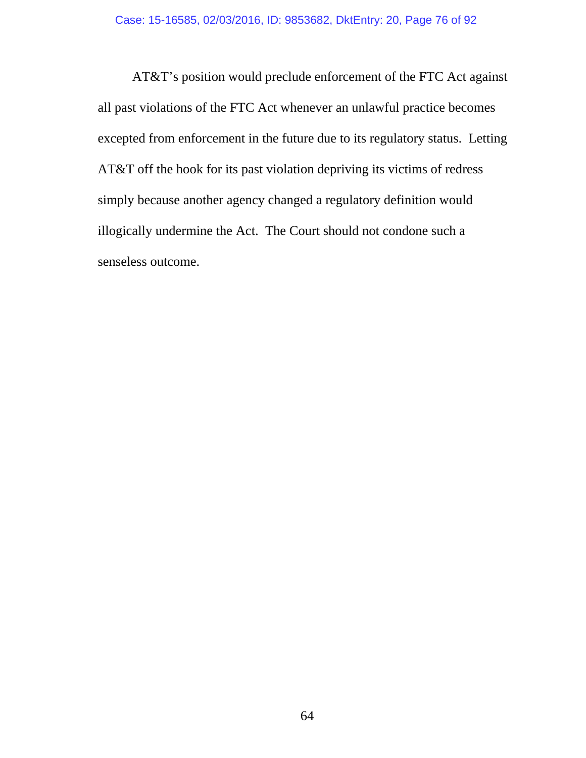AT&T's position would preclude enforcement of the FTC Act against all past violations of the FTC Act whenever an unlawful practice becomes excepted from enforcement in the future due to its regulatory status. Letting AT&T off the hook for its past violation depriving its victims of redress simply because another agency changed a regulatory definition would illogically undermine the Act. The Court should not condone such a senseless outcome.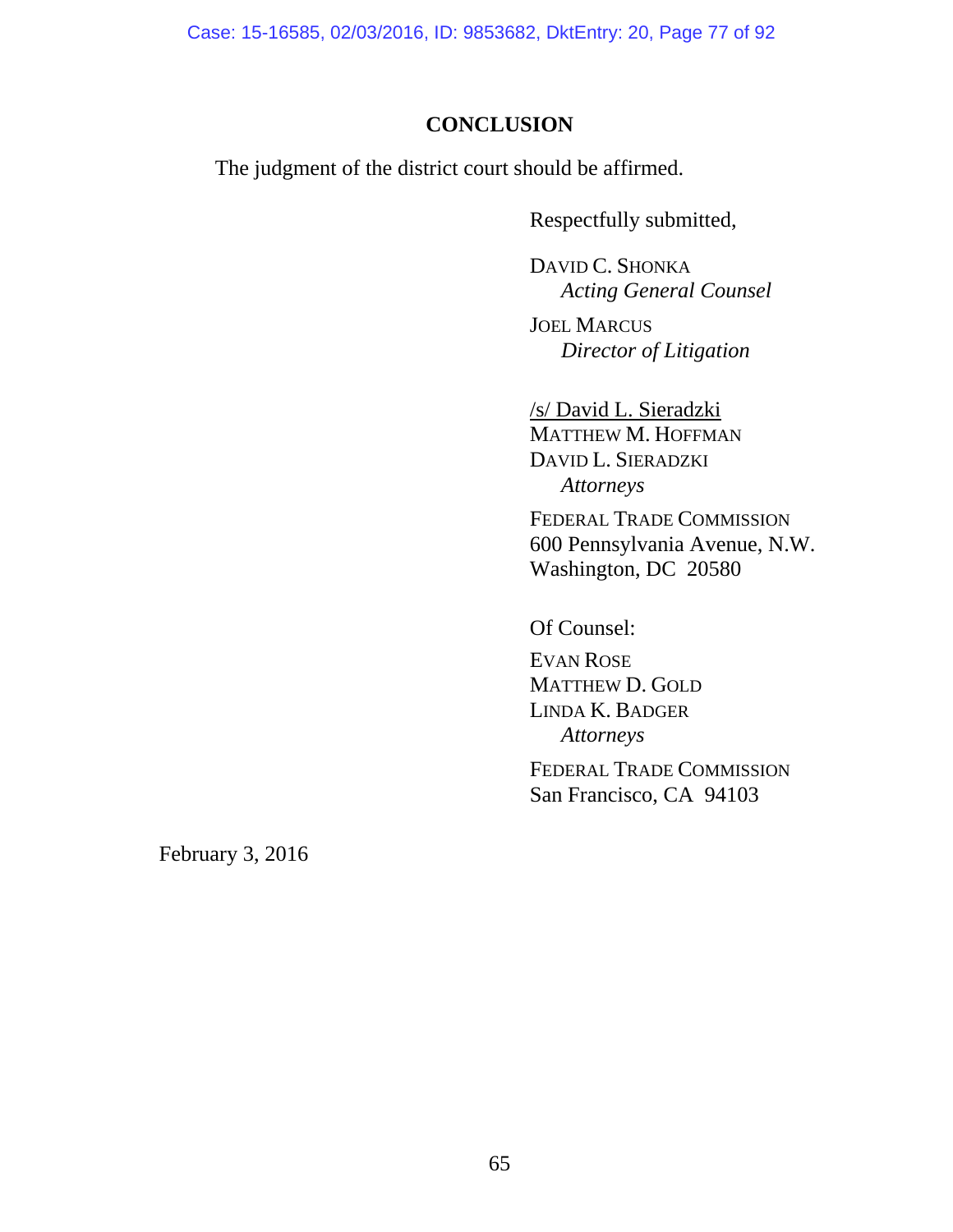## CONCLUSION

The judgment of the district court should be affirmed.

Respectfully submitted,

DAVID C. SHONKA
*Acting General Counsel*

JOEL MARCUS
*Director of Litigation*

/s/ David L. Sieradzki
MATTHEW M. HOFFMAN
DAVID L. SIERADZKI
*Attorneys*

FEDERAL TRADE COMMISSION
600 Pennsylvania Avenue, N.W.
Washington, DC 20580

Of Counsel:

EVAN ROSE
MATTHEW D. GOLD
LINDA K. BADGER
*Attorneys*

FEDERAL TRADE COMMISSION
San Francisco, CA 94103

February 3, 2016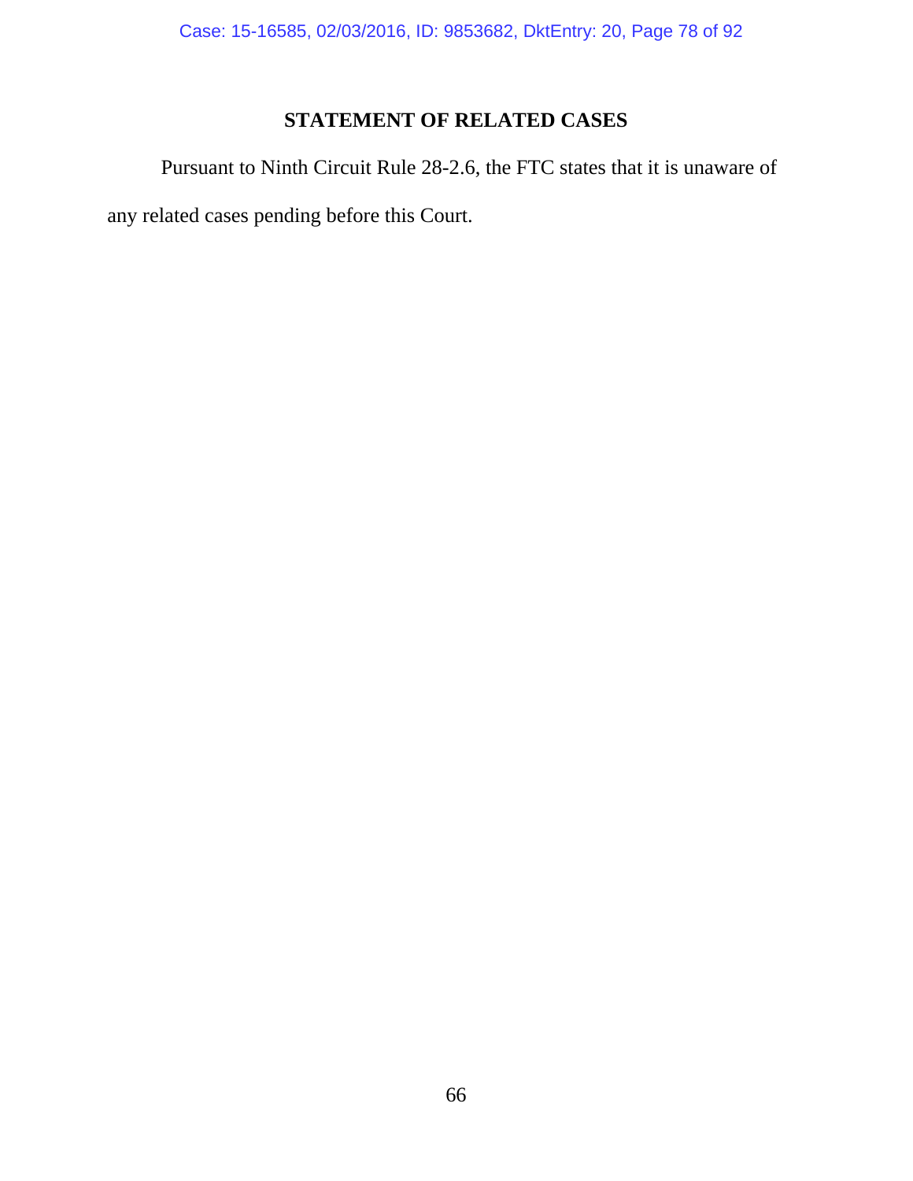## STATEMENT OF RELATED CASES

Pursuant to Ninth Circuit Rule 28-2.6, the FTC states that it is unaware of any related cases pending before this Court.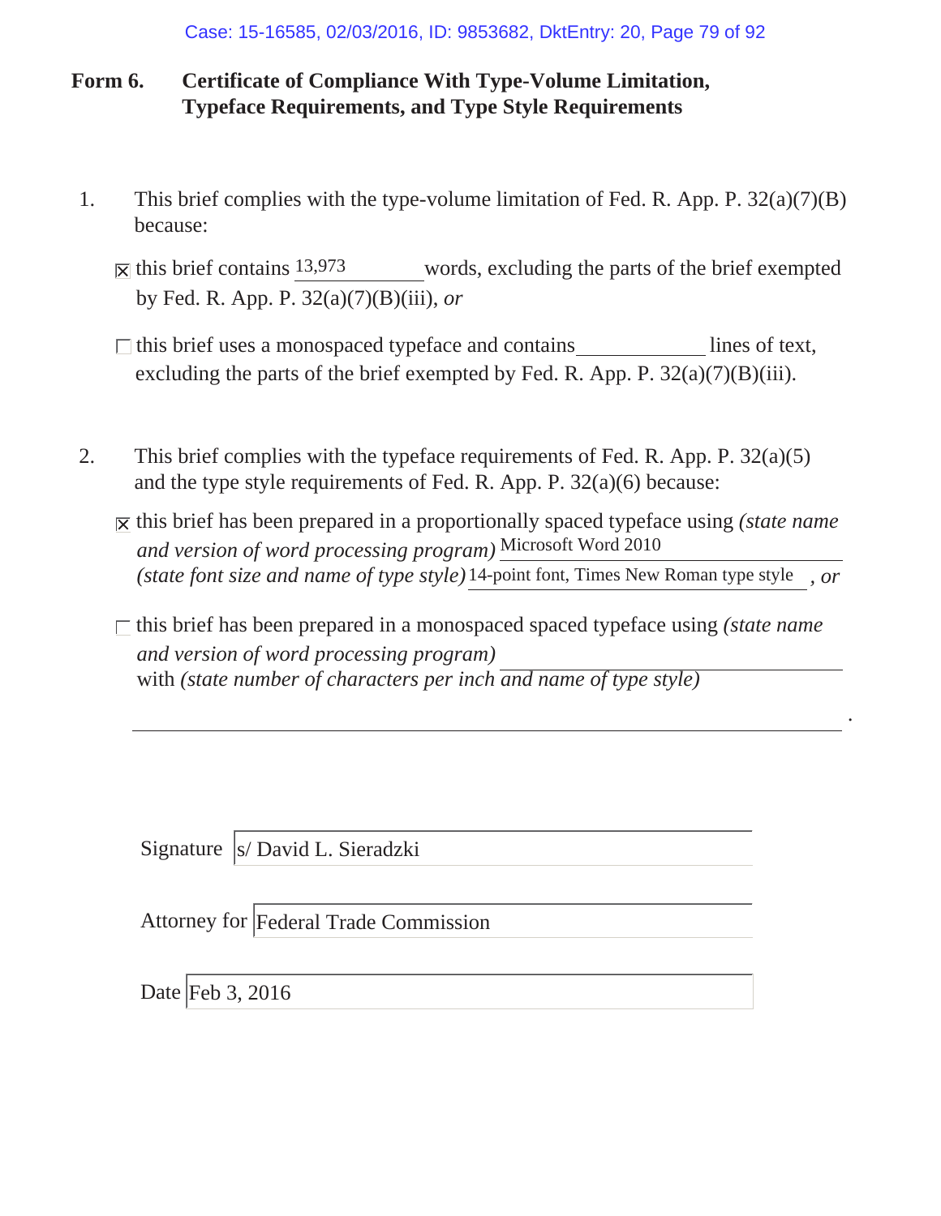## Form 6. Certificate of Compliance With Type-Volume Limitation, Typeface Requirements, and Type Style Requirements

1. This brief complies with the type-volume limitation of Fed. R. App. P. 32(a)(7)(B) because:

   ☒ this brief contains 13,973 words, excluding the parts of the brief exempted by Fed. R. App. P. 32(a)(7)(B)(iii), *or*

   ☐ this brief uses a monospaced typeface and contains ____________ lines of text, excluding the parts of the brief exempted by Fed. R. App. P. 32(a)(7)(B)(iii).

2. This brief complies with the typeface requirements of Fed. R. App. P. 32(a)(5) and the type style requirements of Fed. R. App. P. 32(a)(6) because:

   ☒ this brief has been prepared in a proportionally spaced typeface using *(state name and version of word processing program)* Microsoft Word 2010 *(state font size and name of type style)* 14-point font, Times New Roman type style *, or*

   ☐ this brief has been prepared in a monospaced spaced typeface using *(state name and version of word processing program)* ____________ with *(state number of characters per inch and name of type style)* ____________.

Signature s/ David L. Sieradzki

Attorney for Federal Trade Commission

Date Feb 3, 2016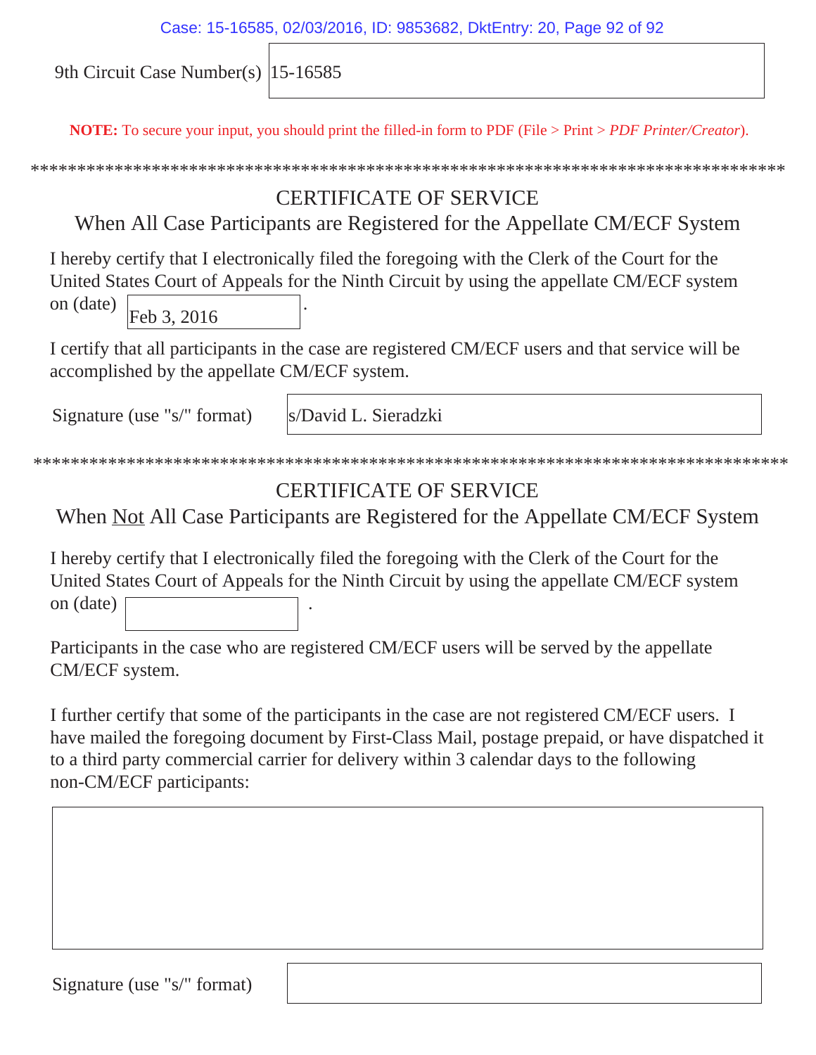9th Circuit Case Number(s) 15-16585

**NOTE:** To secure your input, you should print the filled-in form to PDF (File > Print > *PDF Printer/Creator*).

*********************************************************************************

## CERTIFICATE OF SERVICE
### When All Case Participants are Registered for the Appellate CM/ECF System

I hereby certify that I electronically filed the foregoing with the Clerk of the Court for the United States Court of Appeals for the Ninth Circuit by using the appellate CM/ECF system on (date) Feb 3, 2016.

I certify that all participants in the case are registered CM/ECF users and that service will be accomplished by the appellate CM/ECF system.

Signature (use "s/" format) s/David L. Sieradzki

*********************************************************************************

## CERTIFICATE OF SERVICE
### When Not All Case Participants are Registered for the Appellate CM/ECF System

I hereby certify that I electronically filed the foregoing with the Clerk of the Court for the United States Court of Appeals for the Ninth Circuit by using the appellate CM/ECF system on (date) ____________.

Participants in the case who are registered CM/ECF users will be served by the appellate CM/ECF system.

I further certify that some of the participants in the case are not registered CM/ECF users. I have mailed the foregoing document by First-Class Mail, postage prepaid, or have dispatched it to a third party commercial carrier for delivery within 3 calendar days to the following non-CM/ECF participants:

Signature (use "s/" format)